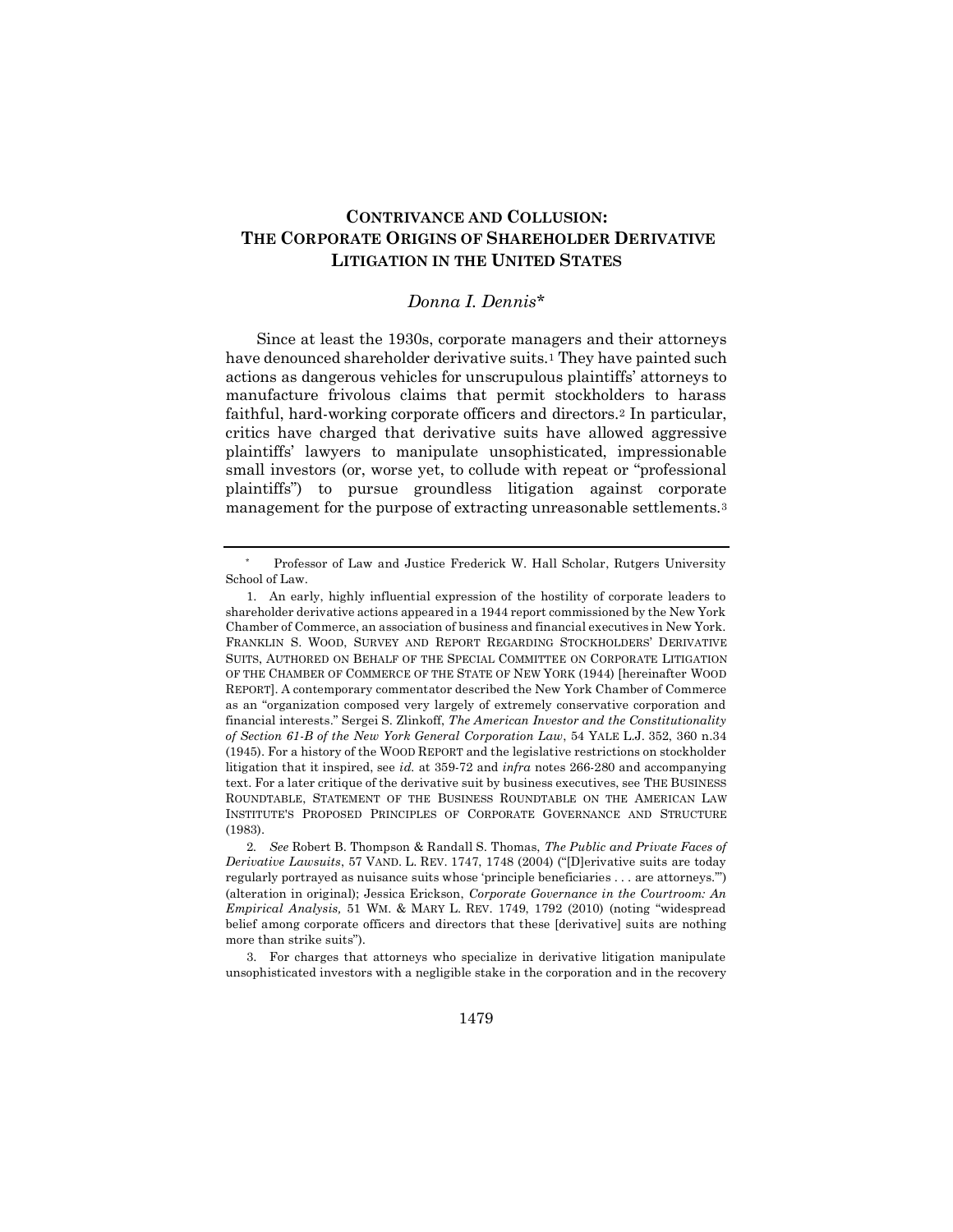# CONTRIVANCE AND COLLUSION: THE CORPORATE ORIGINS OF SHAREHOLDER DERIVATIVE LITIGATION IN THE UNITED STATES

*Donna I. Dennis\**

Since at least the 1930s, corporate managers and their attorneys have denounced shareholder derivative suits.[1] They have painted such actions as dangerous vehicles for unscrupulous plaintiffs' attorneys to manufacture frivolous claims that permit stockholders to harass faithful, hard-working corporate officers and directors.[2] In particular, critics have charged that derivative suits have allowed aggressive plaintiffs' lawyers to manipulate unsophisticated, impressionable small investors (or, worse yet, to collude with repeat or "professional plaintiffs") to pursue groundless litigation against corporate management for the purpose of extracting unreasonable settlements.[3]

---

\* Professor of Law and Justice Frederick W. Hall Scholar, Rutgers University School of Law.

1. An early, highly influential expression of the hostility of corporate leaders to shareholder derivative actions appeared in a 1944 report commissioned by the New York Chamber of Commerce, an association of business and financial executives in New York. FRANKLIN S. WOOD, SURVEY AND REPORT REGARDING STOCKHOLDERS' DERIVATIVE SUITS, AUTHORED ON BEHALF OF THE SPECIAL COMMITTEE ON CORPORATE LITIGATION OF THE CHAMBER OF COMMERCE OF THE STATE OF NEW YORK (1944) [hereinafter WOOD REPORT]. A contemporary commentator described the New York Chamber of Commerce as an "organization composed very largely of extremely conservative corporation and financial interests." Sergei S. Zlinkoff, *The American Investor and the Constitutionality of Section 61-B of the New York General Corporation Law*, 54 YALE L.J. 352, 360 n.34 (1945). For a history of the WOOD REPORT and the legislative restrictions on stockholder litigation that it inspired, see *id.* at 359-72 and *infra* notes 266-280 and accompanying text. For a later critique of the derivative suit by business executives, see THE BUSINESS ROUNDTABLE, STATEMENT OF THE BUSINESS ROUNDTABLE ON THE AMERICAN LAW INSTITUTE'S PROPOSED PRINCIPLES OF CORPORATE GOVERNANCE AND STRUCTURE (1983).

2. *See* Robert B. Thompson & Randall S. Thomas, *The Public and Private Faces of Derivative Lawsuits*, 57 VAND. L. REV. 1747, 1748 (2004) ("[D]erivative suits are today regularly portrayed as nuisance suits whose 'principle beneficiaries . . . are attorneys.'") (alteration in original); Jessica Erickson, *Corporate Governance in the Courtroom: An Empirical Analysis,* 51 WM. & MARY L. REV. 1749, 1792 (2010) (noting "widespread belief among corporate officers and directors that these [derivative] suits are nothing more than strike suits").

3. For charges that attorneys who specialize in derivative litigation manipulate unsophisticated investors with a negligible stake in the corporation and in the recovery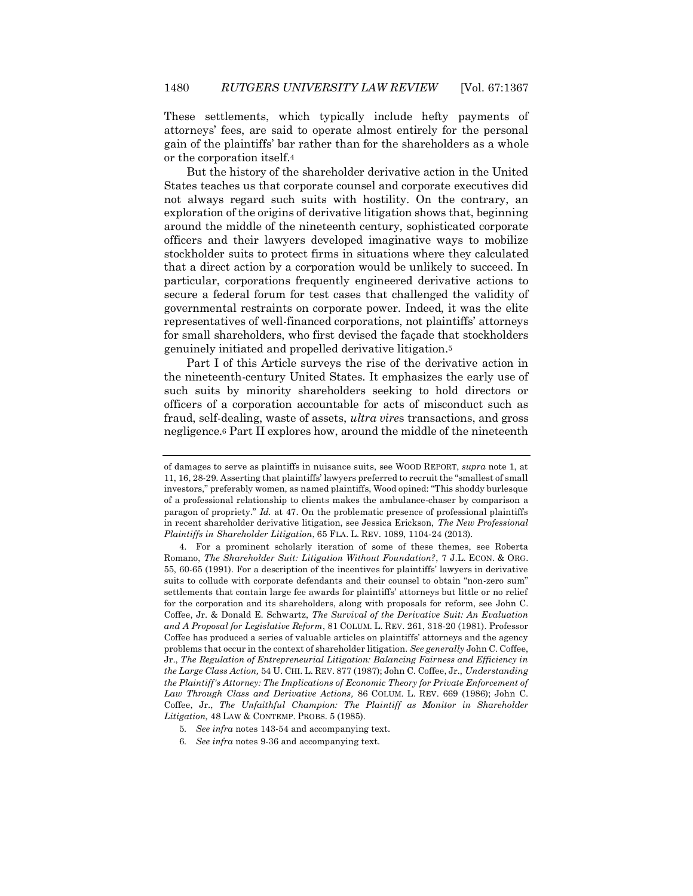These settlements, which typically include hefty payments of attorneys' fees, are said to operate almost entirely for the personal gain of the plaintiffs' bar rather than for the shareholders as a whole or the corporation itself.[4]

But the history of the shareholder derivative action in the United States teaches us that corporate counsel and corporate executives did not always regard such suits with hostility. On the contrary, an exploration of the origins of derivative litigation shows that, beginning around the middle of the nineteenth century, sophisticated corporate officers and their lawyers developed imaginative ways to mobilize stockholder suits to protect firms in situations where they calculated that a direct action by a corporation would be unlikely to succeed. In particular, corporations frequently engineered derivative actions to secure a federal forum for test cases that challenged the validity of governmental restraints on corporate power. Indeed, it was the elite representatives of well-financed corporations, not plaintiffs' attorneys for small shareholders, who first devised the façade that stockholders genuinely initiated and propelled derivative litigation.[5]

Part I of this Article surveys the rise of the derivative action in the nineteenth-century United States. It emphasizes the early use of such suits by minority shareholders seeking to hold directors or officers of a corporation accountable for acts of misconduct such as fraud, self-dealing, waste of assets, *ultra vire*s transactions, and gross negligence.[6] Part II explores how, around the middle of the nineteenth

---

of damages to serve as plaintiffs in nuisance suits, see WOOD REPORT, *supra* note 1, at 11, 16, 28-29. Asserting that plaintiffs' lawyers preferred to recruit the "smallest of small investors," preferably women, as named plaintiffs, Wood opined: "This shoddy burlesque of a professional relationship to clients makes the ambulance-chaser by comparison a paragon of propriety." *Id.* at 47. On the problematic presence of professional plaintiffs in recent shareholder derivative litigation, see Jessica Erickson, *The New Professional Plaintiffs in Shareholder Litigation*, 65 FLA. L. REV. 1089, 1104-24 (2013).

4. For a prominent scholarly iteration of some of these themes, see Roberta Romano, *The Shareholder Suit: Litigation Without Foundation?*, 7 J.L. ECON. & ORG. 55, 60-65 (1991). For a description of the incentives for plaintiffs' lawyers in derivative suits to collude with corporate defendants and their counsel to obtain "non-zero sum" settlements that contain large fee awards for plaintiffs' attorneys but little or no relief for the corporation and its shareholders, along with proposals for reform, see John C. Coffee, Jr. & Donald E. Schwartz, *The Survival of the Derivative Suit: An Evaluation and A Proposal for Legislative Reform*, 81 COLUM. L. REV. 261, 318-20 (1981). Professor Coffee has produced a series of valuable articles on plaintiffs' attorneys and the agency problems that occur in the context of shareholder litigation. *See generally* John C. Coffee, Jr., *The Regulation of Entrepreneurial Litigation: Balancing Fairness and Efficiency in the Large Class Action,* 54 U. CHI. L. REV. 877 (1987); John C. Coffee, Jr., *Understanding the Plaintiff's Attorney: The Implications of Economic Theory for Private Enforcement of Law Through Class and Derivative Actions,* 86 COLUM. L. REV. 669 (1986); John C. Coffee, Jr., *The Unfaithful Champion: The Plaintiff as Monitor in Shareholder Litigation,* 48 LAW & CONTEMP. PROBS. 5 (1985).

5. *See infra* notes 143-54 and accompanying text.

6. *See infra* notes 9-36 and accompanying text.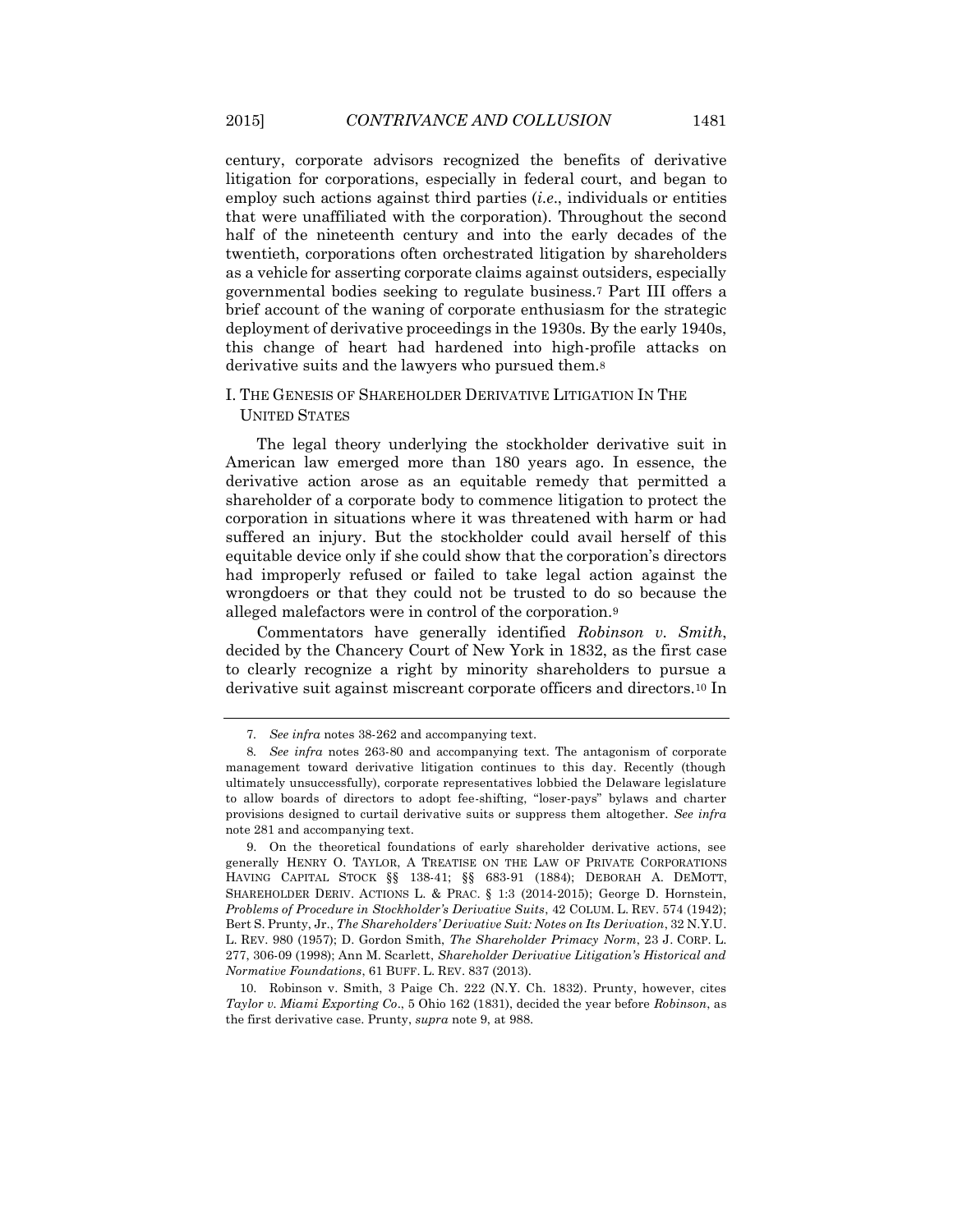century, corporate advisors recognized the benefits of derivative litigation for corporations, especially in federal court, and began to employ such actions against third parties (*i.e.*, individuals or entities that were unaffiliated with the corporation). Throughout the second half of the nineteenth century and into the early decades of the twentieth, corporations often orchestrated litigation by shareholders as a vehicle for asserting corporate claims against outsiders, especially governmental bodies seeking to regulate business.[7] Part III offers a brief account of the waning of corporate enthusiasm for the strategic deployment of derivative proceedings in the 1930s. By the early 1940s, this change of heart had hardened into high-profile attacks on derivative suits and the lawyers who pursued them.[8]

## I. THE GENESIS OF SHAREHOLDER DERIVATIVE LITIGATION IN THE UNITED STATES

The legal theory underlying the stockholder derivative suit in American law emerged more than 180 years ago. In essence, the derivative action arose as an equitable remedy that permitted a shareholder of a corporate body to commence litigation to protect the corporation in situations where it was threatened with harm or had suffered an injury. But the stockholder could avail herself of this equitable device only if she could show that the corporation's directors had improperly refused or failed to take legal action against the wrongdoers or that they could not be trusted to do so because the alleged malefactors were in control of the corporation.[9]

Commentators have generally identified *Robinson v. Smith*, decided by the Chancery Court of New York in 1832, as the first case to clearly recognize a right by minority shareholders to pursue a derivative suit against miscreant corporate officers and directors.[10] In

---

7. *See infra* notes 38-262 and accompanying text.

8. *See infra* notes 263-80 and accompanying text. The antagonism of corporate management toward derivative litigation continues to this day. Recently (though ultimately unsuccessfully), corporate representatives lobbied the Delaware legislature to allow boards of directors to adopt fee-shifting, "loser-pays" bylaws and charter provisions designed to curtail derivative suits or suppress them altogether. *See infra* note 281 and accompanying text.

9. On the theoretical foundations of early shareholder derivative actions, see generally HENRY O. TAYLOR, A TREATISE ON THE LAW OF PRIVATE CORPORATIONS HAVING CAPITAL STOCK §§ 138-41; §§ 683-91 (1884); DEBORAH A. DEMOTT, SHAREHOLDER DERIV. ACTIONS L. & PRAC. § 1:3 (2014-2015); George D. Hornstein, *Problems of Procedure in Stockholder's Derivative Suits*, 42 COLUM. L. REV. 574 (1942); Bert S. Prunty, Jr., *The Shareholders' Derivative Suit: Notes on Its Derivation*, 32 N.Y.U. L. REV. 980 (1957); D. Gordon Smith, *The Shareholder Primacy Norm*, 23 J. CORP. L. 277, 306-09 (1998); Ann M. Scarlett, *Shareholder Derivative Litigation's Historical and Normative Foundations*, 61 BUFF. L. REV. 837 (2013).

10. Robinson v. Smith, 3 Paige Ch. 222 (N.Y. Ch. 1832). Prunty, however, cites *Taylor v. Miami Exporting Co*., 5 Ohio 162 (1831), decided the year before *Robinson*, as the first derivative case. Prunty, *supra* note 9, at 988.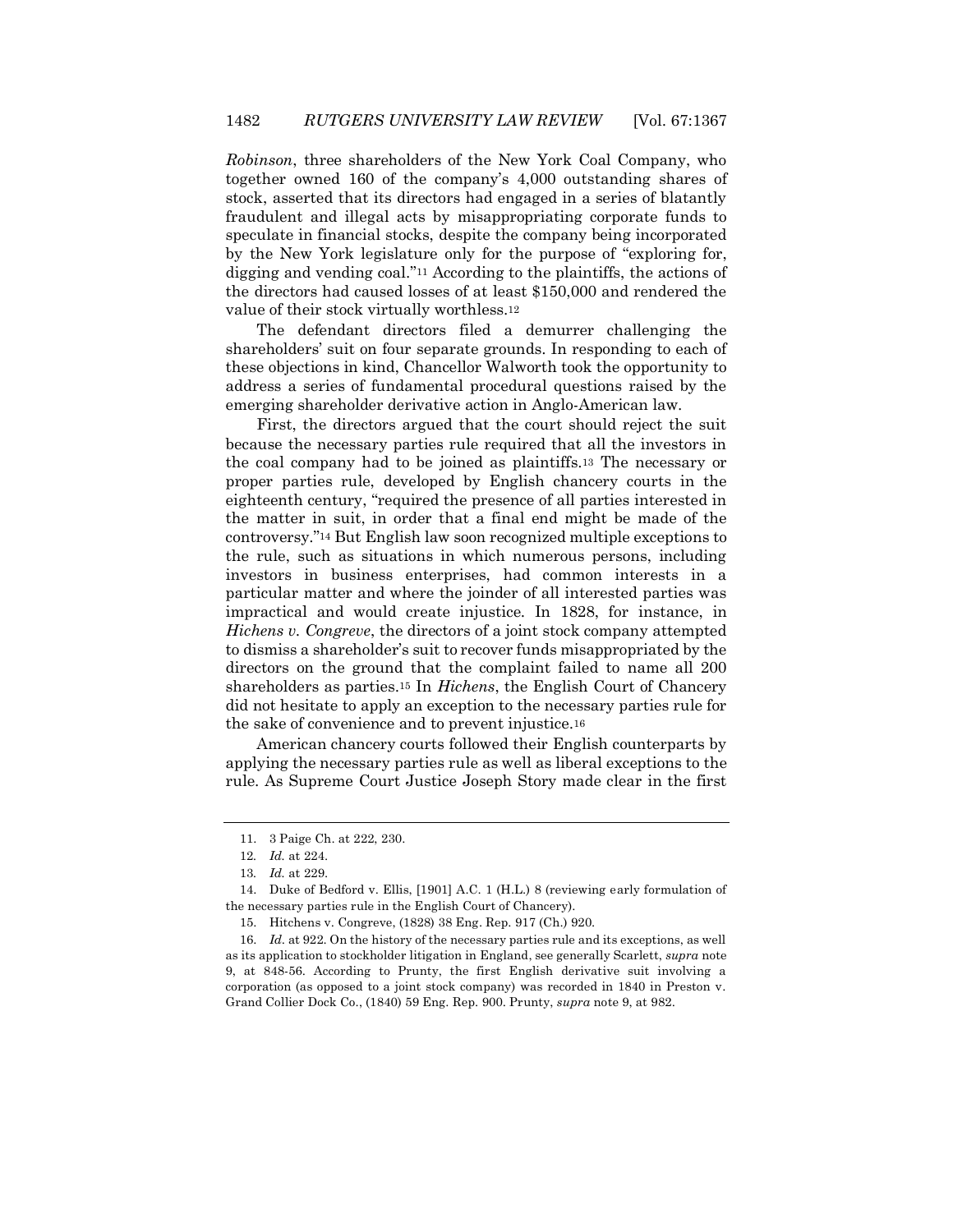*Robinson*, three shareholders of the New York Coal Company, who together owned 160 of the company's 4,000 outstanding shares of stock, asserted that its directors had engaged in a series of blatantly fraudulent and illegal acts by misappropriating corporate funds to speculate in financial stocks, despite the company being incorporated by the New York legislature only for the purpose of "exploring for, digging and vending coal."[11] According to the plaintiffs, the actions of the directors had caused losses of at least $150,000 and rendered the value of their stock virtually worthless.[12]

The defendant directors filed a demurrer challenging the shareholders' suit on four separate grounds. In responding to each of these objections in kind, Chancellor Walworth took the opportunity to address a series of fundamental procedural questions raised by the emerging shareholder derivative action in Anglo-American law.

First, the directors argued that the court should reject the suit because the necessary parties rule required that all the investors in the coal company had to be joined as plaintiffs.[13] The necessary or proper parties rule, developed by English chancery courts in the eighteenth century, "required the presence of all parties interested in the matter in suit, in order that a final end might be made of the controversy."[14] But English law soon recognized multiple exceptions to the rule, such as situations in which numerous persons, including investors in business enterprises, had common interests in a particular matter and where the joinder of all interested parties was impractical and would create injustice. In 1828, for instance, in *Hichens v. Congreve*, the directors of a joint stock company attempted to dismiss a shareholder's suit to recover funds misappropriated by the directors on the ground that the complaint failed to name all 200 shareholders as parties.[15] In *Hichens*, the English Court of Chancery did not hesitate to apply an exception to the necessary parties rule for the sake of convenience and to prevent injustice.[16]

American chancery courts followed their English counterparts by applying the necessary parties rule as well as liberal exceptions to the rule. As Supreme Court Justice Joseph Story made clear in the first

---

11. 3 Paige Ch. at 222, 230.

12. *Id.* at 224.

13. *Id.* at 229.

14. Duke of Bedford v. Ellis, [1901] A.C. 1 (H.L.) 8 (reviewing early formulation of the necessary parties rule in the English Court of Chancery).

15. Hitchens v. Congreve, (1828) 38 Eng. Rep. 917 (Ch.) 920.

16. *Id.* at 922. On the history of the necessary parties rule and its exceptions, as well as its application to stockholder litigation in England, see generally Scarlett, *supra* note 9, at 848-56. According to Prunty, the first English derivative suit involving a corporation (as opposed to a joint stock company) was recorded in 1840 in Preston v. Grand Collier Dock Co., (1840) 59 Eng. Rep. 900. Prunty, *supra* note 9, at 982.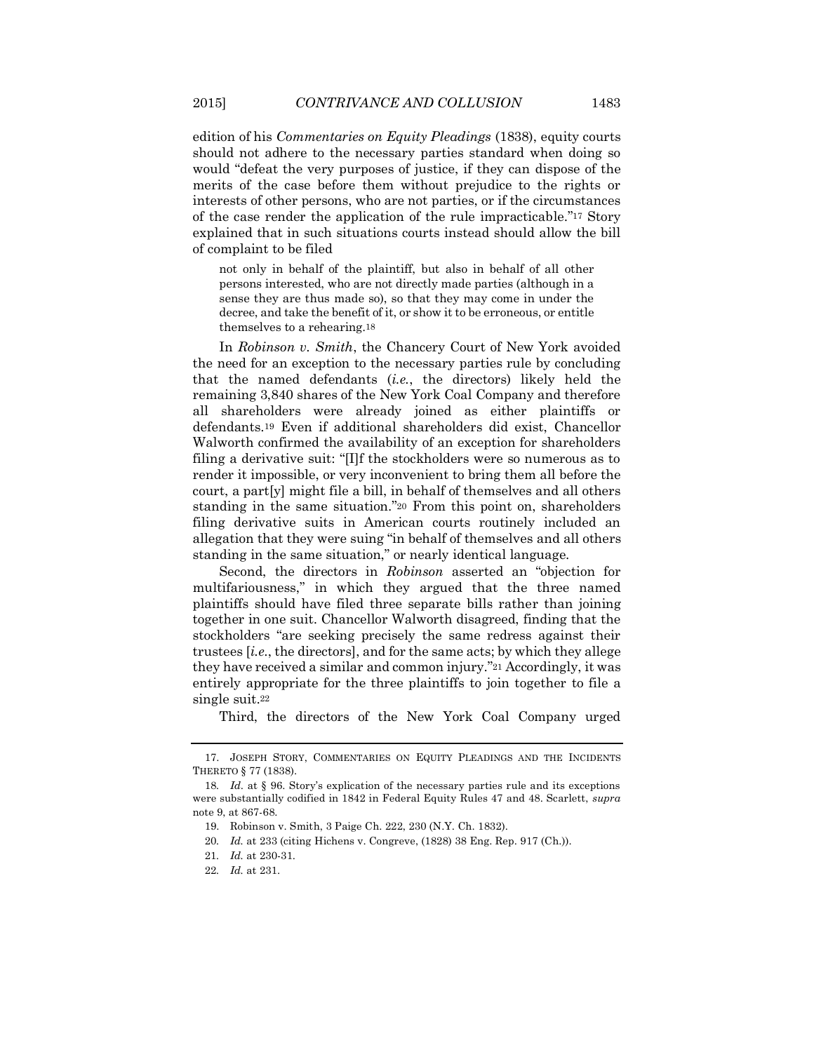edition of his *Commentaries on Equity Pleadings* (1838), equity courts should not adhere to the necessary parties standard when doing so would "defeat the very purposes of justice, if they can dispose of the merits of the case before them without prejudice to the rights or interests of other persons, who are not parties, or if the circumstances of the case render the application of the rule impracticable."[17] Story explained that in such situations courts instead should allow the bill of complaint to be filed

> not only in behalf of the plaintiff, but also in behalf of all other persons interested, who are not directly made parties (although in a sense they are thus made so), so that they may come in under the decree, and take the benefit of it, or show it to be erroneous, or entitle themselves to a rehearing.[18]

In *Robinson v. Smith*, the Chancery Court of New York avoided the need for an exception to the necessary parties rule by concluding that the named defendants (*i.e.*, the directors) likely held the remaining 3,840 shares of the New York Coal Company and therefore all shareholders were already joined as either plaintiffs or defendants.[19] Even if additional shareholders did exist, Chancellor Walworth confirmed the availability of an exception for shareholders filing a derivative suit: "[I]f the stockholders were so numerous as to render it impossible, or very inconvenient to bring them all before the court, a part[y] might file a bill, in behalf of themselves and all others standing in the same situation."[20] From this point on, shareholders filing derivative suits in American courts routinely included an allegation that they were suing "in behalf of themselves and all others standing in the same situation," or nearly identical language.

Second, the directors in *Robinson* asserted an "objection for multifariousness," in which they argued that the three named plaintiffs should have filed three separate bills rather than joining together in one suit. Chancellor Walworth disagreed, finding that the stockholders "are seeking precisely the same redress against their trustees [*i.e.*, the directors], and for the same acts; by which they allege they have received a similar and common injury."[21] Accordingly, it was entirely appropriate for the three plaintiffs to join together to file a single suit.[22]

Third, the directors of the New York Coal Company urged

---

17. JOSEPH STORY, COMMENTARIES ON EQUITY PLEADINGS AND THE INCIDENTS THERETO § 77 (1838).

18. *Id.* at § 96. Story's explication of the necessary parties rule and its exceptions were substantially codified in 1842 in Federal Equity Rules 47 and 48. Scarlett, *supra* note 9, at 867-68.

19. Robinson v. Smith, 3 Paige Ch. 222, 230 (N.Y. Ch. 1832).

20. *Id.* at 233 (citing Hichens v. Congreve, (1828) 38 Eng. Rep. 917 (Ch.)).

21. *Id.* at 230-31.

22. *Id.* at 231.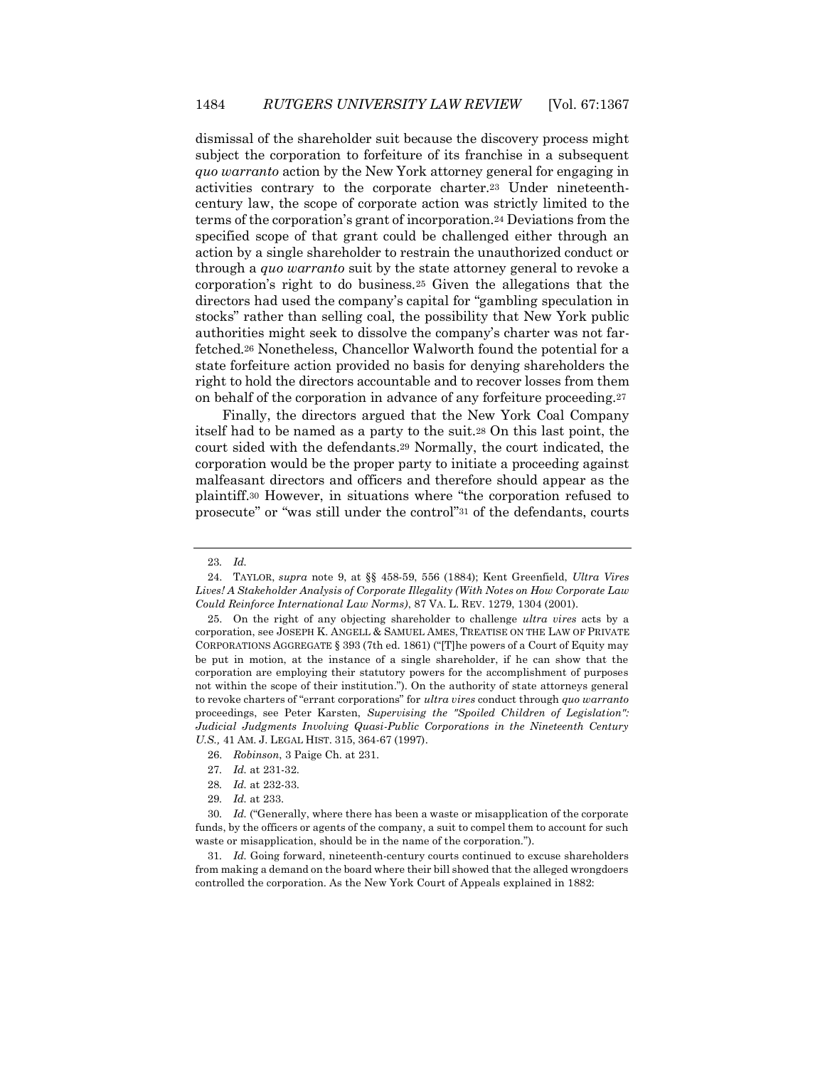dismissal of the shareholder suit because the discovery process might subject the corporation to forfeiture of its franchise in a subsequent *quo warranto* action by the New York attorney general for engaging in activities contrary to the corporate charter.[23] Under nineteenth-century law, the scope of corporate action was strictly limited to the terms of the corporation's grant of incorporation.[24] Deviations from the specified scope of that grant could be challenged either through an action by a single shareholder to restrain the unauthorized conduct or through a *quo warranto* suit by the state attorney general to revoke a corporation's right to do business.[25] Given the allegations that the directors had used the company's capital for "gambling speculation in stocks" rather than selling coal, the possibility that New York public authorities might seek to dissolve the company's charter was not far-fetched.[26] Nonetheless, Chancellor Walworth found the potential for a state forfeiture action provided no basis for denying shareholders the right to hold the directors accountable and to recover losses from them on behalf of the corporation in advance of any forfeiture proceeding.[27]

Finally, the directors argued that the New York Coal Company itself had to be named as a party to the suit.[28] On this last point, the court sided with the defendants.[29] Normally, the court indicated, the corporation would be the proper party to initiate a proceeding against malfeasant directors and officers and therefore should appear as the plaintiff.[30] However, in situations where "the corporation refused to prosecute" or "was still under the control"[31] of the defendants, courts

---

23. *Id.*

24. TAYLOR, *supra* note 9, at §§ 458-59, 556 (1884); Kent Greenfield, *Ultra Vires Lives! A Stakeholder Analysis of Corporate Illegality (With Notes on How Corporate Law Could Reinforce International Law Norms)*, 87 VA. L. REV. 1279, 1304 (2001).

25. On the right of any objecting shareholder to challenge *ultra vires* acts by a corporation, see JOSEPH K. ANGELL & SAMUEL AMES, TREATISE ON THE LAW OF PRIVATE CORPORATIONS AGGREGATE § 393 (7th ed. 1861) ("[T]he powers of a Court of Equity may be put in motion, at the instance of a single shareholder, if he can show that the corporation are employing their statutory powers for the accomplishment of purposes not within the scope of their institution."). On the authority of state attorneys general to revoke charters of "errant corporations" for *ultra vires* conduct through *quo warranto* proceedings, see Peter Karsten, *Supervising the "Spoiled Children of Legislation": Judicial Judgments Involving Quasi-Public Corporations in the Nineteenth Century U.S.,* 41 AM. J. LEGAL HIST. 315, 364-67 (1997).

26. *Robinson*, 3 Paige Ch. at 231.

27. *Id.* at 231-32.

28. *Id.* at 232-33.

29. *Id.* at 233.

30. *Id.* ("Generally, where there has been a waste or misapplication of the corporate funds, by the officers or agents of the company, a suit to compel them to account for such waste or misapplication, should be in the name of the corporation.").

31. *Id.* Going forward, nineteenth-century courts continued to excuse shareholders from making a demand on the board where their bill showed that the alleged wrongdoers controlled the corporation. As the New York Court of Appeals explained in 1882: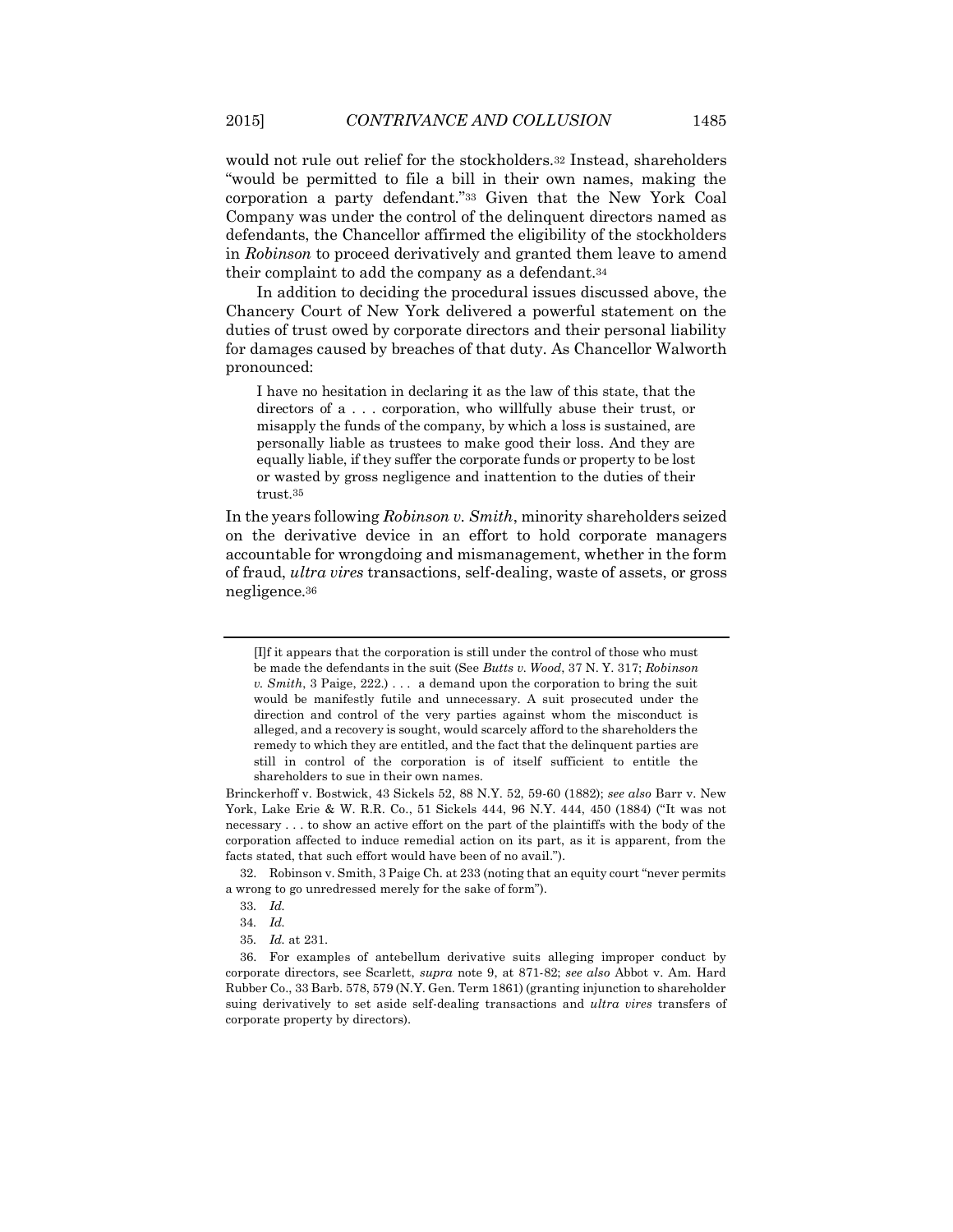would not rule out relief for the stockholders.[32] Instead, shareholders "would be permitted to file a bill in their own names, making the corporation a party defendant."[33] Given that the New York Coal Company was under the control of the delinquent directors named as defendants, the Chancellor affirmed the eligibility of the stockholders in *Robinson* to proceed derivatively and granted them leave to amend their complaint to add the company as a defendant.[34]

In addition to deciding the procedural issues discussed above, the Chancery Court of New York delivered a powerful statement on the duties of trust owed by corporate directors and their personal liability for damages caused by breaches of that duty. As Chancellor Walworth pronounced:

> I have no hesitation in declaring it as the law of this state, that the directors of a . . . corporation, who willfully abuse their trust, or misapply the funds of the company, by which a loss is sustained, are personally liable as trustees to make good their loss. And they are equally liable, if they suffer the corporate funds or property to be lost or wasted by gross negligence and inattention to the duties of their trust.[35]

In the years following *Robinson v. Smith*, minority shareholders seized on the derivative device in an effort to hold corporate managers accountable for wrongdoing and mismanagement, whether in the form of fraud, *ultra vires* transactions, self-dealing, waste of assets, or gross negligence.[36]

---

> [I]f it appears that the corporation is still under the control of those who must be made the defendants in the suit (See *Butts v. Wood*, 37 N. Y. 317; *Robinson v. Smith*, 3 Paige, 222.) . . . a demand upon the corporation to bring the suit would be manifestly futile and unnecessary. A suit prosecuted under the direction and control of the very parties against whom the misconduct is alleged, and a recovery is sought, would scarcely afford to the shareholders the remedy to which they are entitled, and the fact that the delinquent parties are still in control of the corporation is of itself sufficient to entitle the shareholders to sue in their own names.

Brinckerhoff v. Bostwick, 43 Sickels 52, 88 N.Y. 52, 59-60 (1882); *see also* Barr v. New York, Lake Erie & W. R.R. Co., 51 Sickels 444, 96 N.Y. 444, 450 (1884) ("It was not necessary . . . to show an active effort on the part of the plaintiffs with the body of the corporation affected to induce remedial action on its part, as it is apparent, from the facts stated, that such effort would have been of no avail.").

32. Robinson v. Smith, 3 Paige Ch. at 233 (noting that an equity court "never permits a wrong to go unredressed merely for the sake of form").

33. *Id.*

34. *Id.*

35. *Id.* at 231.

36. For examples of antebellum derivative suits alleging improper conduct by corporate directors, see Scarlett, *supra* note 9, at 871-82; *see also* Abbot v. Am. Hard Rubber Co., 33 Barb. 578, 579 (N.Y. Gen. Term 1861) (granting injunction to shareholder suing derivatively to set aside self-dealing transactions and *ultra vires* transfers of corporate property by directors).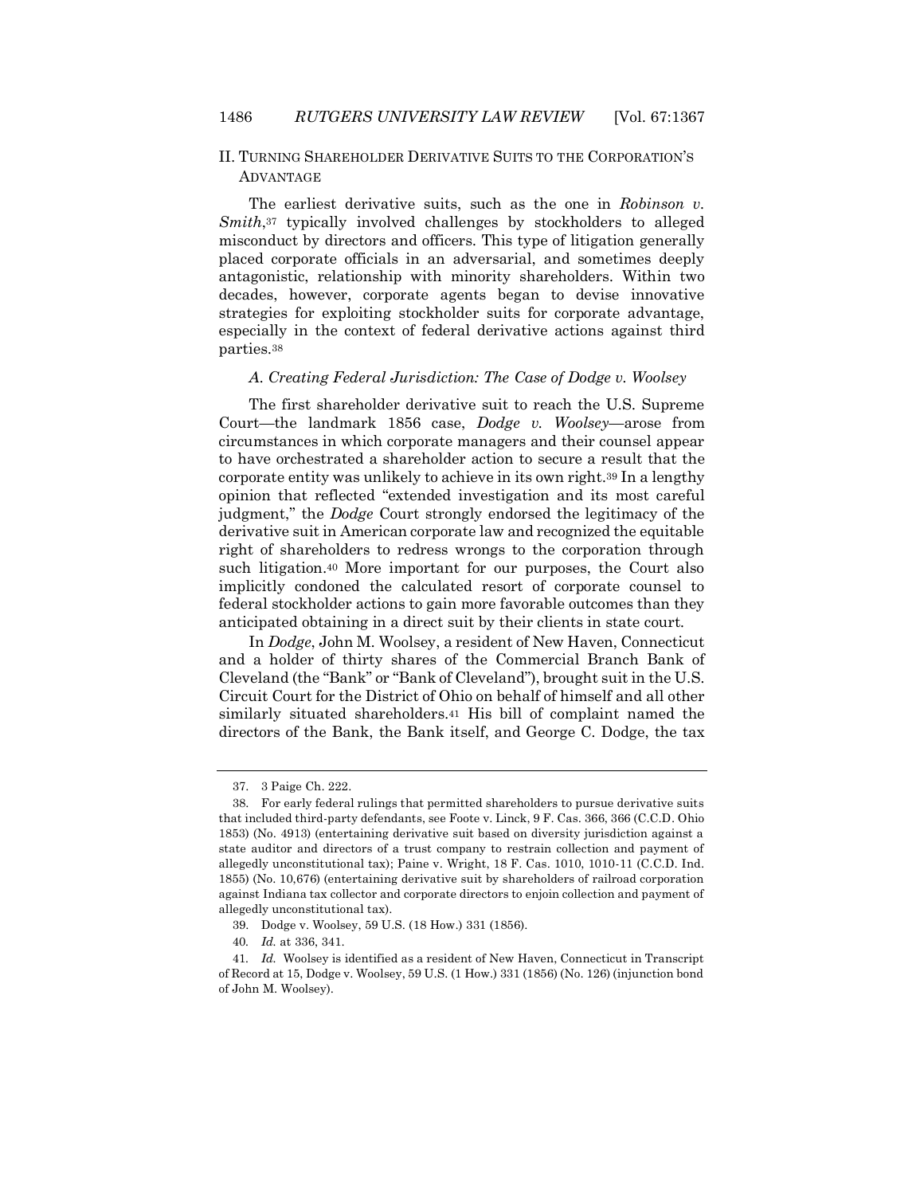## II. Turning Shareholder Derivative Suits to the Corporation's Advantage

The earliest derivative suits, such as the one in *Robinson v. Smith*,[37] typically involved challenges by stockholders to alleged misconduct by directors and officers. This type of litigation generally placed corporate officials in an adversarial, and sometimes deeply antagonistic, relationship with minority shareholders. Within two decades, however, corporate agents began to devise innovative strategies for exploiting stockholder suits for corporate advantage, especially in the context of federal derivative actions against third parties.[38]

### *A. Creating Federal Jurisdiction: The Case of Dodge v. Woolsey*

The first shareholder derivative suit to reach the U.S. Supreme Court—the landmark 1856 case, *Dodge v. Woolsey*—arose from circumstances in which corporate managers and their counsel appear to have orchestrated a shareholder action to secure a result that the corporate entity was unlikely to achieve in its own right.[39] In a lengthy opinion that reflected "extended investigation and its most careful judgment," the *Dodge* Court strongly endorsed the legitimacy of the derivative suit in American corporate law and recognized the equitable right of shareholders to redress wrongs to the corporation through such litigation.[40] More important for our purposes, the Court also implicitly condoned the calculated resort of corporate counsel to federal stockholder actions to gain more favorable outcomes than they anticipated obtaining in a direct suit by their clients in state court.

In *Dodge*, John M. Woolsey, a resident of New Haven, Connecticut and a holder of thirty shares of the Commercial Branch Bank of Cleveland (the "Bank" or "Bank of Cleveland"), brought suit in the U.S. Circuit Court for the District of Ohio on behalf of himself and all other similarly situated shareholders.[41] His bill of complaint named the directors of the Bank, the Bank itself, and George C. Dodge, the tax

---

37. 3 Paige Ch. 222.

38. For early federal rulings that permitted shareholders to pursue derivative suits that included third-party defendants, see Foote v. Linck, 9 F. Cas. 366, 366 (C.C.D. Ohio 1853) (No. 4913) (entertaining derivative suit based on diversity jurisdiction against a state auditor and directors of a trust company to restrain collection and payment of allegedly unconstitutional tax); Paine v. Wright, 18 F. Cas. 1010, 1010-11 (C.C.D. Ind. 1855) (No. 10,676) (entertaining derivative suit by shareholders of railroad corporation against Indiana tax collector and corporate directors to enjoin collection and payment of allegedly unconstitutional tax).

39. Dodge v. Woolsey, 59 U.S. (18 How.) 331 (1856).

40. *Id.* at 336, 341.

41. *Id.* Woolsey is identified as a resident of New Haven, Connecticut in Transcript of Record at 15, Dodge v. Woolsey, 59 U.S. (1 How.) 331 (1856) (No. 126) (injunction bond of John M. Woolsey).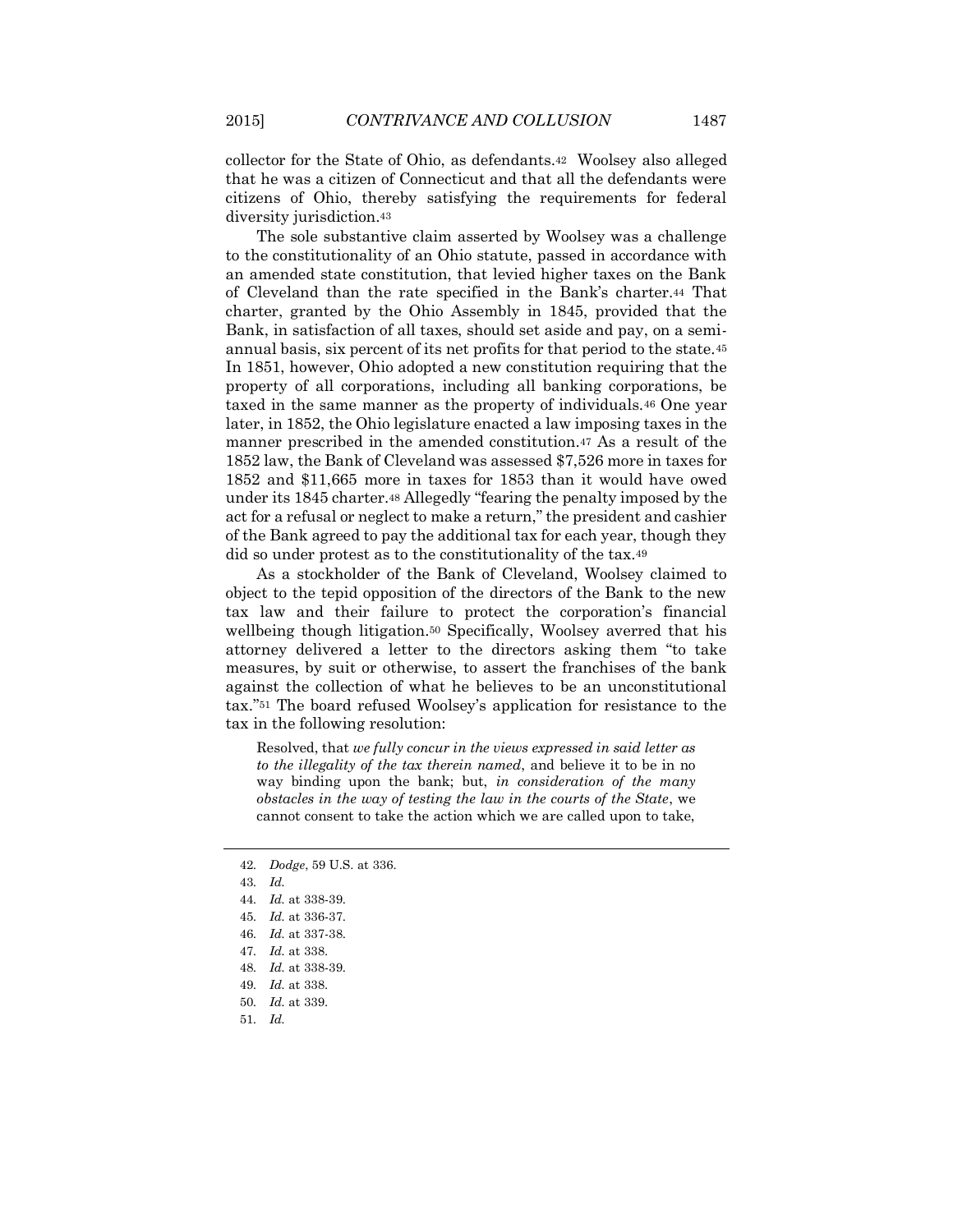collector for the State of Ohio, as defendants.[42] Woolsey also alleged that he was a citizen of Connecticut and that all the defendants were citizens of Ohio, thereby satisfying the requirements for federal diversity jurisdiction.[43]

The sole substantive claim asserted by Woolsey was a challenge to the constitutionality of an Ohio statute, passed in accordance with an amended state constitution, that levied higher taxes on the Bank of Cleveland than the rate specified in the Bank's charter.[44] That charter, granted by the Ohio Assembly in 1845, provided that the Bank, in satisfaction of all taxes, should set aside and pay, on a semi-annual basis, six percent of its net profits for that period to the state.[45] In 1851, however, Ohio adopted a new constitution requiring that the property of all corporations, including all banking corporations, be taxed in the same manner as the property of individuals.[46] One year later, in 1852, the Ohio legislature enacted a law imposing taxes in the manner prescribed in the amended constitution.[47] As a result of the 1852 law, the Bank of Cleveland was assessed $7,526 more in taxes for 1852 and $11,665 more in taxes for 1853 than it would have owed under its 1845 charter.[48] Allegedly "fearing the penalty imposed by the act for a refusal or neglect to make a return," the president and cashier of the Bank agreed to pay the additional tax for each year, though they did so under protest as to the constitutionality of the tax.[49]

As a stockholder of the Bank of Cleveland, Woolsey claimed to object to the tepid opposition of the directors of the Bank to the new tax law and their failure to protect the corporation's financial wellbeing though litigation.[50] Specifically, Woolsey averred that his attorney delivered a letter to the directors asking them "to take measures, by suit or otherwise, to assert the franchises of the bank against the collection of what he believes to be an unconstitutional tax."[51] The board refused Woolsey's application for resistance to the tax in the following resolution:

> Resolved, that *we fully concur in the views expressed in said letter as to the illegality of the tax therein named*, and believe it to be in no way binding upon the bank; but, *in consideration of the many obstacles in the way of testing the law in the courts of the State*, we cannot consent to take the action which we are called upon to take,

---

42. *Dodge*, 59 U.S. at 336.
43. *Id.*
44. *Id.* at 338-39.
45. *Id.* at 336-37.
46. *Id.* at 337-38.
47. *Id.* at 338.
48. *Id.* at 338-39.
49. *Id.* at 338.
50. *Id.* at 339.
51. *Id.*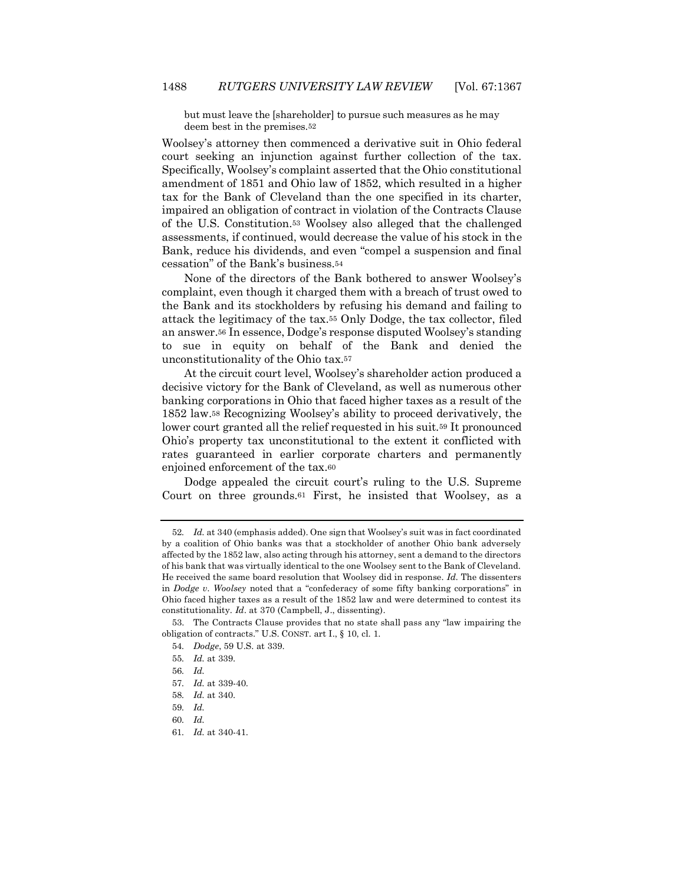but must leave the [shareholder] to pursue such measures as he may deem best in the premises.[52]

Woolsey's attorney then commenced a derivative suit in Ohio federal court seeking an injunction against further collection of the tax. Specifically, Woolsey's complaint asserted that the Ohio constitutional amendment of 1851 and Ohio law of 1852, which resulted in a higher tax for the Bank of Cleveland than the one specified in its charter, impaired an obligation of contract in violation of the Contracts Clause of the U.S. Constitution.[53] Woolsey also alleged that the challenged assessments, if continued, would decrease the value of his stock in the Bank, reduce his dividends, and even "compel a suspension and final cessation" of the Bank's business.[54]

None of the directors of the Bank bothered to answer Woolsey's complaint, even though it charged them with a breach of trust owed to the Bank and its stockholders by refusing his demand and failing to attack the legitimacy of the tax.[55] Only Dodge, the tax collector, filed an answer.[56] In essence, Dodge's response disputed Woolsey's standing to sue in equity on behalf of the Bank and denied the unconstitutionality of the Ohio tax.[57]

At the circuit court level, Woolsey's shareholder action produced a decisive victory for the Bank of Cleveland, as well as numerous other banking corporations in Ohio that faced higher taxes as a result of the 1852 law.[58] Recognizing Woolsey's ability to proceed derivatively, the lower court granted all the relief requested in his suit.[59] It pronounced Ohio's property tax unconstitutional to the extent it conflicted with rates guaranteed in earlier corporate charters and permanently enjoined enforcement of the tax.[60]

Dodge appealed the circuit court's ruling to the U.S. Supreme Court on three grounds.[61] First, he insisted that Woolsey, as a

---

52. *Id.* at 340 (emphasis added). One sign that Woolsey's suit was in fact coordinated by a coalition of Ohio banks was that a stockholder of another Ohio bank adversely affected by the 1852 law, also acting through his attorney, sent a demand to the directors of his bank that was virtually identical to the one Woolsey sent to the Bank of Cleveland. He received the same board resolution that Woolsey did in response. *Id.* The dissenters in *Dodge v. Woolsey* noted that a "confederacy of some fifty banking corporations" in Ohio faced higher taxes as a result of the 1852 law and were determined to contest its constitutionality. *Id*. at 370 (Campbell, J., dissenting).

53. The Contracts Clause provides that no state shall pass any "law impairing the obligation of contracts." U.S. CONST. art I., § 10, cl. 1.

54. *Dodge*, 59 U.S. at 339.

55. *Id.* at 339.

56. *Id.*

57. *Id.* at 339-40.

58. *Id.* at 340.

59. *Id.*

60. *Id.*

61. *Id.* at 340-41.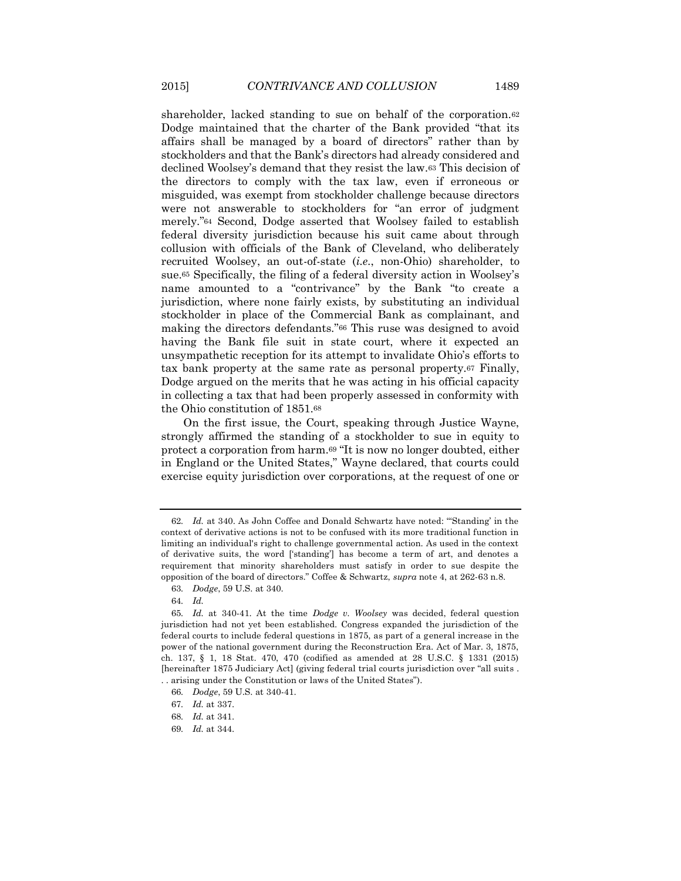shareholder, lacked standing to sue on behalf of the corporation.[62] Dodge maintained that the charter of the Bank provided "that its affairs shall be managed by a board of directors" rather than by stockholders and that the Bank's directors had already considered and declined Woolsey's demand that they resist the law.[63] This decision of the directors to comply with the tax law, even if erroneous or misguided, was exempt from stockholder challenge because directors were not answerable to stockholders for "an error of judgment merely."[64] Second, Dodge asserted that Woolsey failed to establish federal diversity jurisdiction because his suit came about through collusion with officials of the Bank of Cleveland, who deliberately recruited Woolsey, an out-of-state (*i.e.*, non-Ohio) shareholder, to sue.[65] Specifically, the filing of a federal diversity action in Woolsey's name amounted to a "contrivance" by the Bank "to create a jurisdiction, where none fairly exists, by substituting an individual stockholder in place of the Commercial Bank as complainant, and making the directors defendants."[66] This ruse was designed to avoid having the Bank file suit in state court, where it expected an unsympathetic reception for its attempt to invalidate Ohio's efforts to tax bank property at the same rate as personal property.[67] Finally, Dodge argued on the merits that he was acting in his official capacity in collecting a tax that had been properly assessed in conformity with the Ohio constitution of 1851.[68]

On the first issue, the Court, speaking through Justice Wayne, strongly affirmed the standing of a stockholder to sue in equity to protect a corporation from harm.[69] "It is now no longer doubted, either in England or the United States," Wayne declared, that courts could exercise equity jurisdiction over corporations, at the request of one or

---

62. *Id.* at 340. As John Coffee and Donald Schwartz have noted: "'Standing' in the context of derivative actions is not to be confused with its more traditional function in limiting an individual's right to challenge governmental action. As used in the context of derivative suits, the word ['standing'] has become a term of art, and denotes a requirement that minority shareholders must satisfy in order to sue despite the opposition of the board of directors." Coffee & Schwartz, *supra* note 4, at 262-63 n.8.

63. *Dodge*, 59 U.S. at 340.

64. *Id.*

65. *Id.* at 340-41. At the time *Dodge v. Woolsey* was decided, federal question jurisdiction had not yet been established. Congress expanded the jurisdiction of the federal courts to include federal questions in 1875, as part of a general increase in the power of the national government during the Reconstruction Era. Act of Mar. 3, 1875, ch. 137, § 1, 18 Stat. 470, 470 (codified as amended at 28 U.S.C. § 1331 (2015) [hereinafter 1875 Judiciary Act] (giving federal trial courts jurisdiction over "all suits . . . arising under the Constitution or laws of the United States").

66. *Dodge*, 59 U.S. at 340-41.

67. *Id.* at 337.

68. *Id.* at 341.

69. *Id.* at 344.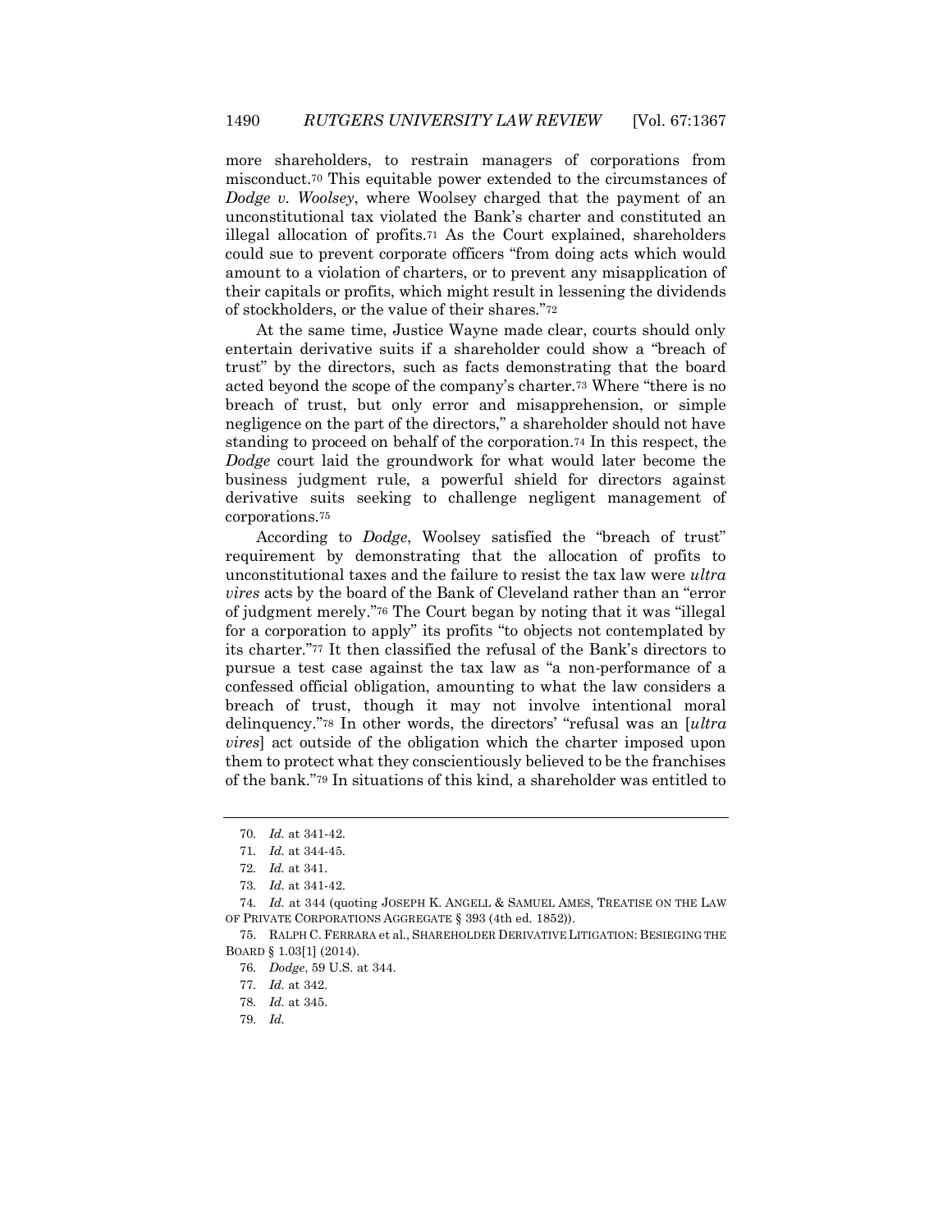more shareholders, to restrain managers of corporations from misconduct.[70] This equitable power extended to the circumstances of *Dodge v. Woolsey*, where Woolsey charged that the payment of an unconstitutional tax violated the Bank's charter and constituted an illegal allocation of profits.[71] As the Court explained, shareholders could sue to prevent corporate officers "from doing acts which would amount to a violation of charters, or to prevent any misapplication of their capitals or profits, which might result in lessening the dividends of stockholders, or the value of their shares."[72]

At the same time, Justice Wayne made clear, courts should only entertain derivative suits if a shareholder could show a "breach of trust" by the directors, such as facts demonstrating that the board acted beyond the scope of the company's charter.[73] Where "there is no breach of trust, but only error and misapprehension, or simple negligence on the part of the directors," a shareholder should not have standing to proceed on behalf of the corporation.[74] In this respect, the *Dodge* court laid the groundwork for what would later become the business judgment rule, a powerful shield for directors against derivative suits seeking to challenge negligent management of corporations.[75]

According to *Dodge*, Woolsey satisfied the "breach of trust" requirement by demonstrating that the allocation of profits to unconstitutional taxes and the failure to resist the tax law were *ultra vires* acts by the board of the Bank of Cleveland rather than an "error of judgment merely."[76] The Court began by noting that it was "illegal for a corporation to apply" its profits "to objects not contemplated by its charter."[77] It then classified the refusal of the Bank's directors to pursue a test case against the tax law as "a non-performance of a confessed official obligation, amounting to what the law considers a breach of trust, though it may not involve intentional moral delinquency."[78] In other words, the directors' "refusal was an [*ultra vires*] act outside of the obligation which the charter imposed upon them to protect what they conscientiously believed to be the franchises of the bank."[79] In situations of this kind, a shareholder was entitled to

---

70. *Id.* at 341-42.

71. *Id.* at 344-45.

72. *Id.* at 341.

73. *Id.* at 341-42.

74. *Id.* at 344 (quoting JOSEPH K. ANGELL & SAMUEL AMES, TREATISE ON THE LAW OF PRIVATE CORPORATIONS AGGREGATE § 393 (4th ed. 1852)).

75. RALPH C. FERRARA et al., SHAREHOLDER DERIVATIVE LITIGATION: BESIEGING THE BOARD § 1.03[1] (2014).

76. *Dodge*, 59 U.S. at 344.

77. *Id.* at 342.

78. *Id.* at 345.

79. *Id.*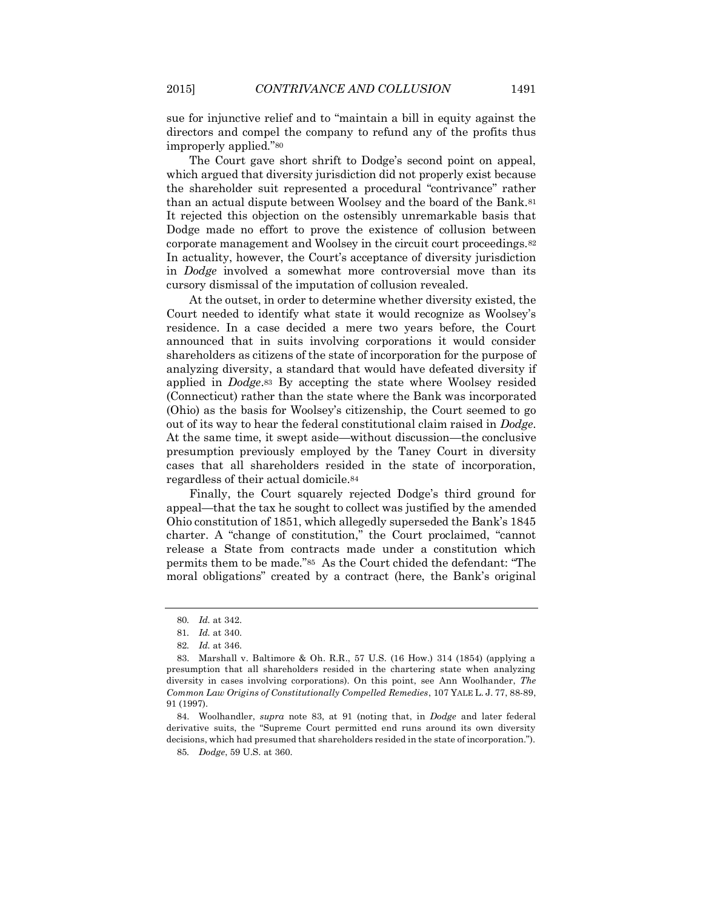sue for injunctive relief and to "maintain a bill in equity against the directors and compel the company to refund any of the profits thus improperly applied."[80]

The Court gave short shrift to Dodge's second point on appeal, which argued that diversity jurisdiction did not properly exist because the shareholder suit represented a procedural "contrivance" rather than an actual dispute between Woolsey and the board of the Bank.[81] It rejected this objection on the ostensibly unremarkable basis that Dodge made no effort to prove the existence of collusion between corporate management and Woolsey in the circuit court proceedings.[82] In actuality, however, the Court's acceptance of diversity jurisdiction in *Dodge* involved a somewhat more controversial move than its cursory dismissal of the imputation of collusion revealed.

At the outset, in order to determine whether diversity existed, the Court needed to identify what state it would recognize as Woolsey's residence. In a case decided a mere two years before, the Court announced that in suits involving corporations it would consider shareholders as citizens of the state of incorporation for the purpose of analyzing diversity, a standard that would have defeated diversity if applied in *Dodge*.[83] By accepting the state where Woolsey resided (Connecticut) rather than the state where the Bank was incorporated (Ohio) as the basis for Woolsey's citizenship, the Court seemed to go out of its way to hear the federal constitutional claim raised in *Dodge*. At the same time, it swept aside—without discussion—the conclusive presumption previously employed by the Taney Court in diversity cases that all shareholders resided in the state of incorporation, regardless of their actual domicile.[84]

Finally, the Court squarely rejected Dodge's third ground for appeal—that the tax he sought to collect was justified by the amended Ohio constitution of 1851, which allegedly superseded the Bank's 1845 charter. A "change of constitution," the Court proclaimed, "cannot release a State from contracts made under a constitution which permits them to be made."[85] As the Court chided the defendant: "The moral obligations" created by a contract (here, the Bank's original

---

80. *Id.* at 342.

81. *Id.* at 340.

82. *Id.* at 346.

83. Marshall v. Baltimore & Oh. R.R., 57 U.S. (16 How.) 314 (1854) (applying a presumption that all shareholders resided in the chartering state when analyzing diversity in cases involving corporations). On this point, see Ann Woolhander, *The Common Law Origins of Constitutionally Compelled Remedies*, 107 YALE L. J. 77, 88-89, 91 (1997).

84. Woolhandler, *supra* note 83, at 91 (noting that, in *Dodge* and later federal derivative suits, the "Supreme Court permitted end runs around its own diversity decisions, which had presumed that shareholders resided in the state of incorporation.").

85. *Dodge*, 59 U.S. at 360.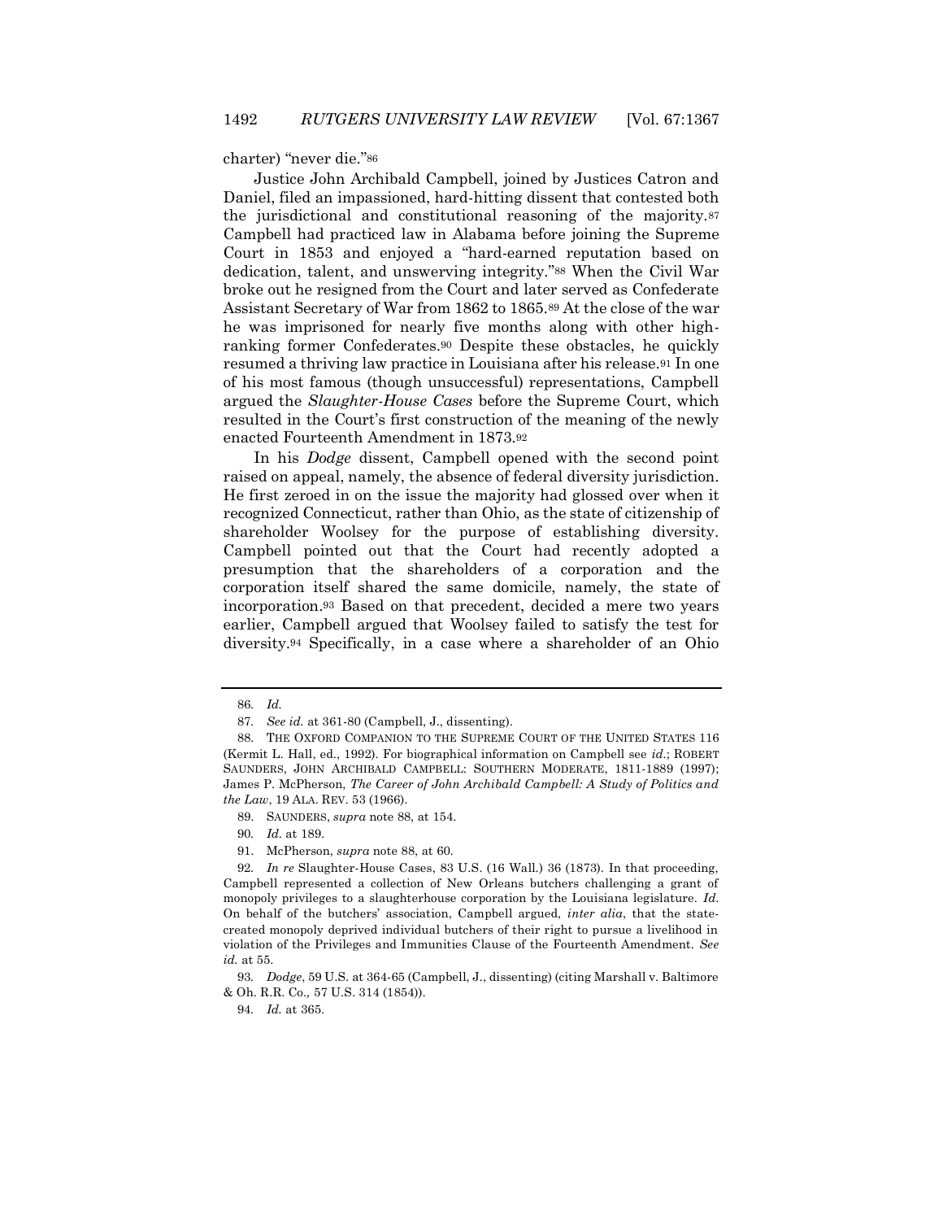charter) "never die."[86]

Justice John Archibald Campbell, joined by Justices Catron and Daniel, filed an impassioned, hard-hitting dissent that contested both the jurisdictional and constitutional reasoning of the majority.[87] Campbell had practiced law in Alabama before joining the Supreme Court in 1853 and enjoyed a "hard-earned reputation based on dedication, talent, and unswerving integrity."[88] When the Civil War broke out he resigned from the Court and later served as Confederate Assistant Secretary of War from 1862 to 1865.[89] At the close of the war he was imprisoned for nearly five months along with other high-ranking former Confederates.[90] Despite these obstacles, he quickly resumed a thriving law practice in Louisiana after his release.[91] In one of his most famous (though unsuccessful) representations, Campbell argued the *Slaughter-House Cases* before the Supreme Court, which resulted in the Court's first construction of the meaning of the newly enacted Fourteenth Amendment in 1873.[92]

In his *Dodge* dissent, Campbell opened with the second point raised on appeal, namely, the absence of federal diversity jurisdiction. He first zeroed in on the issue the majority had glossed over when it recognized Connecticut, rather than Ohio, as the state of citizenship of shareholder Woolsey for the purpose of establishing diversity. Campbell pointed out that the Court had recently adopted a presumption that the shareholders of a corporation and the corporation itself shared the same domicile, namely, the state of incorporation.[93] Based on that precedent, decided a mere two years earlier, Campbell argued that Woolsey failed to satisfy the test for diversity.[94] Specifically, in a case where a shareholder of an Ohio

---

86. *Id.*

87. *See id.* at 361-80 (Campbell, J., dissenting).

88. THE OXFORD COMPANION TO THE SUPREME COURT OF THE UNITED STATES 116 (Kermit L. Hall, ed., 1992). For biographical information on Campbell see *id.*; ROBERT SAUNDERS, JOHN ARCHIBALD CAMPBELL: SOUTHERN MODERATE, 1811-1889 (1997); James P. McPherson, *The Career of John Archibald Campbell: A Study of Politics and the Law*, 19 ALA. REV. 53 (1966).

89. SAUNDERS, *supra* note 88, at 154.

90. *Id.* at 189.

91. McPherson, *supra* note 88, at 60.

92. *In re* Slaughter-House Cases, 83 U.S. (16 Wall.) 36 (1873). In that proceeding, Campbell represented a collection of New Orleans butchers challenging a grant of monopoly privileges to a slaughterhouse corporation by the Louisiana legislature. *Id.* On behalf of the butchers' association, Campbell argued, *inter alia*, that the state-created monopoly deprived individual butchers of their right to pursue a livelihood in violation of the Privileges and Immunities Clause of the Fourteenth Amendment. *See id.* at 55.

93. *Dodge*, 59 U.S. at 364-65 (Campbell, J., dissenting) (citing Marshall v. Baltimore & Oh. R.R. Co., 57 U.S. 314 (1854)).

94. *Id.* at 365.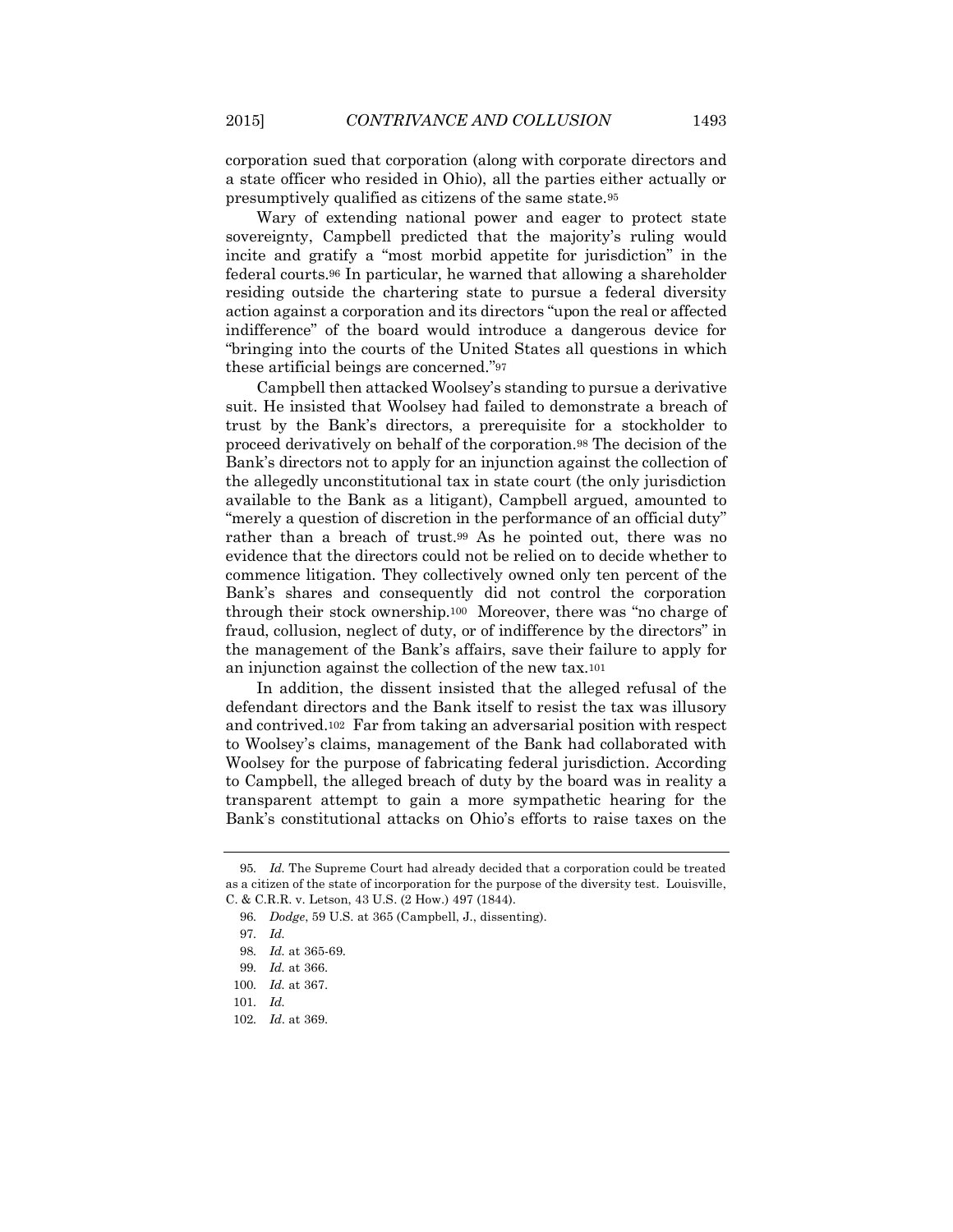corporation sued that corporation (along with corporate directors and a state officer who resided in Ohio), all the parties either actually or presumptively qualified as citizens of the same state.[95]

Wary of extending national power and eager to protect state sovereignty, Campbell predicted that the majority's ruling would incite and gratify a "most morbid appetite for jurisdiction" in the federal courts.[96] In particular, he warned that allowing a shareholder residing outside the chartering state to pursue a federal diversity action against a corporation and its directors "upon the real or affected indifference" of the board would introduce a dangerous device for "bringing into the courts of the United States all questions in which these artificial beings are concerned."[97]

Campbell then attacked Woolsey's standing to pursue a derivative suit. He insisted that Woolsey had failed to demonstrate a breach of trust by the Bank's directors, a prerequisite for a stockholder to proceed derivatively on behalf of the corporation.[98] The decision of the Bank's directors not to apply for an injunction against the collection of the allegedly unconstitutional tax in state court (the only jurisdiction available to the Bank as a litigant), Campbell argued, amounted to "merely a question of discretion in the performance of an official duty" rather than a breach of trust.[99] As he pointed out, there was no evidence that the directors could not be relied on to decide whether to commence litigation. They collectively owned only ten percent of the Bank's shares and consequently did not control the corporation through their stock ownership.[100] Moreover, there was "no charge of fraud, collusion, neglect of duty, or of indifference by the directors" in the management of the Bank's affairs, save their failure to apply for an injunction against the collection of the new tax.[101]

In addition, the dissent insisted that the alleged refusal of the defendant directors and the Bank itself to resist the tax was illusory and contrived.[102] Far from taking an adversarial position with respect to Woolsey's claims, management of the Bank had collaborated with Woolsey for the purpose of fabricating federal jurisdiction. According to Campbell, the alleged breach of duty by the board was in reality a transparent attempt to gain a more sympathetic hearing for the Bank's constitutional attacks on Ohio's efforts to raise taxes on the

---

95. *Id.* The Supreme Court had already decided that a corporation could be treated as a citizen of the state of incorporation for the purpose of the diversity test. Louisville, C. & C.R.R. v. Letson, 43 U.S. (2 How.) 497 (1844).

96. *Dodge*, 59 U.S. at 365 (Campbell, J., dissenting).

97. *Id.*

98. *Id.* at 365-69.

99. *Id.* at 366.

100. *Id.* at 367.

101. *Id.*

102. *Id*. at 369.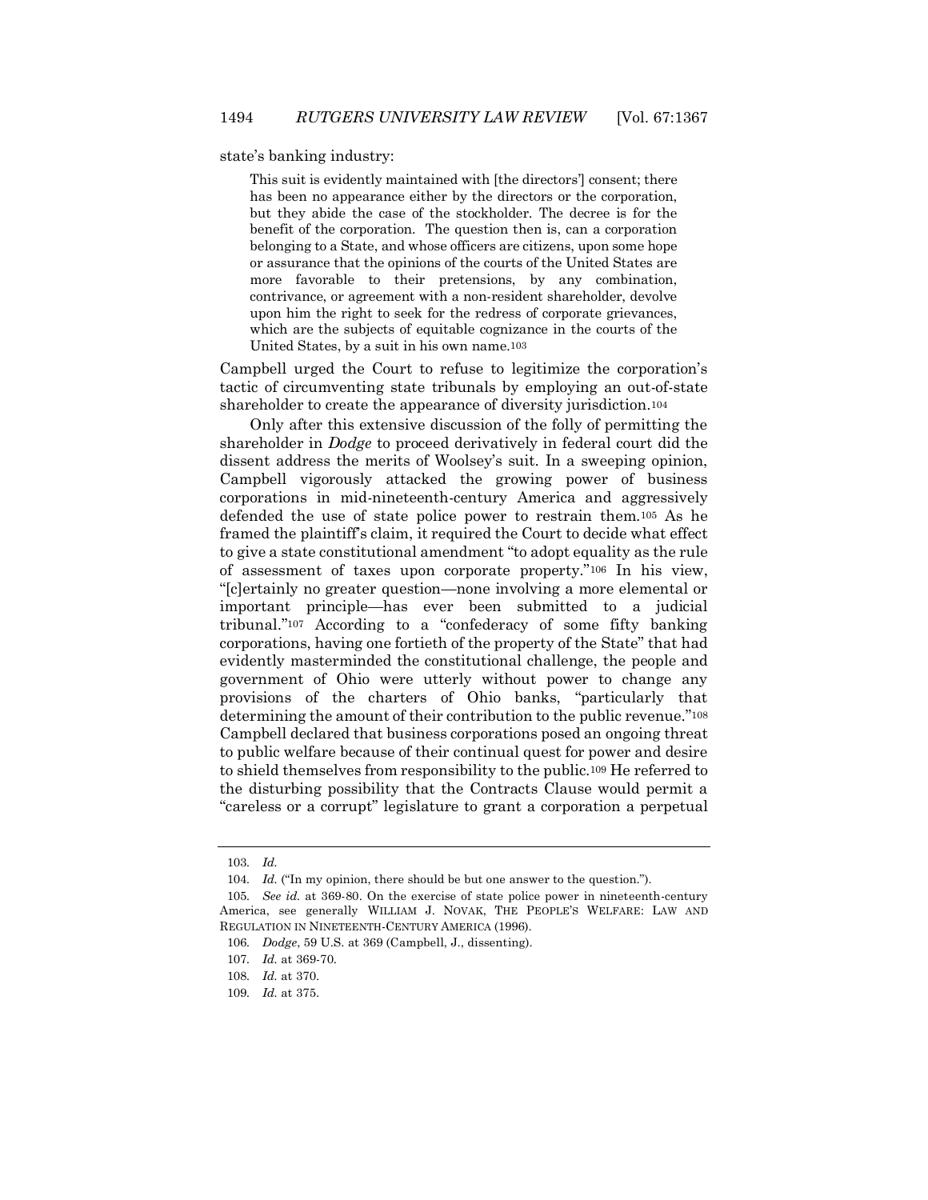state's banking industry:

> This suit is evidently maintained with [the directors'] consent; there has been no appearance either by the directors or the corporation, but they abide the case of the stockholder. The decree is for the benefit of the corporation. The question then is, can a corporation belonging to a State, and whose officers are citizens, upon some hope or assurance that the opinions of the courts of the United States are more favorable to their pretensions, by any combination, contrivance, or agreement with a non-resident shareholder, devolve upon him the right to seek for the redress of corporate grievances, which are the subjects of equitable cognizance in the courts of the United States, by a suit in his own name.[103]

Campbell urged the Court to refuse to legitimize the corporation's tactic of circumventing state tribunals by employing an out-of-state shareholder to create the appearance of diversity jurisdiction.[104]

Only after this extensive discussion of the folly of permitting the shareholder in *Dodge* to proceed derivatively in federal court did the dissent address the merits of Woolsey's suit. In a sweeping opinion, Campbell vigorously attacked the growing power of business corporations in mid-nineteenth-century America and aggressively defended the use of state police power to restrain them.[105] As he framed the plaintiff's claim, it required the Court to decide what effect to give a state constitutional amendment "to adopt equality as the rule of assessment of taxes upon corporate property."[106] In his view, "[c]ertainly no greater question—none involving a more elemental or important principle—has ever been submitted to a judicial tribunal."[107] According to a "confederacy of some fifty banking corporations, having one fortieth of the property of the State" that had evidently masterminded the constitutional challenge, the people and government of Ohio were utterly without power to change any provisions of the charters of Ohio banks, "particularly that determining the amount of their contribution to the public revenue."[108] Campbell declared that business corporations posed an ongoing threat to public welfare because of their continual quest for power and desire to shield themselves from responsibility to the public.[109] He referred to the disturbing possibility that the Contracts Clause would permit a "careless or a corrupt" legislature to grant a corporation a perpetual

---

103. *Id.*

104. *Id.* ("In my opinion, there should be but one answer to the question.").

105. *See id.* at 369-80. On the exercise of state police power in nineteenth-century America, see generally WILLIAM J. NOVAK, THE PEOPLE'S WELFARE: LAW AND REGULATION IN NINETEENTH-CENTURY AMERICA (1996).

106. *Dodge*, 59 U.S. at 369 (Campbell, J., dissenting).

107. *Id.* at 369-70.

108. *Id.* at 370.

109. *Id.* at 375.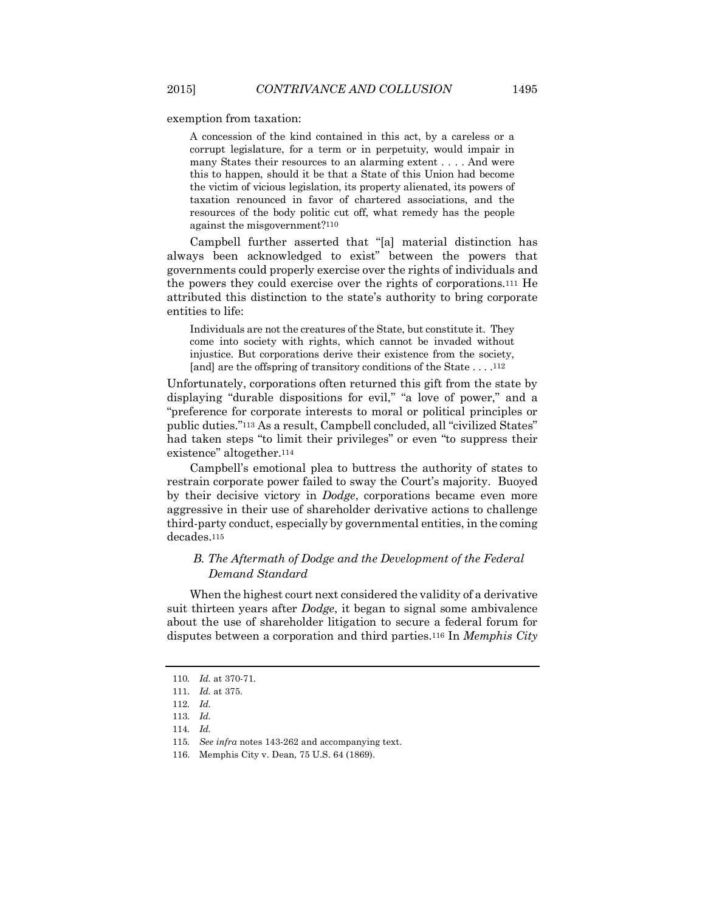exemption from taxation:

> A concession of the kind contained in this act, by a careless or a corrupt legislature, for a term or in perpetuity, would impair in many States their resources to an alarming extent . . . . And were this to happen, should it be that a State of this Union had become the victim of vicious legislation, its property alienated, its powers of taxation renounced in favor of chartered associations, and the resources of the body politic cut off, what remedy has the people against the misgovernment?[110]

Campbell further asserted that "[a] material distinction has always been acknowledged to exist" between the powers that governments could properly exercise over the rights of individuals and the powers they could exercise over the rights of corporations.[111] He attributed this distinction to the state's authority to bring corporate entities to life:

> Individuals are not the creatures of the State, but constitute it. They come into society with rights, which cannot be invaded without injustice. But corporations derive their existence from the society, [and] are the offspring of transitory conditions of the State . . . .[112]

Unfortunately, corporations often returned this gift from the state by displaying "durable dispositions for evil," "a love of power," and a "preference for corporate interests to moral or political principles or public duties."[113] As a result, Campbell concluded, all "civilized States" had taken steps "to limit their privileges" or even "to suppress their existence" altogether.[114]

Campbell's emotional plea to buttress the authority of states to restrain corporate power failed to sway the Court's majority. Buoyed by their decisive victory in *Dodge*, corporations became even more aggressive in their use of shareholder derivative actions to challenge third-party conduct, especially by governmental entities, in the coming decades.[115]

### *B. The Aftermath of Dodge and the Development of the Federal Demand Standard*

When the highest court next considered the validity of a derivative suit thirteen years after *Dodge*, it began to signal some ambivalence about the use of shareholder litigation to secure a federal forum for disputes between a corporation and third parties.[116] In *Memphis City*

---

110. *Id.* at 370-71.

111. *Id.* at 375.

112. *Id.*

113. *Id.*

114. *Id.*

115. *See infra* notes 143-262 and accompanying text.

116. Memphis City v. Dean, 75 U.S. 64 (1869).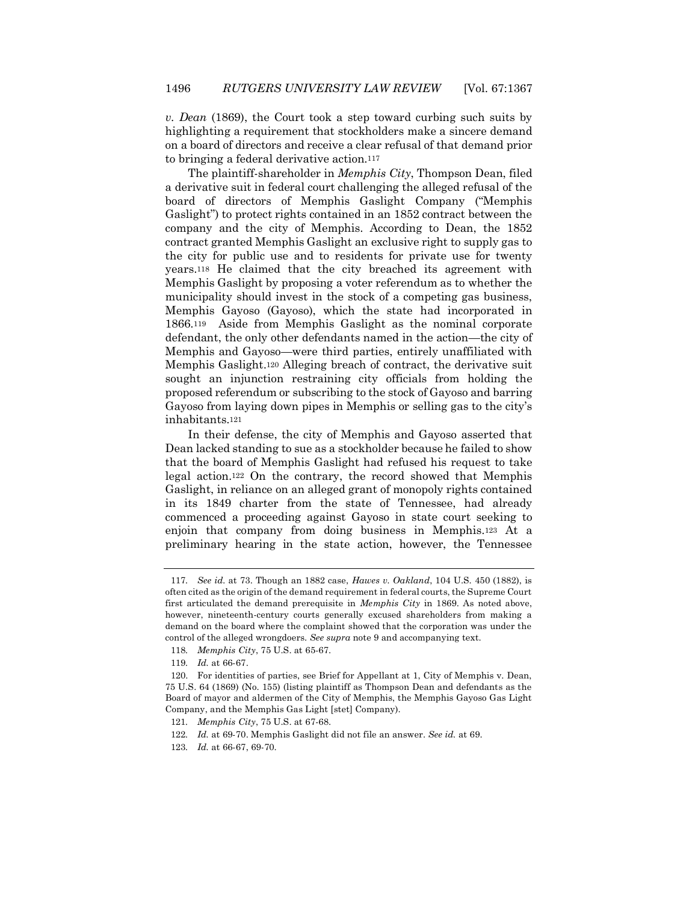*v. Dean* (1869), the Court took a step toward curbing such suits by highlighting a requirement that stockholders make a sincere demand on a board of directors and receive a clear refusal of that demand prior to bringing a federal derivative action.[117]

The plaintiff-shareholder in *Memphis City*, Thompson Dean, filed a derivative suit in federal court challenging the alleged refusal of the board of directors of Memphis Gaslight Company ("Memphis Gaslight") to protect rights contained in an 1852 contract between the company and the city of Memphis. According to Dean, the 1852 contract granted Memphis Gaslight an exclusive right to supply gas to the city for public use and to residents for private use for twenty years.[118] He claimed that the city breached its agreement with Memphis Gaslight by proposing a voter referendum as to whether the municipality should invest in the stock of a competing gas business, Memphis Gayoso (Gayoso), which the state had incorporated in 1866.[119] Aside from Memphis Gaslight as the nominal corporate defendant, the only other defendants named in the action—the city of Memphis and Gayoso—were third parties, entirely unaffiliated with Memphis Gaslight.[120] Alleging breach of contract, the derivative suit sought an injunction restraining city officials from holding the proposed referendum or subscribing to the stock of Gayoso and barring Gayoso from laying down pipes in Memphis or selling gas to the city's inhabitants.[121]

In their defense, the city of Memphis and Gayoso asserted that Dean lacked standing to sue as a stockholder because he failed to show that the board of Memphis Gaslight had refused his request to take legal action.[122] On the contrary, the record showed that Memphis Gaslight, in reliance on an alleged grant of monopoly rights contained in its 1849 charter from the state of Tennessee, had already commenced a proceeding against Gayoso in state court seeking to enjoin that company from doing business in Memphis.[123] At a preliminary hearing in the state action, however, the Tennessee

---

117. *See id.* at 73. Though an 1882 case, *Hawes v. Oakland*, 104 U.S. 450 (1882), is often cited as the origin of the demand requirement in federal courts, the Supreme Court first articulated the demand prerequisite in *Memphis City* in 1869. As noted above, however, nineteenth-century courts generally excused shareholders from making a demand on the board where the complaint showed that the corporation was under the control of the alleged wrongdoers. *See supra* note 9 and accompanying text.

118. *Memphis City*, 75 U.S. at 65-67.

119. *Id.* at 66-67.

120. For identities of parties, see Brief for Appellant at 1, City of Memphis v. Dean, 75 U.S. 64 (1869) (No. 155) (listing plaintiff as Thompson Dean and defendants as the Board of mayor and aldermen of the City of Memphis, the Memphis Gayoso Gas Light Company, and the Memphis Gas Light [stet] Company).

121. *Memphis City*, 75 U.S. at 67-68.

122. *Id.* at 69-70. Memphis Gaslight did not file an answer. *See id.* at 69.

123. *Id.* at 66-67, 69-70.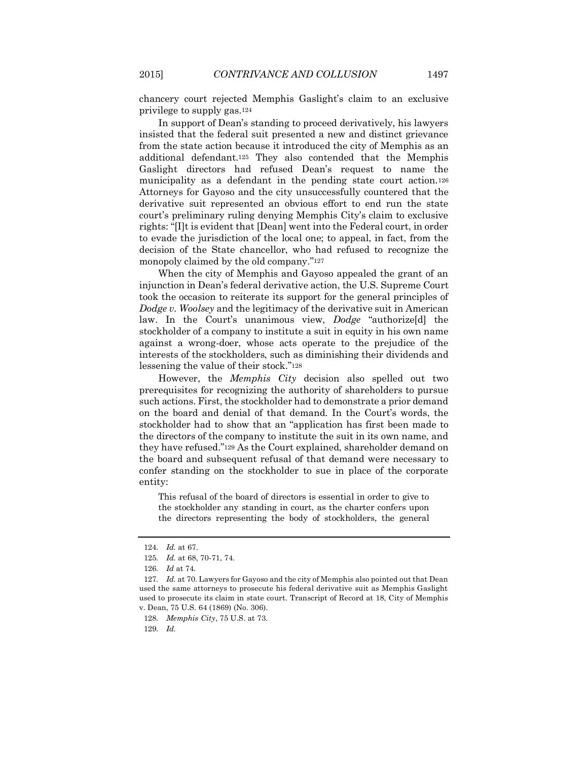chancery court rejected Memphis Gaslight's claim to an exclusive privilege to supply gas.[124]

In support of Dean's standing to proceed derivatively, his lawyers insisted that the federal suit presented a new and distinct grievance from the state action because it introduced the city of Memphis as an additional defendant.[125] They also contended that the Memphis Gaslight directors had refused Dean's request to name the municipality as a defendant in the pending state court action.[126] Attorneys for Gayoso and the city unsuccessfully countered that the derivative suit represented an obvious effort to end run the state court's preliminary ruling denying Memphis City's claim to exclusive rights: "[I]t is evident that [Dean] went into the Federal court, in order to evade the jurisdiction of the local one; to appeal, in fact, from the decision of the State chancellor, who had refused to recognize the monopoly claimed by the old company."[127]

When the city of Memphis and Gayoso appealed the grant of an injunction in Dean's federal derivative action, the U.S. Supreme Court took the occasion to reiterate its support for the general principles of *Dodge v. Woolsey* and the legitimacy of the derivative suit in American law. In the Court's unanimous view, *Dodge* "authorize[d] the stockholder of a company to institute a suit in equity in his own name against a wrong-doer, whose acts operate to the prejudice of the interests of the stockholders, such as diminishing their dividends and lessening the value of their stock."[128]

However, the *Memphis City* decision also spelled out two prerequisites for recognizing the authority of shareholders to pursue such actions. First, the stockholder had to demonstrate a prior demand on the board and denial of that demand. In the Court's words, the stockholder had to show that an "application has first been made to the directors of the company to institute the suit in its own name, and they have refused."[129] As the Court explained, shareholder demand on the board and subsequent refusal of that demand were necessary to confer standing on the stockholder to sue in place of the corporate entity:

> This refusal of the board of directors is essential in order to give to the stockholder any standing in court, as the charter confers upon the directors representing the body of stockholders, the general

---

124. *Id.* at 67.

125. *Id.* at 68, 70-71, 74.

126. *Id* at 74.

127. *Id.* at 70. Lawyers for Gayoso and the city of Memphis also pointed out that Dean used the same attorneys to prosecute his federal derivative suit as Memphis Gaslight used to prosecute its claim in state court. Transcript of Record at 18, City of Memphis v. Dean, 75 U.S. 64 (1869) (No. 306).

128. *Memphis City*, 75 U.S. at 73.

129. *Id.*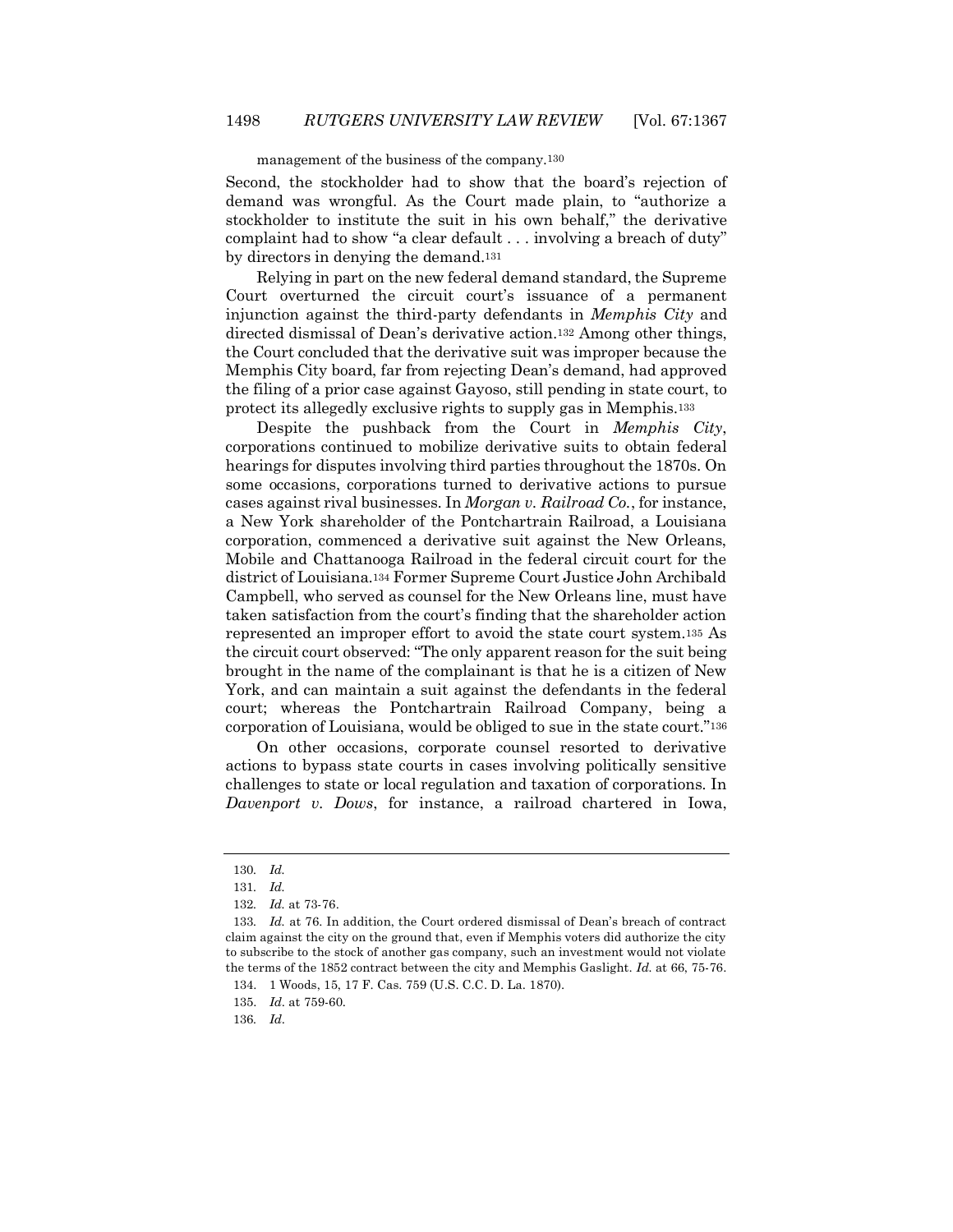management of the business of the company.[130]

Second, the stockholder had to show that the board's rejection of demand was wrongful. As the Court made plain, to "authorize a stockholder to institute the suit in his own behalf," the derivative complaint had to show "a clear default . . . involving a breach of duty" by directors in denying the demand.[131]

Relying in part on the new federal demand standard, the Supreme Court overturned the circuit court's issuance of a permanent injunction against the third-party defendants in *Memphis City* and directed dismissal of Dean's derivative action.[132] Among other things, the Court concluded that the derivative suit was improper because the Memphis City board, far from rejecting Dean's demand, had approved the filing of a prior case against Gayoso, still pending in state court, to protect its allegedly exclusive rights to supply gas in Memphis.[133]

Despite the pushback from the Court in *Memphis City*, corporations continued to mobilize derivative suits to obtain federal hearings for disputes involving third parties throughout the 1870s. On some occasions, corporations turned to derivative actions to pursue cases against rival businesses. In *Morgan v. Railroad Co.*, for instance, a New York shareholder of the Pontchartrain Railroad, a Louisiana corporation, commenced a derivative suit against the New Orleans, Mobile and Chattanooga Railroad in the federal circuit court for the district of Louisiana.[134] Former Supreme Court Justice John Archibald Campbell, who served as counsel for the New Orleans line, must have taken satisfaction from the court's finding that the shareholder action represented an improper effort to avoid the state court system.[135] As the circuit court observed: "The only apparent reason for the suit being brought in the name of the complainant is that he is a citizen of New York, and can maintain a suit against the defendants in the federal court; whereas the Pontchartrain Railroad Company, being a corporation of Louisiana, would be obliged to sue in the state court."[136]

On other occasions, corporate counsel resorted to derivative actions to bypass state courts in cases involving politically sensitive challenges to state or local regulation and taxation of corporations. In *Davenport v. Dows*, for instance, a railroad chartered in Iowa,

---

130. *Id.*

131. *Id.*

132. *Id.* at 73-76.

133. *Id.* at 76. In addition, the Court ordered dismissal of Dean's breach of contract claim against the city on the ground that, even if Memphis voters did authorize the city to subscribe to the stock of another gas company, such an investment would not violate the terms of the 1852 contract between the city and Memphis Gaslight. *Id.* at 66, 75-76.

134. 1 Woods, 15, 17 F. Cas. 759 (U.S. C.C. D. La. 1870).

135. *Id.* at 759-60.

136. *Id.*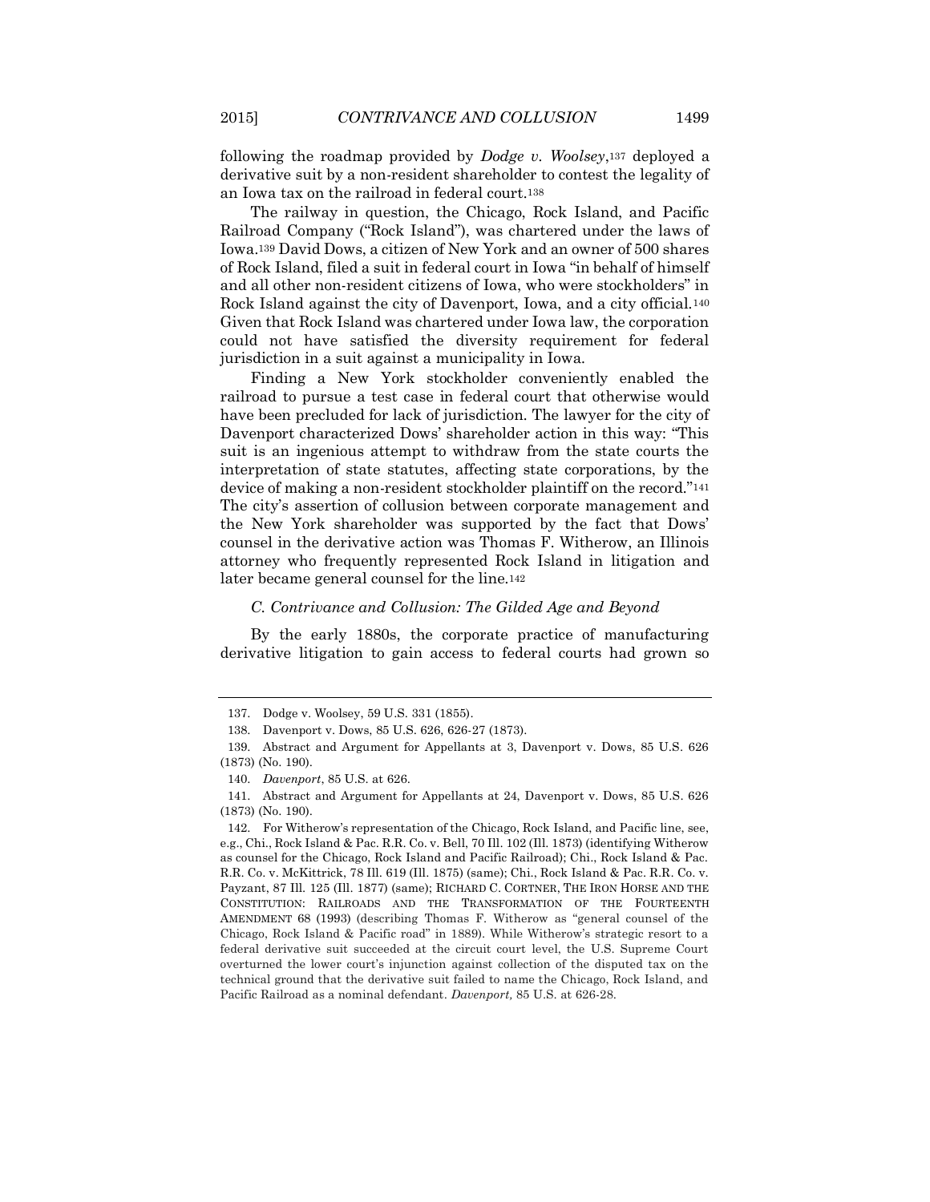following the roadmap provided by *Dodge v. Woolsey*,[137] deployed a derivative suit by a non-resident shareholder to contest the legality of an Iowa tax on the railroad in federal court.[138]

The railway in question, the Chicago, Rock Island, and Pacific Railroad Company ("Rock Island"), was chartered under the laws of Iowa.[139] David Dows, a citizen of New York and an owner of 500 shares of Rock Island, filed a suit in federal court in Iowa "in behalf of himself and all other non-resident citizens of Iowa, who were stockholders" in Rock Island against the city of Davenport, Iowa, and a city official.[140] Given that Rock Island was chartered under Iowa law, the corporation could not have satisfied the diversity requirement for federal jurisdiction in a suit against a municipality in Iowa.

Finding a New York stockholder conveniently enabled the railroad to pursue a test case in federal court that otherwise would have been precluded for lack of jurisdiction. The lawyer for the city of Davenport characterized Dows' shareholder action in this way: "This suit is an ingenious attempt to withdraw from the state courts the interpretation of state statutes, affecting state corporations, by the device of making a non-resident stockholder plaintiff on the record."[141] The city's assertion of collusion between corporate management and the New York shareholder was supported by the fact that Dows' counsel in the derivative action was Thomas F. Witherow, an Illinois attorney who frequently represented Rock Island in litigation and later became general counsel for the line.[142]

### *C. Contrivance and Collusion: The Gilded Age and Beyond*

By the early 1880s, the corporate practice of manufacturing derivative litigation to gain access to federal courts had grown so

---

137. Dodge v. Woolsey, 59 U.S. 331 (1855).

138. Davenport v. Dows, 85 U.S. 626, 626-27 (1873).

139. Abstract and Argument for Appellants at 3, Davenport v. Dows, 85 U.S. 626 (1873) (No. 190).

140. *Davenport*, 85 U.S. at 626.

141. Abstract and Argument for Appellants at 24, Davenport v. Dows, 85 U.S. 626 (1873) (No. 190).

142. For Witherow's representation of the Chicago, Rock Island, and Pacific line, see, e.g., Chi., Rock Island & Pac. R.R. Co. v. Bell, 70 Ill. 102 (Ill. 1873) (identifying Witherow as counsel for the Chicago, Rock Island and Pacific Railroad); Chi., Rock Island & Pac. R.R. Co. v. McKittrick, 78 Ill. 619 (Ill. 1875) (same); Chi., Rock Island & Pac. R.R. Co. v. Payzant, 87 Ill. 125 (Ill. 1877) (same); RICHARD C. CORTNER, THE IRON HORSE AND THE CONSTITUTION: RAILROADS AND THE TRANSFORMATION OF THE FOURTEENTH AMENDMENT 68 (1993) (describing Thomas F. Witherow as "general counsel of the Chicago, Rock Island & Pacific road" in 1889). While Witherow's strategic resort to a federal derivative suit succeeded at the circuit court level, the U.S. Supreme Court overturned the lower court's injunction against collection of the disputed tax on the technical ground that the derivative suit failed to name the Chicago, Rock Island, and Pacific Railroad as a nominal defendant. *Davenport,* 85 U.S. at 626-28.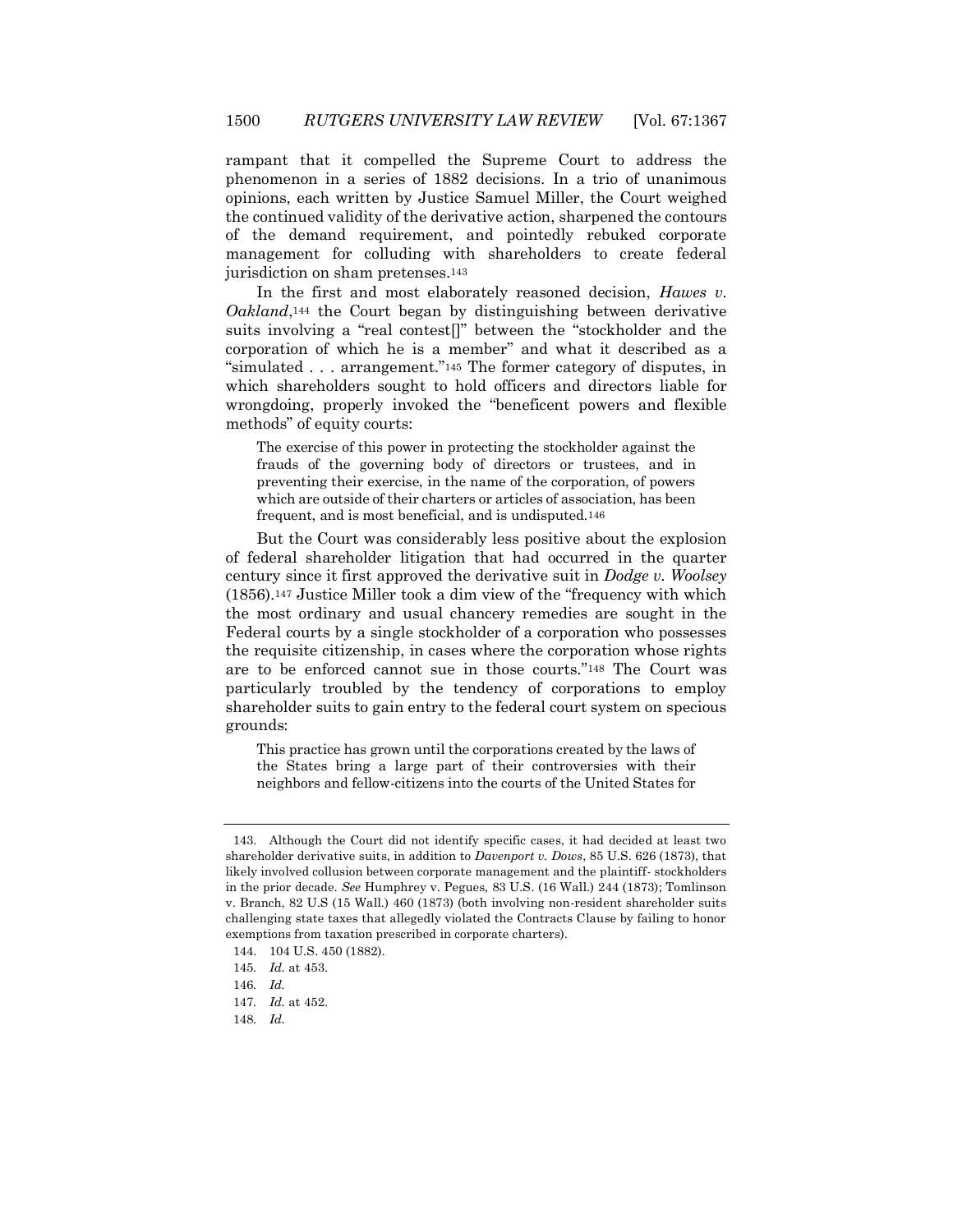rampant that it compelled the Supreme Court to address the phenomenon in a series of 1882 decisions. In a trio of unanimous opinions, each written by Justice Samuel Miller, the Court weighed the continued validity of the derivative action, sharpened the contours of the demand requirement, and pointedly rebuked corporate management for colluding with shareholders to create federal jurisdiction on sham pretenses.[143]

In the first and most elaborately reasoned decision, *Hawes v. Oakland*,[144] the Court began by distinguishing between derivative suits involving a "real contest[]" between the "stockholder and the corporation of which he is a member" and what it described as a "simulated . . . arrangement."[145] The former category of disputes, in which shareholders sought to hold officers and directors liable for wrongdoing, properly invoked the "beneficent powers and flexible methods" of equity courts:

> The exercise of this power in protecting the stockholder against the frauds of the governing body of directors or trustees, and in preventing their exercise, in the name of the corporation, of powers which are outside of their charters or articles of association, has been frequent, and is most beneficial, and is undisputed.[146]

But the Court was considerably less positive about the explosion of federal shareholder litigation that had occurred in the quarter century since it first approved the derivative suit in *Dodge v. Woolsey* (1856).[147] Justice Miller took a dim view of the "frequency with which the most ordinary and usual chancery remedies are sought in the Federal courts by a single stockholder of a corporation who possesses the requisite citizenship, in cases where the corporation whose rights are to be enforced cannot sue in those courts."[148] The Court was particularly troubled by the tendency of corporations to employ shareholder suits to gain entry to the federal court system on specious grounds:

> This practice has grown until the corporations created by the laws of the States bring a large part of their controversies with their neighbors and fellow-citizens into the courts of the United States for

---

143. Although the Court did not identify specific cases, it had decided at least two shareholder derivative suits, in addition to *Davenport v. Dows*, 85 U.S. 626 (1873), that likely involved collusion between corporate management and the plaintiff- stockholders in the prior decade. *See* Humphrey v. Pegues, 83 U.S. (16 Wall.) 244 (1873); Tomlinson v. Branch, 82 U.S (15 Wall.) 460 (1873) (both involving non-resident shareholder suits challenging state taxes that allegedly violated the Contracts Clause by failing to honor exemptions from taxation prescribed in corporate charters).

144. 104 U.S. 450 (1882).

145. *Id.* at 453.

146. *Id.*

147. *Id.* at 452.

148. *Id.*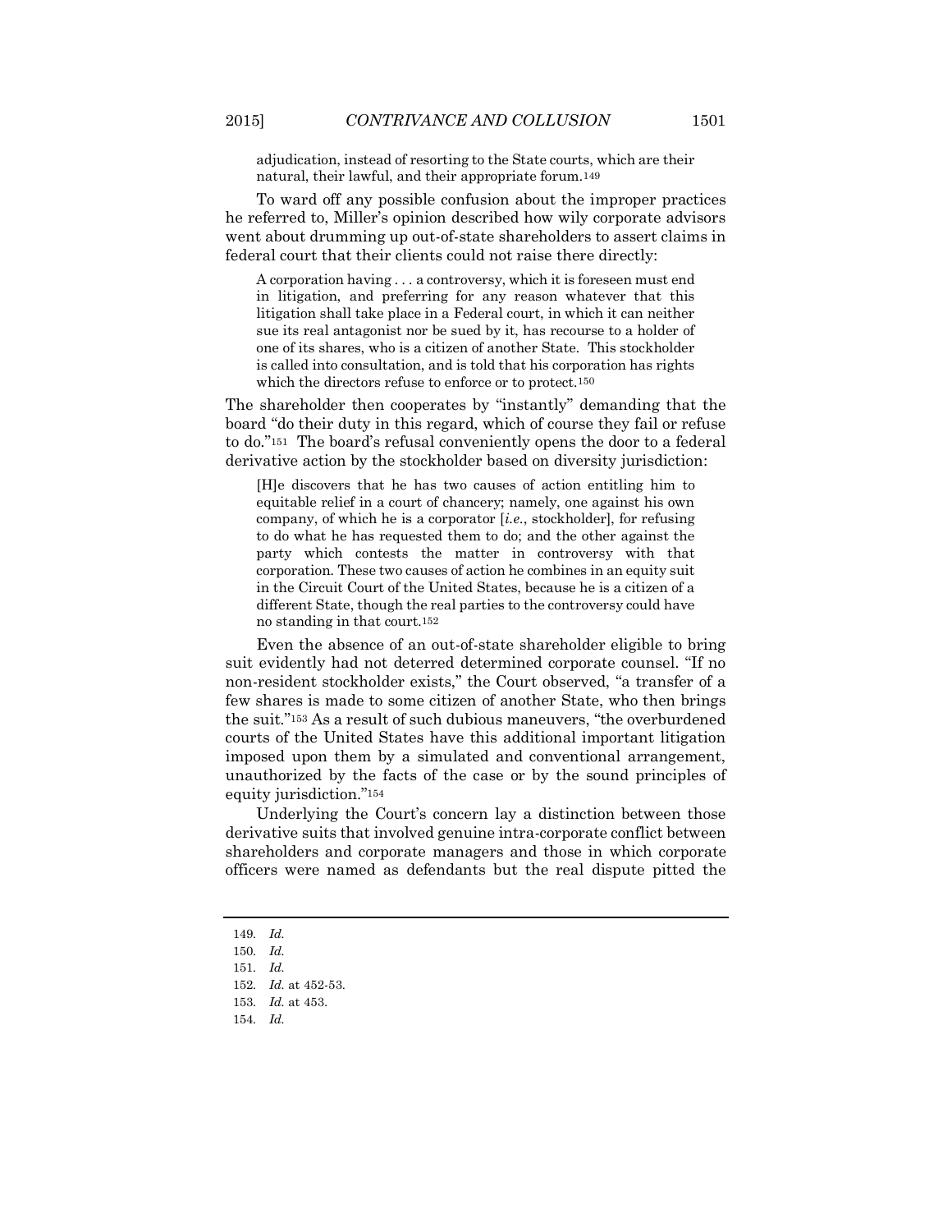adjudication, instead of resorting to the State courts, which are their natural, their lawful, and their appropriate forum.[149]

To ward off any possible confusion about the improper practices he referred to, Miller's opinion described how wily corporate advisors went about drumming up out-of-state shareholders to assert claims in federal court that their clients could not raise there directly:

> A corporation having . . . a controversy, which it is foreseen must end in litigation, and preferring for any reason whatever that this litigation shall take place in a Federal court, in which it can neither sue its real antagonist nor be sued by it, has recourse to a holder of one of its shares, who is a citizen of another State. This stockholder is called into consultation, and is told that his corporation has rights which the directors refuse to enforce or to protect.[150]

The shareholder then cooperates by "instantly" demanding that the board "do their duty in this regard, which of course they fail or refuse to do."[151] The board's refusal conveniently opens the door to a federal derivative action by the stockholder based on diversity jurisdiction:

> [H]e discovers that he has two causes of action entitling him to equitable relief in a court of chancery; namely, one against his own company, of which he is a corporator [*i.e.*, stockholder], for refusing to do what he has requested them to do; and the other against the party which contests the matter in controversy with that corporation. These two causes of action he combines in an equity suit in the Circuit Court of the United States, because he is a citizen of a different State, though the real parties to the controversy could have no standing in that court.[152]

Even the absence of an out-of-state shareholder eligible to bring suit evidently had not deterred determined corporate counsel. "If no non-resident stockholder exists," the Court observed, "a transfer of a few shares is made to some citizen of another State, who then brings the suit."[153] As a result of such dubious maneuvers, "the overburdened courts of the United States have this additional important litigation imposed upon them by a simulated and conventional arrangement, unauthorized by the facts of the case or by the sound principles of equity jurisdiction."[154]

Underlying the Court's concern lay a distinction between those derivative suits that involved genuine intra-corporate conflict between shareholders and corporate managers and those in which corporate officers were named as defendants but the real dispute pitted the

---

149. *Id.*

150. *Id.*

151. *Id.*

152. *Id.* at 452-53.

153. *Id.* at 453.

154. *Id.*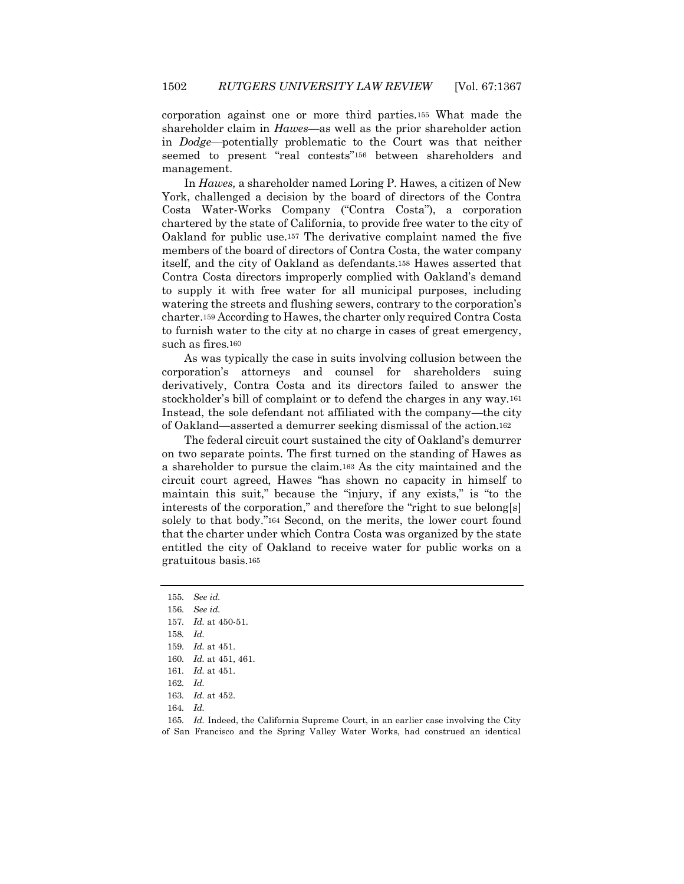corporation against one or more third parties.[155] What made the shareholder claim in *Hawes*—as well as the prior shareholder action in *Dodge*—potentially problematic to the Court was that neither seemed to present "real contests"[156] between shareholders and management.

In *Hawes,* a shareholder named Loring P. Hawes, a citizen of New York, challenged a decision by the board of directors of the Contra Costa Water-Works Company ("Contra Costa"), a corporation chartered by the state of California, to provide free water to the city of Oakland for public use.[157] The derivative complaint named the five members of the board of directors of Contra Costa, the water company itself, and the city of Oakland as defendants.[158] Hawes asserted that Contra Costa directors improperly complied with Oakland's demand to supply it with free water for all municipal purposes, including watering the streets and flushing sewers, contrary to the corporation's charter.[159] According to Hawes, the charter only required Contra Costa to furnish water to the city at no charge in cases of great emergency, such as fires.[160]

As was typically the case in suits involving collusion between the corporation's attorneys and counsel for shareholders suing derivatively, Contra Costa and its directors failed to answer the stockholder's bill of complaint or to defend the charges in any way.[161] Instead, the sole defendant not affiliated with the company—the city of Oakland—asserted a demurrer seeking dismissal of the action.[162]

The federal circuit court sustained the city of Oakland's demurrer on two separate points. The first turned on the standing of Hawes as a shareholder to pursue the claim.[163] As the city maintained and the circuit court agreed, Hawes "has shown no capacity in himself to maintain this suit," because the "injury, if any exists," is "to the interests of the corporation," and therefore the "right to sue belong[s] solely to that body."[164] Second, on the merits, the lower court found that the charter under which Contra Costa was organized by the state entitled the city of Oakland to receive water for public works on a gratuitous basis.[165]

---

155. *See id.*
156. *See id.*
157. *Id.* at 450-51.
158. *Id.*
159. *Id.* at 451.
160. *Id.* at 451, 461.
161. *Id.* at 451.
162. *Id.*
163. *Id.* at 452.
164. *Id.*
165. *Id.* Indeed, the California Supreme Court, in an earlier case involving the City of San Francisco and the Spring Valley Water Works, had construed an identical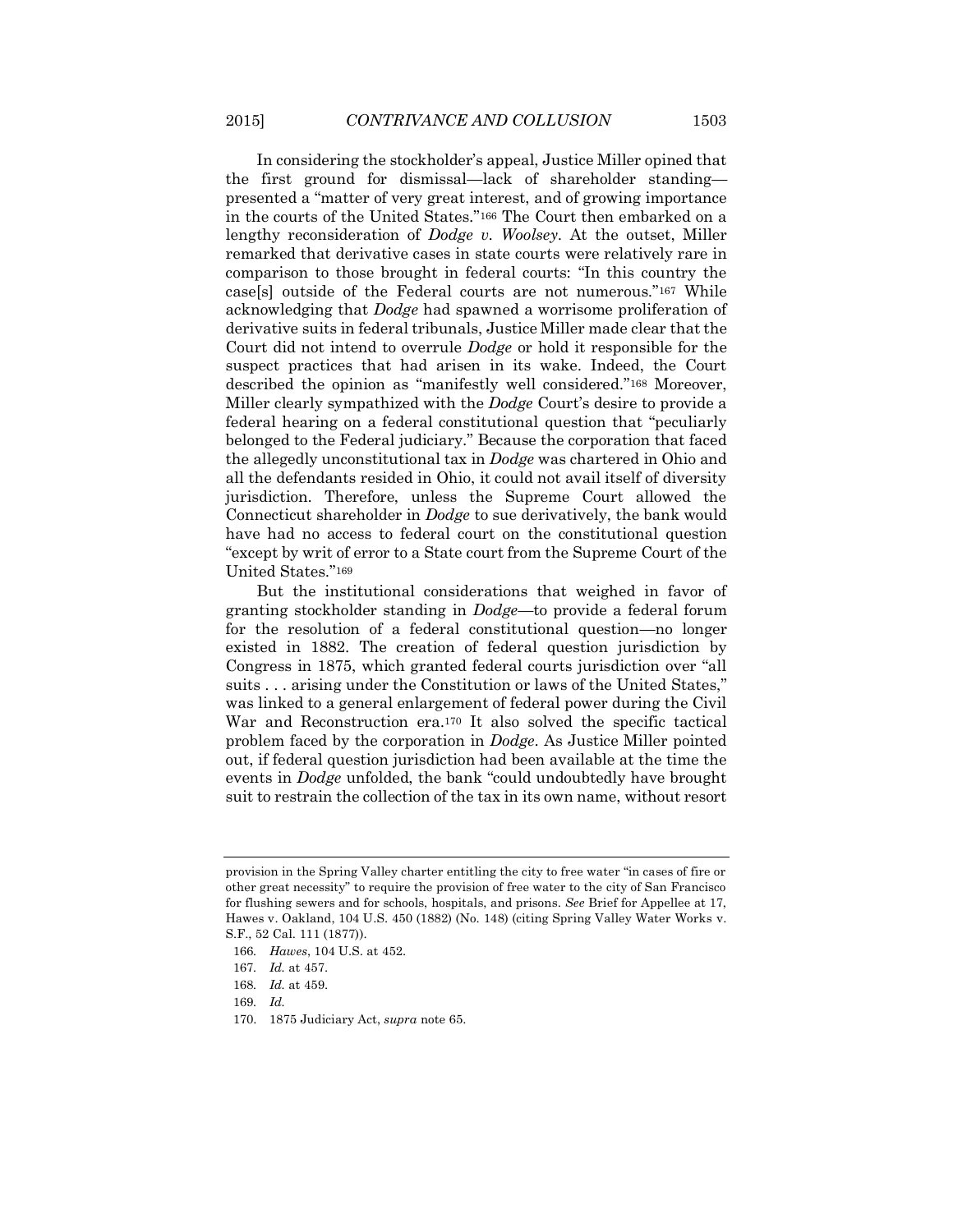In considering the stockholder's appeal, Justice Miller opined that the first ground for dismissal—lack of shareholder standing—presented a "matter of very great interest, and of growing importance in the courts of the United States."[166] The Court then embarked on a lengthy reconsideration of *Dodge v. Woolsey*. At the outset, Miller remarked that derivative cases in state courts were relatively rare in comparison to those brought in federal courts: "In this country the case[s] outside of the Federal courts are not numerous."[167] While acknowledging that *Dodge* had spawned a worrisome proliferation of derivative suits in federal tribunals, Justice Miller made clear that the Court did not intend to overrule *Dodge* or hold it responsible for the suspect practices that had arisen in its wake. Indeed, the Court described the opinion as "manifestly well considered."[168] Moreover, Miller clearly sympathized with the *Dodge* Court's desire to provide a federal hearing on a federal constitutional question that "peculiarly belonged to the Federal judiciary." Because the corporation that faced the allegedly unconstitutional tax in *Dodge* was chartered in Ohio and all the defendants resided in Ohio, it could not avail itself of diversity jurisdiction. Therefore, unless the Supreme Court allowed the Connecticut shareholder in *Dodge* to sue derivatively, the bank would have had no access to federal court on the constitutional question "except by writ of error to a State court from the Supreme Court of the United States."[169]

But the institutional considerations that weighed in favor of granting stockholder standing in *Dodge*—to provide a federal forum for the resolution of a federal constitutional question—no longer existed in 1882. The creation of federal question jurisdiction by Congress in 1875, which granted federal courts jurisdiction over "all suits . . . arising under the Constitution or laws of the United States," was linked to a general enlargement of federal power during the Civil War and Reconstruction era.[170] It also solved the specific tactical problem faced by the corporation in *Dodge*. As Justice Miller pointed out, if federal question jurisdiction had been available at the time the events in *Dodge* unfolded, the bank "could undoubtedly have brought suit to restrain the collection of the tax in its own name, without resort

---

provision in the Spring Valley charter entitling the city to free water "in cases of fire or other great necessity" to require the provision of free water to the city of San Francisco for flushing sewers and for schools, hospitals, and prisons. *See* Brief for Appellee at 17, Hawes v. Oakland, 104 U.S. 450 (1882) (No. 148) (citing Spring Valley Water Works v. S.F., 52 Cal. 111 (1877)).

166. *Hawes*, 104 U.S. at 452.

167. *Id.* at 457.

168. *Id.* at 459.

169. *Id.*

170. 1875 Judiciary Act, *supra* note 65.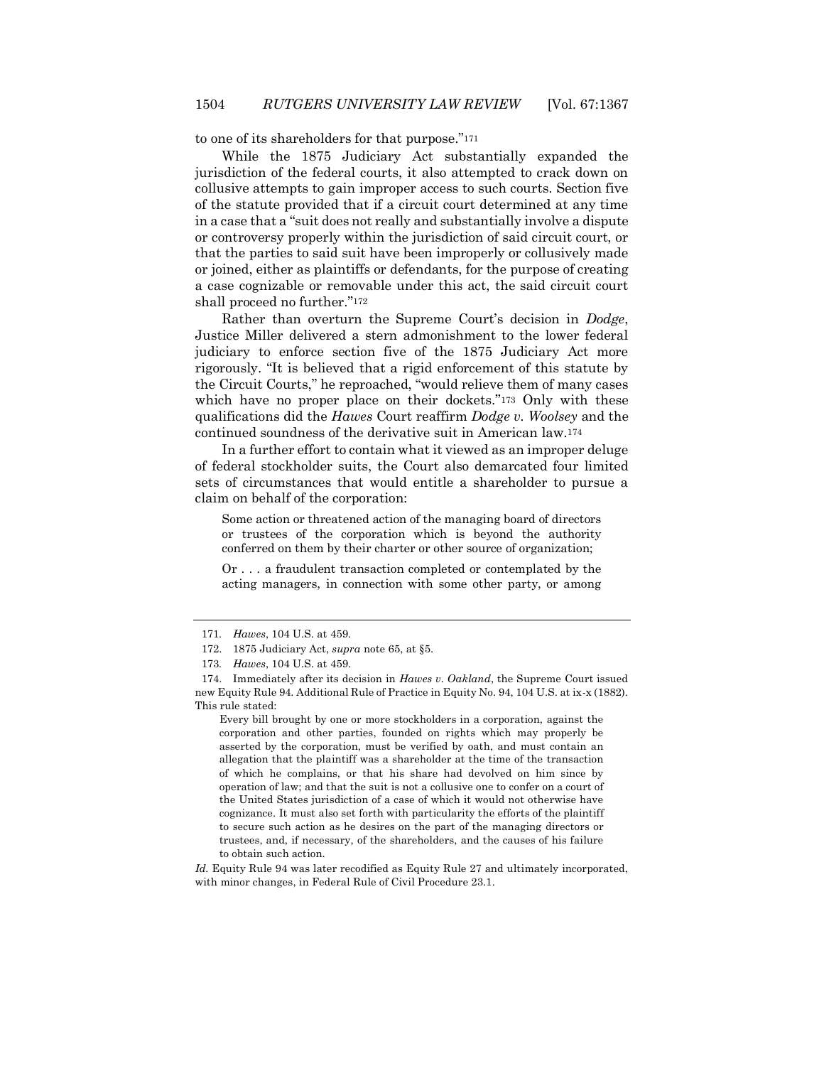to one of its shareholders for that purpose."[171]

While the 1875 Judiciary Act substantially expanded the jurisdiction of the federal courts, it also attempted to crack down on collusive attempts to gain improper access to such courts. Section five of the statute provided that if a circuit court determined at any time in a case that a "suit does not really and substantially involve a dispute or controversy properly within the jurisdiction of said circuit court, or that the parties to said suit have been improperly or collusively made or joined, either as plaintiffs or defendants, for the purpose of creating a case cognizable or removable under this act, the said circuit court shall proceed no further."[172]

Rather than overturn the Supreme Court's decision in *Dodge*, Justice Miller delivered a stern admonishment to the lower federal judiciary to enforce section five of the 1875 Judiciary Act more rigorously. "It is believed that a rigid enforcement of this statute by the Circuit Courts," he reproached, "would relieve them of many cases which have no proper place on their dockets."[173] Only with these qualifications did the *Hawes* Court reaffirm *Dodge v. Woolsey* and the continued soundness of the derivative suit in American law.[174]

In a further effort to contain what it viewed as an improper deluge of federal stockholder suits, the Court also demarcated four limited sets of circumstances that would entitle a shareholder to pursue a claim on behalf of the corporation:

> Some action or threatened action of the managing board of directors or trustees of the corporation which is beyond the authority conferred on them by their charter or other source of organization;
>
> Or . . . a fraudulent transaction completed or contemplated by the acting managers, in connection with some other party, or among

---

171. *Hawes*, 104 U.S. at 459.

172. 1875 Judiciary Act, *supra* note 65, at §5.

173. *Hawes*, 104 U.S. at 459.

174. Immediately after its decision in *Hawes v. Oakland*, the Supreme Court issued new Equity Rule 94. Additional Rule of Practice in Equity No. 94, 104 U.S. at ix-x (1882). This rule stated:

> Every bill brought by one or more stockholders in a corporation, against the corporation and other parties, founded on rights which may properly be asserted by the corporation, must be verified by oath, and must contain an allegation that the plaintiff was a shareholder at the time of the transaction of which he complains, or that his share had devolved on him since by operation of law; and that the suit is not a collusive one to confer on a court of the United States jurisdiction of a case of which it would not otherwise have cognizance. It must also set forth with particularity the efforts of the plaintiff to secure such action as he desires on the part of the managing directors or trustees, and, if necessary, of the shareholders, and the causes of his failure to obtain such action.

*Id.* Equity Rule 94 was later recodified as Equity Rule 27 and ultimately incorporated, with minor changes, in Federal Rule of Civil Procedure 23.1.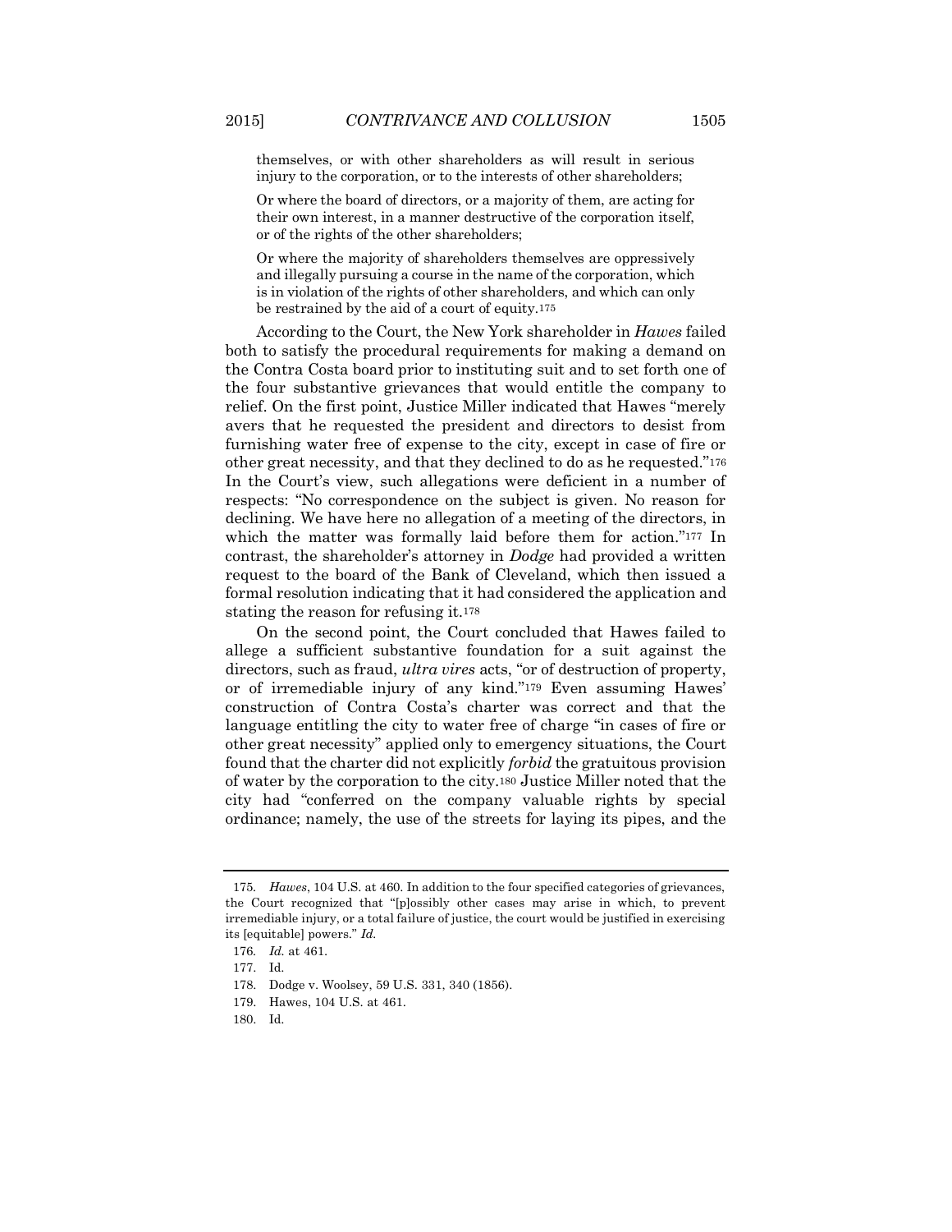> themselves, or with other shareholders as will result in serious injury to the corporation, or to the interests of other shareholders;
>
> Or where the board of directors, or a majority of them, are acting for their own interest, in a manner destructive of the corporation itself, or of the rights of the other shareholders;
>
> Or where the majority of shareholders themselves are oppressively and illegally pursuing a course in the name of the corporation, which is in violation of the rights of other shareholders, and which can only be restrained by the aid of a court of equity.[175]

According to the Court, the New York shareholder in *Hawes* failed both to satisfy the procedural requirements for making a demand on the Contra Costa board prior to instituting suit and to set forth one of the four substantive grievances that would entitle the company to relief. On the first point, Justice Miller indicated that Hawes "merely avers that he requested the president and directors to desist from furnishing water free of expense to the city, except in case of fire or other great necessity, and that they declined to do as he requested."[176] In the Court's view, such allegations were deficient in a number of respects: "No correspondence on the subject is given. No reason for declining. We have here no allegation of a meeting of the directors, in which the matter was formally laid before them for action."[177] In contrast, the shareholder's attorney in *Dodge* had provided a written request to the board of the Bank of Cleveland, which then issued a formal resolution indicating that it had considered the application and stating the reason for refusing it.[178]

On the second point, the Court concluded that Hawes failed to allege a sufficient substantive foundation for a suit against the directors, such as fraud, *ultra vires* acts, "or of destruction of property, or of irremediable injury of any kind."[179] Even assuming Hawes' construction of Contra Costa's charter was correct and that the language entitling the city to water free of charge "in cases of fire or other great necessity" applied only to emergency situations, the Court found that the charter did not explicitly *forbid* the gratuitous provision of water by the corporation to the city.[180] Justice Miller noted that the city had "conferred on the company valuable rights by special ordinance; namely, the use of the streets for laying its pipes, and the

---

175. *Hawes*, 104 U.S. at 460. In addition to the four specified categories of grievances, the Court recognized that "[p]ossibly other cases may arise in which, to prevent irremediable injury, or a total failure of justice, the court would be justified in exercising its [equitable] powers." *Id.*

176. *Id.* at 461.

177. Id.

178. Dodge v. Woolsey, 59 U.S. 331, 340 (1856).

179. Hawes, 104 U.S. at 461.

180. Id.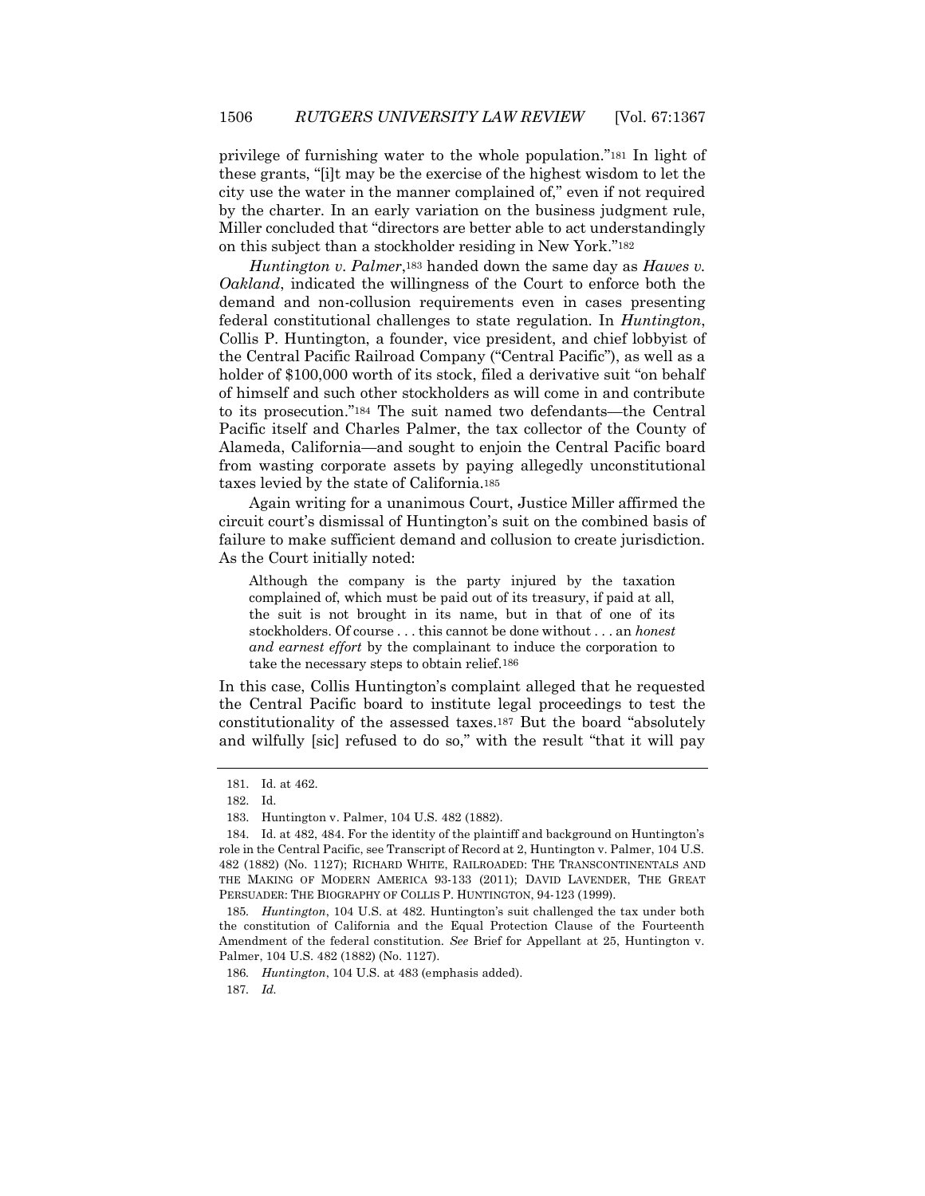privilege of furnishing water to the whole population."[181] In light of these grants, "[i]t may be the exercise of the highest wisdom to let the city use the water in the manner complained of," even if not required by the charter. In an early variation on the business judgment rule, Miller concluded that "directors are better able to act understandingly on this subject than a stockholder residing in New York."[182]

*Huntington v. Palmer*,[183] handed down the same day as *Hawes v. Oakland*, indicated the willingness of the Court to enforce both the demand and non-collusion requirements even in cases presenting federal constitutional challenges to state regulation. In *Huntington*, Collis P. Huntington, a founder, vice president, and chief lobbyist of the Central Pacific Railroad Company ("Central Pacific"), as well as a holder of $100,000 worth of its stock, filed a derivative suit "on behalf of himself and such other stockholders as will come in and contribute to its prosecution."[184] The suit named two defendants—the Central Pacific itself and Charles Palmer, the tax collector of the County of Alameda, California—and sought to enjoin the Central Pacific board from wasting corporate assets by paying allegedly unconstitutional taxes levied by the state of California.[185]

Again writing for a unanimous Court, Justice Miller affirmed the circuit court's dismissal of Huntington's suit on the combined basis of failure to make sufficient demand and collusion to create jurisdiction. As the Court initially noted:

> Although the company is the party injured by the taxation complained of, which must be paid out of its treasury, if paid at all, the suit is not brought in its name, but in that of one of its stockholders. Of course . . . this cannot be done without . . . an *honest and earnest effort* by the complainant to induce the corporation to take the necessary steps to obtain relief.[186]

In this case, Collis Huntington's complaint alleged that he requested the Central Pacific board to institute legal proceedings to test the constitutionality of the assessed taxes.[187] But the board "absolutely and wilfully [sic] refused to do so," with the result "that it will pay

---

181. Id. at 462.

182. Id.

183. Huntington v. Palmer, 104 U.S. 482 (1882).

184. Id. at 482, 484. For the identity of the plaintiff and background on Huntington's role in the Central Pacific, see Transcript of Record at 2, Huntington v. Palmer, 104 U.S. 482 (1882) (No. 1127); RICHARD WHITE, RAILROADED: THE TRANSCONTINENTALS AND THE MAKING OF MODERN AMERICA 93-133 (2011); DAVID LAVENDER, THE GREAT PERSUADER: THE BIOGRAPHY OF COLLIS P. HUNTINGTON, 94-123 (1999).

185. *Huntington*, 104 U.S. at 482. Huntington's suit challenged the tax under both the constitution of California and the Equal Protection Clause of the Fourteenth Amendment of the federal constitution. *See* Brief for Appellant at 25, Huntington v. Palmer, 104 U.S. 482 (1882) (No. 1127).

186. *Huntington*, 104 U.S. at 483 (emphasis added).

187. *Id.*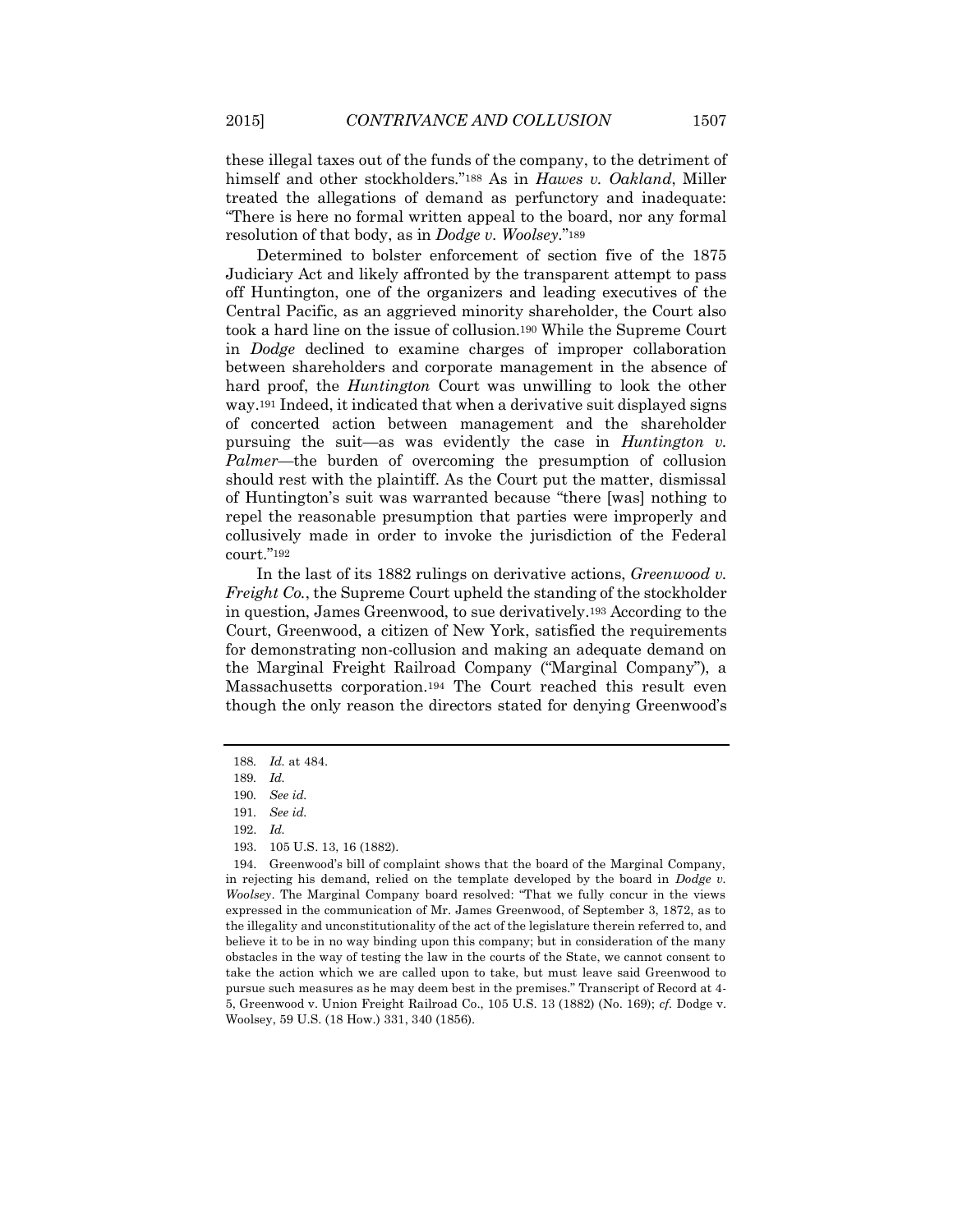these illegal taxes out of the funds of the company, to the detriment of himself and other stockholders."[188] As in *Hawes v. Oakland*, Miller treated the allegations of demand as perfunctory and inadequate: "There is here no formal written appeal to the board, nor any formal resolution of that body, as in *Dodge v. Woolsey*."[189]

Determined to bolster enforcement of section five of the 1875 Judiciary Act and likely affronted by the transparent attempt to pass off Huntington, one of the organizers and leading executives of the Central Pacific, as an aggrieved minority shareholder, the Court also took a hard line on the issue of collusion.[190] While the Supreme Court in *Dodge* declined to examine charges of improper collaboration between shareholders and corporate management in the absence of hard proof, the *Huntington* Court was unwilling to look the other way.[191] Indeed, it indicated that when a derivative suit displayed signs of concerted action between management and the shareholder pursuing the suit—as was evidently the case in *Huntington v. Palmer*—the burden of overcoming the presumption of collusion should rest with the plaintiff. As the Court put the matter, dismissal of Huntington's suit was warranted because "there [was] nothing to repel the reasonable presumption that parties were improperly and collusively made in order to invoke the jurisdiction of the Federal court."[192]

In the last of its 1882 rulings on derivative actions, *Greenwood v. Freight Co.*, the Supreme Court upheld the standing of the stockholder in question, James Greenwood, to sue derivatively.[193] According to the Court, Greenwood, a citizen of New York, satisfied the requirements for demonstrating non-collusion and making an adequate demand on the Marginal Freight Railroad Company ("Marginal Company"), a Massachusetts corporation.[194] The Court reached this result even though the only reason the directors stated for denying Greenwood's

---

188. *Id.* at 484.

189. *Id.*

190. *See id.*

191. *See id.*

192. *Id.*

193. 105 U.S. 13, 16 (1882).

194. Greenwood's bill of complaint shows that the board of the Marginal Company, in rejecting his demand, relied on the template developed by the board in *Dodge v. Woolsey*. The Marginal Company board resolved: "That we fully concur in the views expressed in the communication of Mr. James Greenwood, of September 3, 1872, as to the illegality and unconstitutionality of the act of the legislature therein referred to, and believe it to be in no way binding upon this company; but in consideration of the many obstacles in the way of testing the law in the courts of the State, we cannot consent to take the action which we are called upon to take, but must leave said Greenwood to pursue such measures as he may deem best in the premises." Transcript of Record at 4-5, Greenwood v. Union Freight Railroad Co., 105 U.S. 13 (1882) (No. 169); *cf.* Dodge v. Woolsey, 59 U.S. (18 How.) 331, 340 (1856).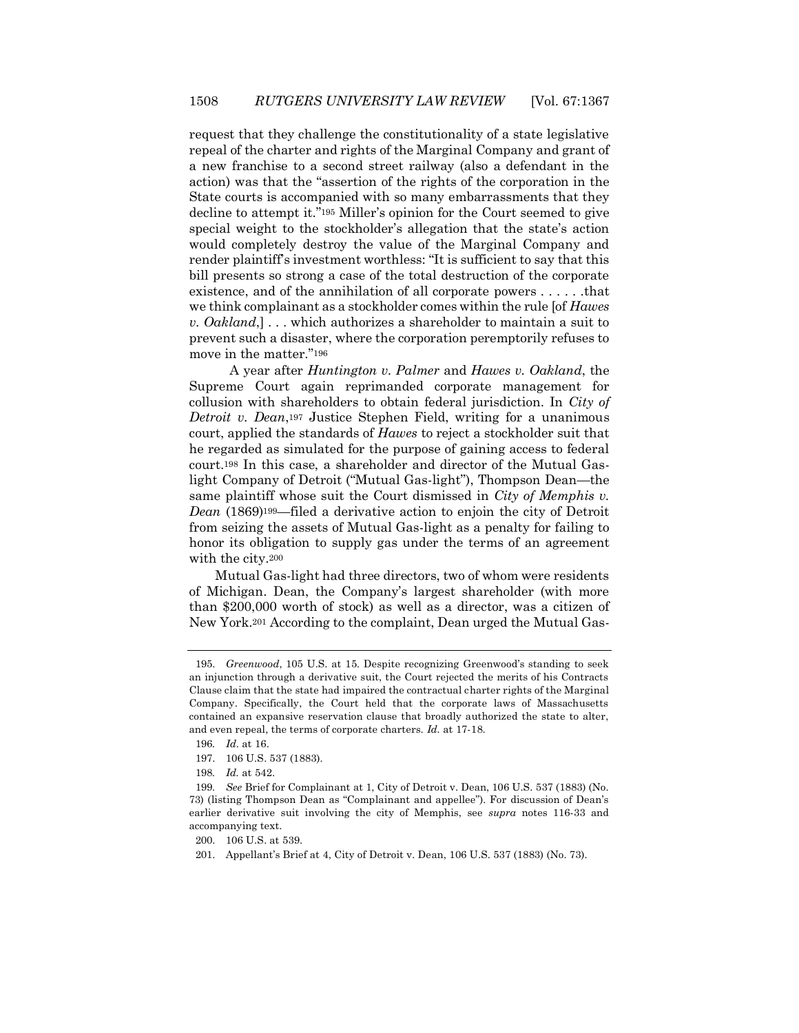request that they challenge the constitutionality of a state legislative repeal of the charter and rights of the Marginal Company and grant of a new franchise to a second street railway (also a defendant in the action) was that the "assertion of the rights of the corporation in the State courts is accompanied with so many embarrassments that they decline to attempt it."[195] Miller's opinion for the Court seemed to give special weight to the stockholder's allegation that the state's action would completely destroy the value of the Marginal Company and render plaintiff's investment worthless: "It is sufficient to say that this bill presents so strong a case of the total destruction of the corporate existence, and of the annihilation of all corporate powers . . . . . .that we think complainant as a stockholder comes within the rule [of *Hawes v. Oakland*,] . . . which authorizes a shareholder to maintain a suit to prevent such a disaster, where the corporation peremptorily refuses to move in the matter."[196]

A year after *Huntington v. Palmer* and *Hawes v. Oakland*, the Supreme Court again reprimanded corporate management for collusion with shareholders to obtain federal jurisdiction. In *City of Detroit v. Dean*,[197] Justice Stephen Field, writing for a unanimous court, applied the standards of *Hawes* to reject a stockholder suit that he regarded as simulated for the purpose of gaining access to federal court.[198] In this case, a shareholder and director of the Mutual Gas-light Company of Detroit ("Mutual Gas-light"), Thompson Dean—the same plaintiff whose suit the Court dismissed in *City of Memphis v. Dean* (1869)[199]—filed a derivative action to enjoin the city of Detroit from seizing the assets of Mutual Gas-light as a penalty for failing to honor its obligation to supply gas under the terms of an agreement with the city.[200]

Mutual Gas-light had three directors, two of whom were residents of Michigan. Dean, the Company's largest shareholder (with more than $200,000 worth of stock) as well as a director, was a citizen of New York.[201] According to the complaint, Dean urged the Mutual Gas-

---

195. *Greenwood*, 105 U.S. at 15. Despite recognizing Greenwood's standing to seek an injunction through a derivative suit, the Court rejected the merits of his Contracts Clause claim that the state had impaired the contractual charter rights of the Marginal Company. Specifically, the Court held that the corporate laws of Massachusetts contained an expansive reservation clause that broadly authorized the state to alter, and even repeal, the terms of corporate charters. *Id.* at 17-18.

196. *Id.* at 16.

197. 106 U.S. 537 (1883).

198. *Id.* at 542.

199. *See* Brief for Complainant at 1, City of Detroit v. Dean, 106 U.S. 537 (1883) (No. 73) (listing Thompson Dean as "Complainant and appellee"). For discussion of Dean's earlier derivative suit involving the city of Memphis, see *supra* notes 116-33 and accompanying text.

200. 106 U.S. at 539.

201. Appellant's Brief at 4, City of Detroit v. Dean, 106 U.S. 537 (1883) (No. 73).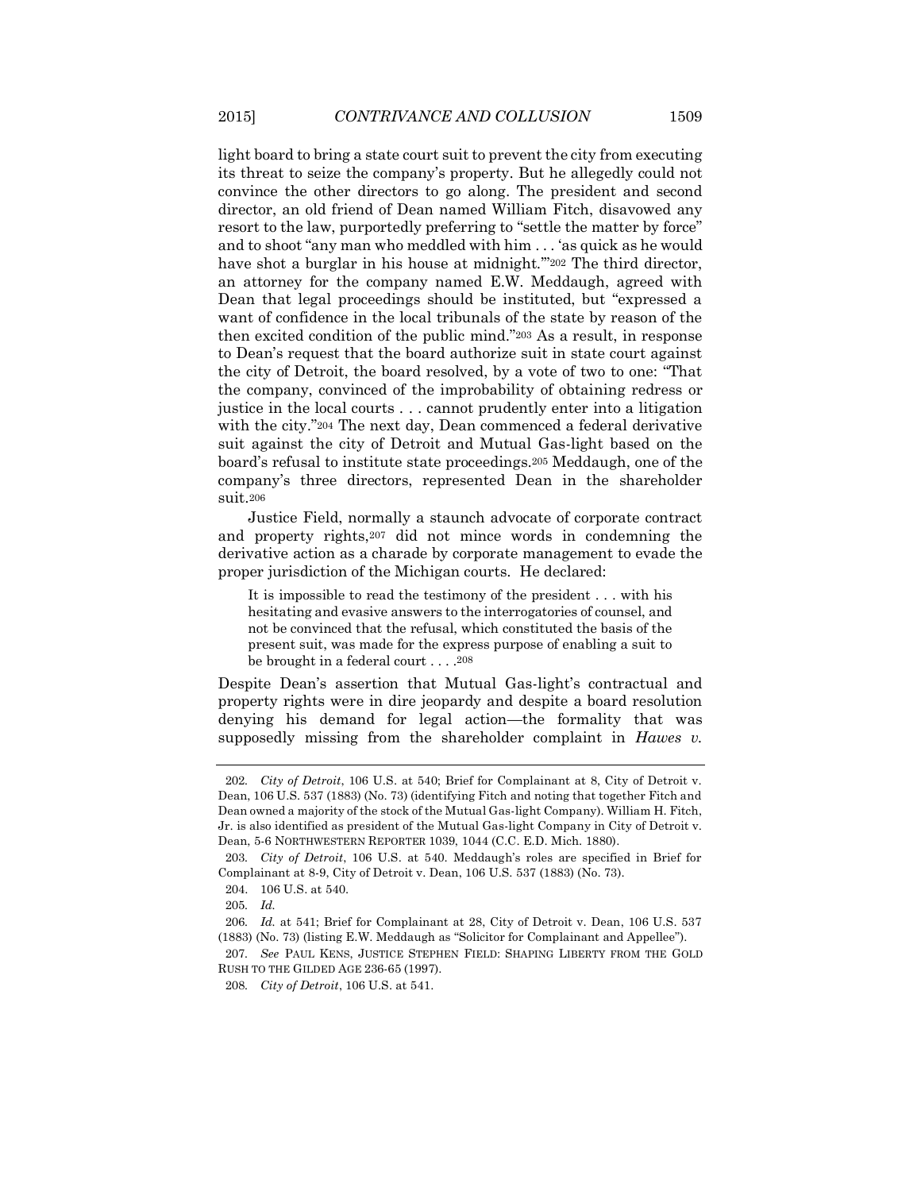light board to bring a state court suit to prevent the city from executing its threat to seize the company's property. But he allegedly could not convince the other directors to go along. The president and second director, an old friend of Dean named William Fitch, disavowed any resort to the law, purportedly preferring to "settle the matter by force" and to shoot "any man who meddled with him . . . 'as quick as he would have shot a burglar in his house at midnight.'"[202] The third director, an attorney for the company named E.W. Meddaugh, agreed with Dean that legal proceedings should be instituted, but "expressed a want of confidence in the local tribunals of the state by reason of the then excited condition of the public mind."[203] As a result, in response to Dean's request that the board authorize suit in state court against the city of Detroit, the board resolved, by a vote of two to one: "That the company, convinced of the improbability of obtaining redress or justice in the local courts . . . cannot prudently enter into a litigation with the city."[204] The next day, Dean commenced a federal derivative suit against the city of Detroit and Mutual Gas-light based on the board's refusal to institute state proceedings.[205] Meddaugh, one of the company's three directors, represented Dean in the shareholder suit.[206]

Justice Field, normally a staunch advocate of corporate contract and property rights,[207] did not mince words in condemning the derivative action as a charade by corporate management to evade the proper jurisdiction of the Michigan courts. He declared:

> It is impossible to read the testimony of the president . . . with his hesitating and evasive answers to the interrogatories of counsel, and not be convinced that the refusal, which constituted the basis of the present suit, was made for the express purpose of enabling a suit to be brought in a federal court . . . .[208]

Despite Dean's assertion that Mutual Gas-light's contractual and property rights were in dire jeopardy and despite a board resolution denying his demand for legal action—the formality that was supposedly missing from the shareholder complaint in *Hawes v.*

---

202. *City of Detroit*, 106 U.S. at 540; Brief for Complainant at 8, City of Detroit v. Dean, 106 U.S. 537 (1883) (No. 73) (identifying Fitch and noting that together Fitch and Dean owned a majority of the stock of the Mutual Gas-light Company). William H. Fitch, Jr. is also identified as president of the Mutual Gas-light Company in City of Detroit v. Dean, 5-6 NORTHWESTERN REPORTER 1039, 1044 (C.C. E.D. Mich. 1880).

203. *City of Detroit*, 106 U.S. at 540. Meddaugh's roles are specified in Brief for Complainant at 8-9, City of Detroit v. Dean, 106 U.S. 537 (1883) (No. 73).

204. 106 U.S. at 540.

205. *Id.*

206. *Id.* at 541; Brief for Complainant at 28, City of Detroit v. Dean, 106 U.S. 537 (1883) (No. 73) (listing E.W. Meddaugh as "Solicitor for Complainant and Appellee").

207. *See* PAUL KENS, JUSTICE STEPHEN FIELD: SHAPING LIBERTY FROM THE GOLD RUSH TO THE GILDED AGE 236-65 (1997).

208. *City of Detroit*, 106 U.S. at 541.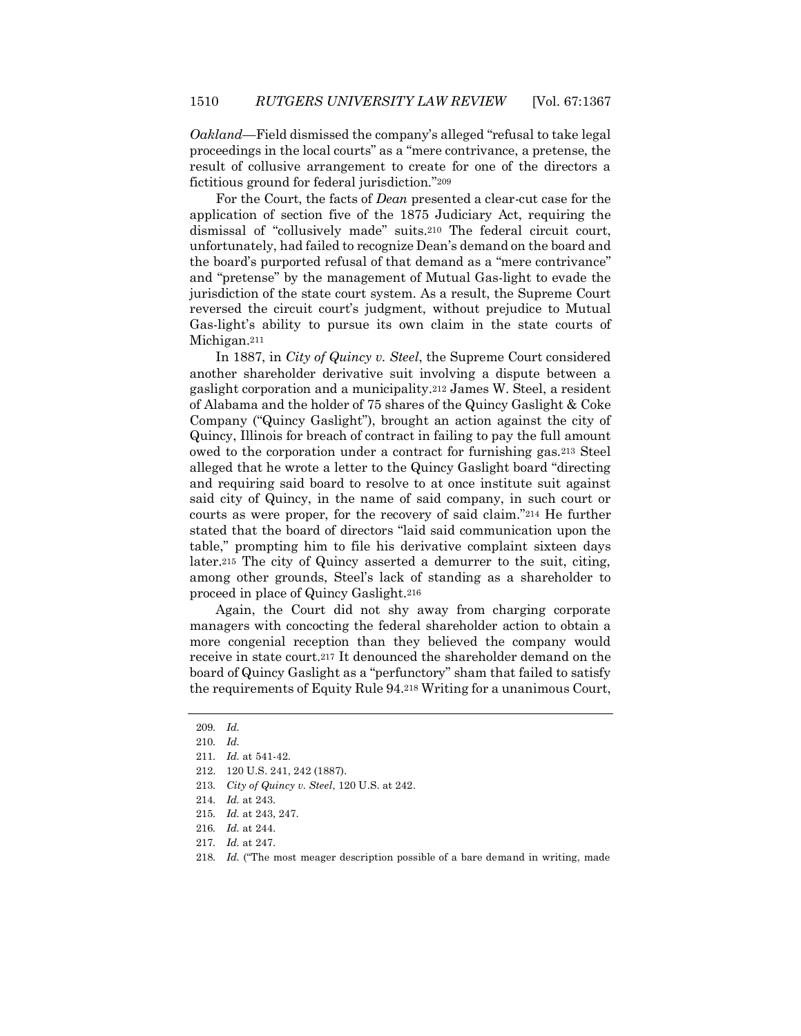*Oakland*—Field dismissed the company's alleged "refusal to take legal proceedings in the local courts" as a "mere contrivance, a pretense, the result of collusive arrangement to create for one of the directors a fictitious ground for federal jurisdiction."[209]

For the Court, the facts of *Dean* presented a clear-cut case for the application of section five of the 1875 Judiciary Act, requiring the dismissal of "collusively made" suits.[210] The federal circuit court, unfortunately, had failed to recognize Dean's demand on the board and the board's purported refusal of that demand as a "mere contrivance" and "pretense" by the management of Mutual Gas-light to evade the jurisdiction of the state court system. As a result, the Supreme Court reversed the circuit court's judgment, without prejudice to Mutual Gas-light's ability to pursue its own claim in the state courts of Michigan.[211]

In 1887, in *City of Quincy v. Steel*, the Supreme Court considered another shareholder derivative suit involving a dispute between a gaslight corporation and a municipality.[212] James W. Steel, a resident of Alabama and the holder of 75 shares of the Quincy Gaslight & Coke Company ("Quincy Gaslight"), brought an action against the city of Quincy, Illinois for breach of contract in failing to pay the full amount owed to the corporation under a contract for furnishing gas.[213] Steel alleged that he wrote a letter to the Quincy Gaslight board "directing and requiring said board to resolve to at once institute suit against said city of Quincy, in the name of said company, in such court or courts as were proper, for the recovery of said claim."[214] He further stated that the board of directors "laid said communication upon the table," prompting him to file his derivative complaint sixteen days later.[215] The city of Quincy asserted a demurrer to the suit, citing, among other grounds, Steel's lack of standing as a shareholder to proceed in place of Quincy Gaslight.[216]

Again, the Court did not shy away from charging corporate managers with concocting the federal shareholder action to obtain a more congenial reception than they believed the company would receive in state court.[217] It denounced the shareholder demand on the board of Quincy Gaslight as a "perfunctory" sham that failed to satisfy the requirements of Equity Rule 94.[218] Writing for a unanimous Court,

---

209. *Id.*
210. *Id.*
211. *Id.* at 541-42.
212. 120 U.S. 241, 242 (1887).
213. *City of Quincy v. Steel*, 120 U.S. at 242.
214. *Id.* at 243.
215. *Id.* at 243, 247.
216. *Id.* at 244.
217. *Id.* at 247.
218. *Id.* ("The most meager description possible of a bare demand in writing, made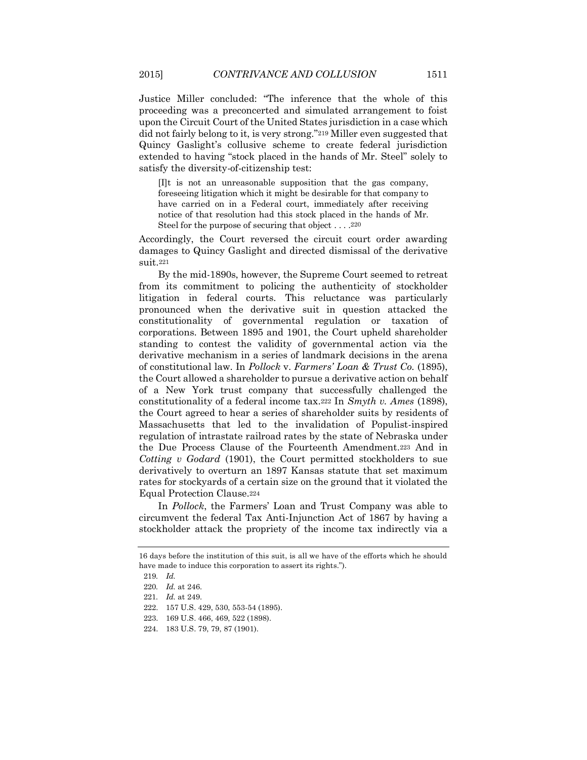Justice Miller concluded: "The inference that the whole of this proceeding was a preconcerted and simulated arrangement to foist upon the Circuit Court of the United States jurisdiction in a case which did not fairly belong to it, is very strong."[219] Miller even suggested that Quincy Gaslight's collusive scheme to create federal jurisdiction extended to having "stock placed in the hands of Mr. Steel" solely to satisfy the diversity-of-citizenship test:

> [I]t is not an unreasonable supposition that the gas company, foreseeing litigation which it might be desirable for that company to have carried on in a Federal court, immediately after receiving notice of that resolution had this stock placed in the hands of Mr. Steel for the purpose of securing that object . . . .[220]

Accordingly, the Court reversed the circuit court order awarding damages to Quincy Gaslight and directed dismissal of the derivative suit.[221]

By the mid-1890s, however, the Supreme Court seemed to retreat from its commitment to policing the authenticity of stockholder litigation in federal courts. This reluctance was particularly pronounced when the derivative suit in question attacked the constitutionality of governmental regulation or taxation of corporations. Between 1895 and 1901, the Court upheld shareholder standing to contest the validity of governmental action via the derivative mechanism in a series of landmark decisions in the arena of constitutional law. In *Pollock* v. *Farmers' Loan & Trust Co.* (1895), the Court allowed a shareholder to pursue a derivative action on behalf of a New York trust company that successfully challenged the constitutionality of a federal income tax.[222] In *Smyth v. Ames* (1898), the Court agreed to hear a series of shareholder suits by residents of Massachusetts that led to the invalidation of Populist-inspired regulation of intrastate railroad rates by the state of Nebraska under the Due Process Clause of the Fourteenth Amendment.[223] And in *Cotting v Godard* (1901), the Court permitted stockholders to sue derivatively to overturn an 1897 Kansas statute that set maximum rates for stockyards of a certain size on the ground that it violated the Equal Protection Clause.[224]

In *Pollock*, the Farmers' Loan and Trust Company was able to circumvent the federal Tax Anti-Injunction Act of 1867 by having a stockholder attack the propriety of the income tax indirectly via a

---

16 days before the institution of this suit, is all we have of the efforts which he should have made to induce this corporation to assert its rights.").

219. *Id.*

220. *Id.* at 246.

221. *Id.* at 249.

222. 157 U.S. 429, 530, 553-54 (1895).

223. 169 U.S. 466, 469, 522 (1898).

224. 183 U.S. 79, 79, 87 (1901).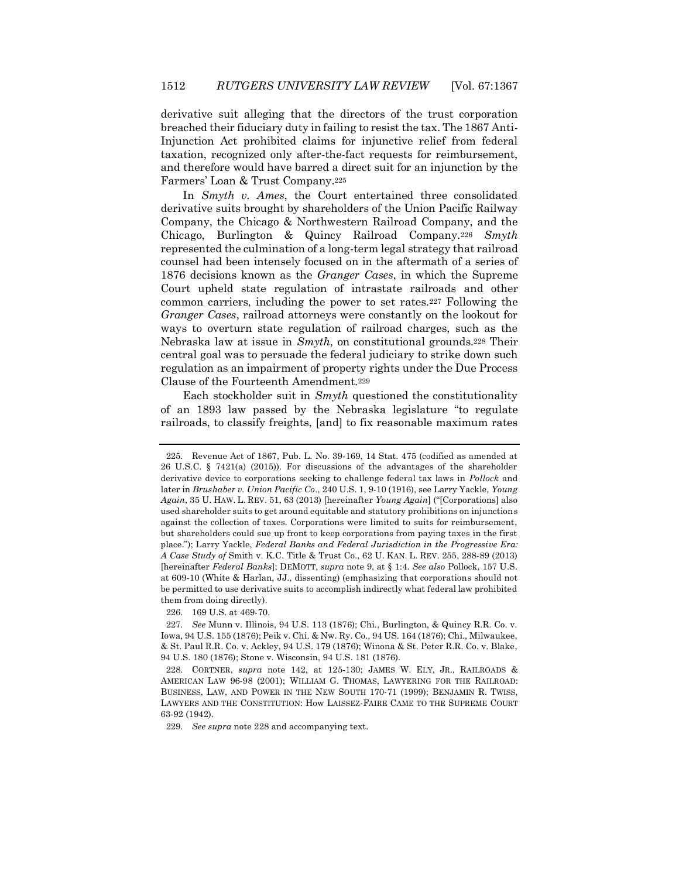derivative suit alleging that the directors of the trust corporation breached their fiduciary duty in failing to resist the tax. The 1867 Anti-Injunction Act prohibited claims for injunctive relief from federal taxation, recognized only after-the-fact requests for reimbursement, and therefore would have barred a direct suit for an injunction by the Farmers' Loan & Trust Company.[225]

In *Smyth v. Ames*, the Court entertained three consolidated derivative suits brought by shareholders of the Union Pacific Railway Company, the Chicago & Northwestern Railroad Company, and the Chicago, Burlington & Quincy Railroad Company.[226] *Smyth* represented the culmination of a long-term legal strategy that railroad counsel had been intensely focused on in the aftermath of a series of 1876 decisions known as the *Granger Cases*, in which the Supreme Court upheld state regulation of intrastate railroads and other common carriers, including the power to set rates.[227] Following the *Granger Cases*, railroad attorneys were constantly on the lookout for ways to overturn state regulation of railroad charges, such as the Nebraska law at issue in *Smyth*, on constitutional grounds.[228] Their central goal was to persuade the federal judiciary to strike down such regulation as an impairment of property rights under the Due Process Clause of the Fourteenth Amendment.[229]

Each stockholder suit in *Smyth* questioned the constitutionality of an 1893 law passed by the Nebraska legislature "to regulate railroads, to classify freights, [and] to fix reasonable maximum rates

---

225. Revenue Act of 1867, Pub. L. No. 39-169, 14 Stat. 475 (codified as amended at 26 U.S.C. § 7421(a) (2015)). For discussions of the advantages of the shareholder derivative device to corporations seeking to challenge federal tax laws in *Pollock* and later in *Brushaber v. Union Pacific Co*., 240 U.S. 1, 9-10 (1916), see Larry Yackle, *Young Again*, 35 U. HAW. L. REV. 51, 63 (2013) [hereinafter *Young Again*] ("[Corporations] also used shareholder suits to get around equitable and statutory prohibitions on injunctions against the collection of taxes. Corporations were limited to suits for reimbursement, but shareholders could sue up front to keep corporations from paying taxes in the first place."); Larry Yackle, *Federal Banks and Federal Jurisdiction in the Progressive Era: A Case Study of* Smith v. K.C. Title & Trust Co., 62 U. KAN. L. REV. 255, 288-89 (2013) [hereinafter *Federal Banks*]; DEMOTT, *supra* note 9, at § 1:4. *See also* Pollock, 157 U.S. at 609-10 (White & Harlan, JJ., dissenting) (emphasizing that corporations should not be permitted to use derivative suits to accomplish indirectly what federal law prohibited them from doing directly).

226. 169 U.S. at 469-70.

227. *See* Munn v. Illinois, 94 U.S. 113 (1876); Chi., Burlington, & Quincy R.R. Co. v. Iowa, 94 U.S. 155 (1876); Peik v. Chi. & Nw. Ry. Co., 94 US. 164 (1876); Chi., Milwaukee, & St. Paul R.R. Co. v. Ackley, 94 U.S. 179 (1876); Winona & St. Peter R.R. Co. v. Blake, 94 U.S. 180 (1876); Stone v. Wisconsin, 94 U.S. 181 (1876).

228. CORTNER, *supra* note 142, at 125-130; JAMES W. ELY, JR., RAILROADS & AMERICAN LAW 96-98 (2001); WILLIAM G. THOMAS, LAWYERING FOR THE RAILROAD: BUSINESS, LAW, AND POWER IN THE NEW SOUTH 170-71 (1999); BENJAMIN R. TWISS, LAWYERS AND THE CONSTITUTION: HOW LAISSEZ-FAIRE CAME TO THE SUPREME COURT 63-92 (1942).

229. *See supra* note 228 and accompanying text.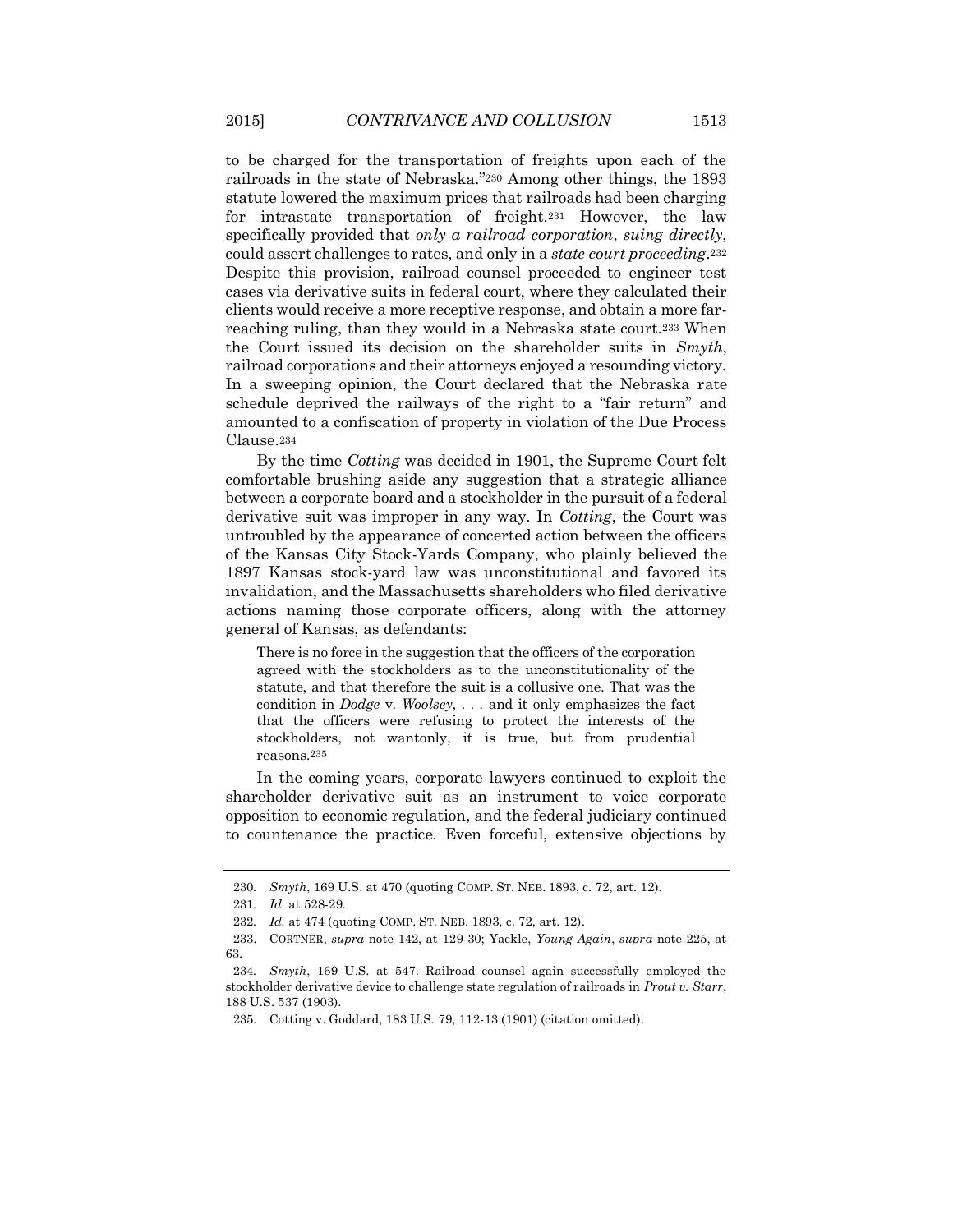to be charged for the transportation of freights upon each of the railroads in the state of Nebraska."[230] Among other things, the 1893 statute lowered the maximum prices that railroads had been charging for intrastate transportation of freight.[231] However, the law specifically provided that *only a railroad corporation*, *suing directly*, could assert challenges to rates, and only in a *state court proceeding*.[232] Despite this provision, railroad counsel proceeded to engineer test cases via derivative suits in federal court, where they calculated their clients would receive a more receptive response, and obtain a more far-reaching ruling, than they would in a Nebraska state court.[233] When the Court issued its decision on the shareholder suits in *Smyth*, railroad corporations and their attorneys enjoyed a resounding victory. In a sweeping opinion, the Court declared that the Nebraska rate schedule deprived the railways of the right to a "fair return" and amounted to a confiscation of property in violation of the Due Process Clause.[234]

By the time *Cotting* was decided in 1901, the Supreme Court felt comfortable brushing aside any suggestion that a strategic alliance between a corporate board and a stockholder in the pursuit of a federal derivative suit was improper in any way. In *Cotting*, the Court was untroubled by the appearance of concerted action between the officers of the Kansas City Stock-Yards Company, who plainly believed the 1897 Kansas stock-yard law was unconstitutional and favored its invalidation, and the Massachusetts shareholders who filed derivative actions naming those corporate officers, along with the attorney general of Kansas, as defendants:

> There is no force in the suggestion that the officers of the corporation agreed with the stockholders as to the unconstitutionality of the statute, and that therefore the suit is a collusive one. That was the condition in *Dodge* v. *Woolsey*, . . . and it only emphasizes the fact that the officers were refusing to protect the interests of the stockholders, not wantonly, it is true, but from prudential reasons.[235]

In the coming years, corporate lawyers continued to exploit the shareholder derivative suit as an instrument to voice corporate opposition to economic regulation, and the federal judiciary continued to countenance the practice. Even forceful, extensive objections by

---

230. *Smyth*, 169 U.S. at 470 (quoting COMP. ST. NEB. 1893, c. 72, art. 12).

231. *Id.* at 528-29.

232. *Id.* at 474 (quoting COMP. ST. NEB. 1893, c. 72, art. 12).

233. CORTNER, *supra* note 142, at 129-30; Yackle, *Young Again*, *supra* note 225, at 63.

234. *Smyth*, 169 U.S. at 547. Railroad counsel again successfully employed the stockholder derivative device to challenge state regulation of railroads in *Prout v. Starr*, 188 U.S. 537 (1903).

235. Cotting v. Goddard, 183 U.S. 79, 112-13 (1901) (citation omitted).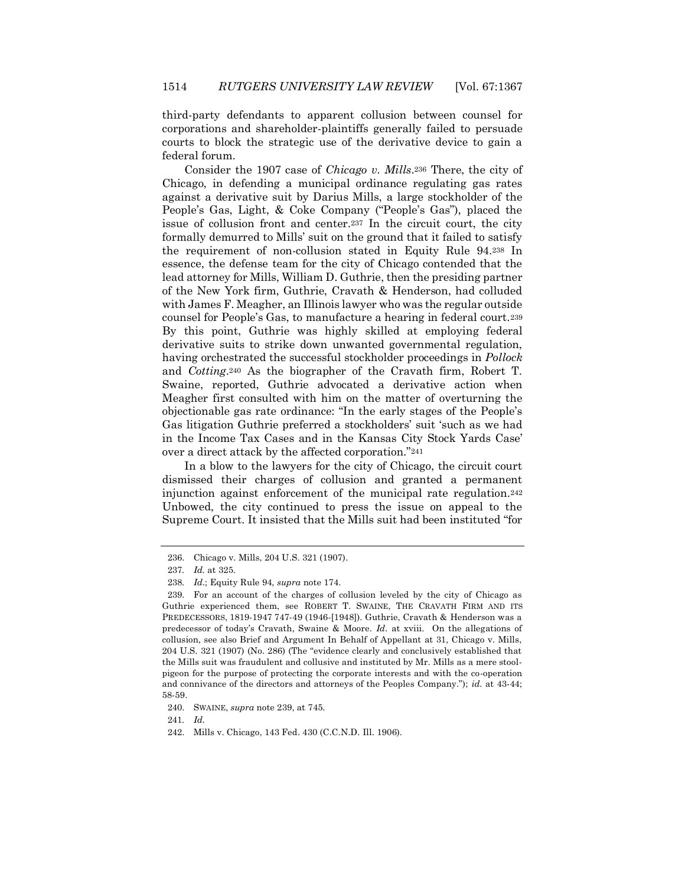third-party defendants to apparent collusion between counsel for corporations and shareholder-plaintiffs generally failed to persuade courts to block the strategic use of the derivative device to gain a federal forum.

Consider the 1907 case of *Chicago v. Mills*.[236] There, the city of Chicago, in defending a municipal ordinance regulating gas rates against a derivative suit by Darius Mills, a large stockholder of the People's Gas, Light, & Coke Company ("People's Gas"), placed the issue of collusion front and center.[237] In the circuit court, the city formally demurred to Mills' suit on the ground that it failed to satisfy the requirement of non-collusion stated in Equity Rule 94.[238] In essence, the defense team for the city of Chicago contended that the lead attorney for Mills, William D. Guthrie, then the presiding partner of the New York firm, Guthrie, Cravath & Henderson, had colluded with James F. Meagher, an Illinois lawyer who was the regular outside counsel for People's Gas, to manufacture a hearing in federal court.[239] By this point, Guthrie was highly skilled at employing federal derivative suits to strike down unwanted governmental regulation, having orchestrated the successful stockholder proceedings in *Pollock* and *Cotting*.[240] As the biographer of the Cravath firm, Robert T. Swaine, reported, Guthrie advocated a derivative action when Meagher first consulted with him on the matter of overturning the objectionable gas rate ordinance: "In the early stages of the People's Gas litigation Guthrie preferred a stockholders' suit 'such as we had in the Income Tax Cases and in the Kansas City Stock Yards Case' over a direct attack by the affected corporation."[241]

In a blow to the lawyers for the city of Chicago, the circuit court dismissed their charges of collusion and granted a permanent injunction against enforcement of the municipal rate regulation.[242] Unbowed, the city continued to press the issue on appeal to the Supreme Court. It insisted that the Mills suit had been instituted "for

---

236. Chicago v. Mills, 204 U.S. 321 (1907).

237. *Id.* at 325.

238. *Id.*; Equity Rule 94, *supra* note 174.

239. For an account of the charges of collusion leveled by the city of Chicago as Guthrie experienced them, see ROBERT T. SWAINE, THE CRAVATH FIRM AND ITS PREDECESSORS, 1819-1947 747-49 (1946-[1948]). Guthrie, Cravath & Henderson was a predecessor of today's Cravath, Swaine & Moore. *Id*. at xviii. On the allegations of collusion, see also Brief and Argument In Behalf of Appellant at 31, Chicago v. Mills, 204 U.S. 321 (1907) (No. 286) (The "evidence clearly and conclusively established that the Mills suit was fraudulent and collusive and instituted by Mr. Mills as a mere stool-pigeon for the purpose of protecting the corporate interests and with the co-operation and connivance of the directors and attorneys of the Peoples Company."); *id.* at 43-44; 58-59.

240. SWAINE, *supra* note 239, at 745.

241. *Id.*

242. Mills v. Chicago, 143 Fed. 430 (C.C.N.D. Ill. 1906).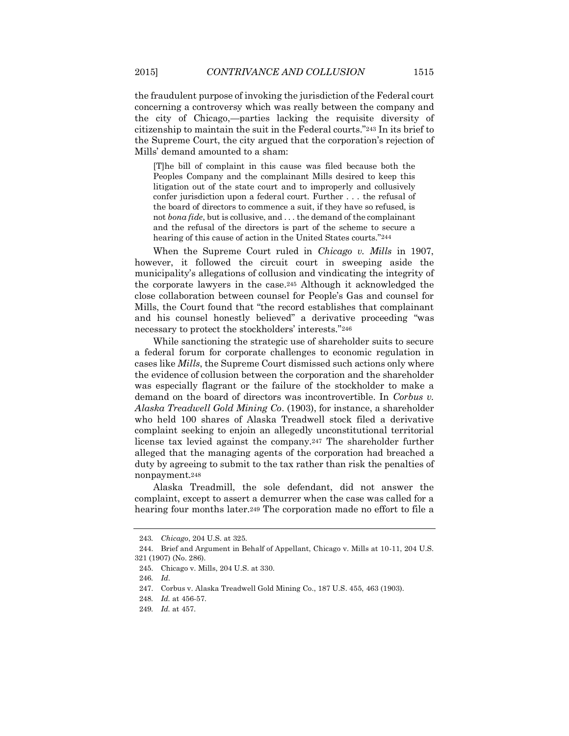the fraudulent purpose of invoking the jurisdiction of the Federal court concerning a controversy which was really between the company and the city of Chicago,—parties lacking the requisite diversity of citizenship to maintain the suit in the Federal courts."[243] In its brief to the Supreme Court, the city argued that the corporation's rejection of Mills' demand amounted to a sham:

> [T]he bill of complaint in this cause was filed because both the Peoples Company and the complainant Mills desired to keep this litigation out of the state court and to improperly and collusively confer jurisdiction upon a federal court. Further . . . the refusal of the board of directors to commence a suit, if they have so refused, is not *bona fide*, but is collusive, and . . . the demand of the complainant and the refusal of the directors is part of the scheme to secure a hearing of this cause of action in the United States courts."[244]

When the Supreme Court ruled in *Chicago v. Mills* in 1907, however, it followed the circuit court in sweeping aside the municipality's allegations of collusion and vindicating the integrity of the corporate lawyers in the case.[245] Although it acknowledged the close collaboration between counsel for People's Gas and counsel for Mills, the Court found that "the record establishes that complainant and his counsel honestly believed" a derivative proceeding "was necessary to protect the stockholders' interests."[246]

While sanctioning the strategic use of shareholder suits to secure a federal forum for corporate challenges to economic regulation in cases like *Mills*, the Supreme Court dismissed such actions only where the evidence of collusion between the corporation and the shareholder was especially flagrant or the failure of the stockholder to make a demand on the board of directors was incontrovertible. In *Corbus v. Alaska Treadwell Gold Mining Co*. (1903), for instance, a shareholder who held 100 shares of Alaska Treadwell stock filed a derivative complaint seeking to enjoin an allegedly unconstitutional territorial license tax levied against the company.[247] The shareholder further alleged that the managing agents of the corporation had breached a duty by agreeing to submit to the tax rather than risk the penalties of nonpayment.[248]

Alaska Treadmill, the sole defendant, did not answer the complaint, except to assert a demurrer when the case was called for a hearing four months later.[249] The corporation made no effort to file a

---

243. *Chicago*, 204 U.S. at 325.

244. Brief and Argument in Behalf of Appellant, Chicago v. Mills at 10-11, 204 U.S. 321 (1907) (No. 286).

245. Chicago v. Mills, 204 U.S. at 330.

246. *Id.*

247. Corbus v. Alaska Treadwell Gold Mining Co., 187 U.S. 455, 463 (1903).

248. *Id.* at 456-57.

249. *Id.* at 457.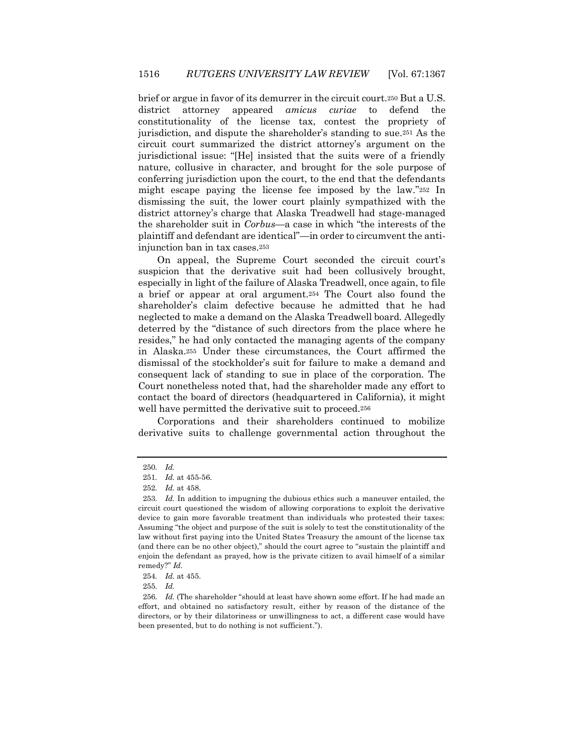brief or argue in favor of its demurrer in the circuit court.[250] But a U.S. district attorney appeared *amicus curiae* to defend the constitutionality of the license tax, contest the propriety of jurisdiction, and dispute the shareholder's standing to sue.[251] As the circuit court summarized the district attorney's argument on the jurisdictional issue: "[He] insisted that the suits were of a friendly nature, collusive in character, and brought for the sole purpose of conferring jurisdiction upon the court, to the end that the defendants might escape paying the license fee imposed by the law."[252] In dismissing the suit, the lower court plainly sympathized with the district attorney's charge that Alaska Treadwell had stage-managed the shareholder suit in *Corbus*—a case in which "the interests of the plaintiff and defendant are identical"—in order to circumvent the anti-injunction ban in tax cases.[253]

On appeal, the Supreme Court seconded the circuit court's suspicion that the derivative suit had been collusively brought, especially in light of the failure of Alaska Treadwell, once again, to file a brief or appear at oral argument.[254] The Court also found the shareholder's claim defective because he admitted that he had neglected to make a demand on the Alaska Treadwell board. Allegedly deterred by the "distance of such directors from the place where he resides," he had only contacted the managing agents of the company in Alaska.[255] Under these circumstances, the Court affirmed the dismissal of the stockholder's suit for failure to make a demand and consequent lack of standing to sue in place of the corporation. The Court nonetheless noted that, had the shareholder made any effort to contact the board of directors (headquartered in California), it might well have permitted the derivative suit to proceed.[256]

Corporations and their shareholders continued to mobilize derivative suits to challenge governmental action throughout the

---

250. *Id.*

251. *Id.* at 455-56.

252. *Id.* at 458.

253. *Id.* In addition to impugning the dubious ethics such a maneuver entailed, the circuit court questioned the wisdom of allowing corporations to exploit the derivative device to gain more favorable treatment than individuals who protested their taxes: Assuming "the object and purpose of the suit is solely to test the constitutionality of the law without first paying into the United States Treasury the amount of the license tax (and there can be no other object)," should the court agree to "sustain the plaintiff and enjoin the defendant as prayed, how is the private citizen to avail himself of a similar remedy?" *Id.*

254. *Id.* at 455.

255. *Id.*

256. *Id.* (The shareholder "should at least have shown some effort. If he had made an effort, and obtained no satisfactory result, either by reason of the distance of the directors, or by their dilatoriness or unwillingness to act, a different case would have been presented, but to do nothing is not sufficient.").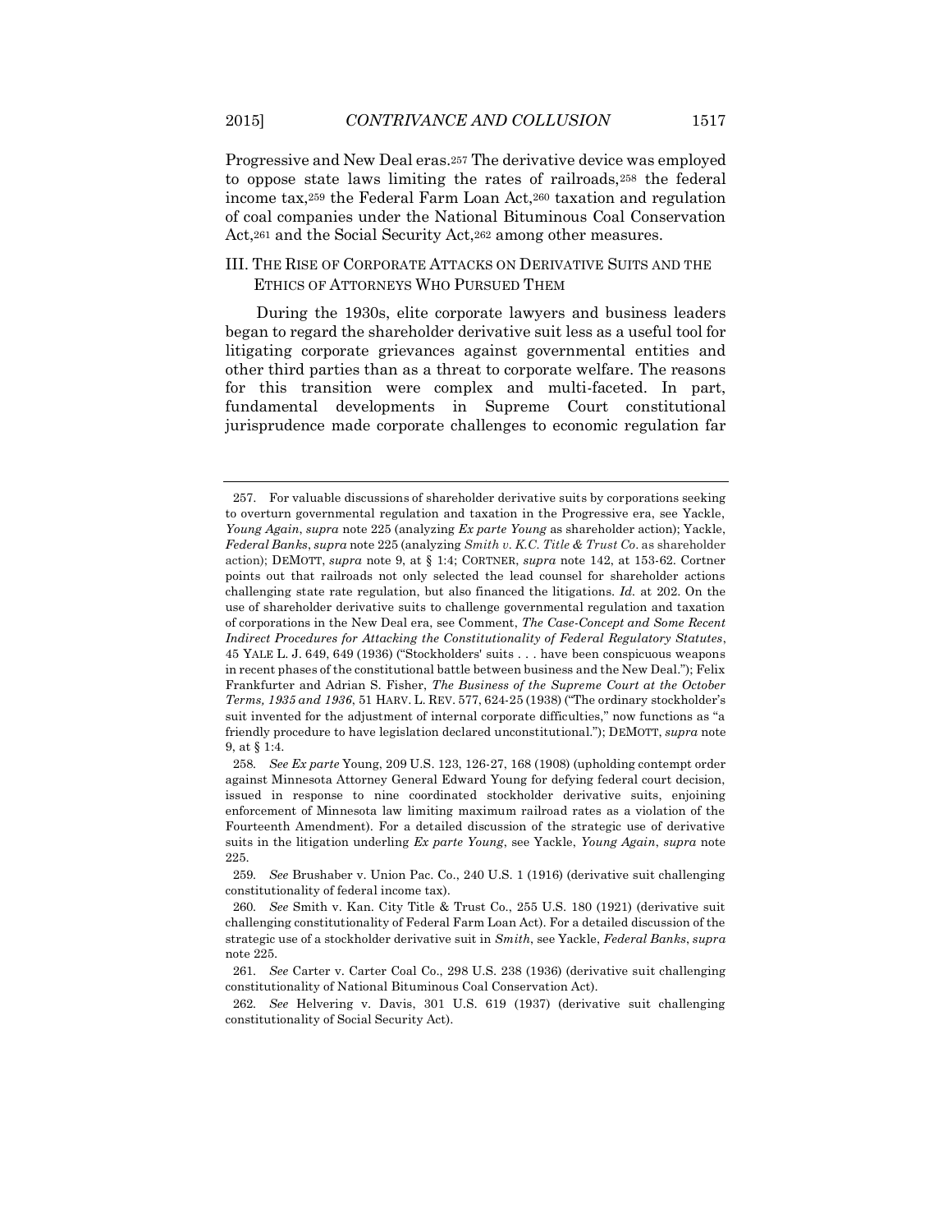Progressive and New Deal eras.[257] The derivative device was employed to oppose state laws limiting the rates of railroads,[258] the federal income tax,[259] the Federal Farm Loan Act,[260] taxation and regulation of coal companies under the National Bituminous Coal Conservation Act,[261] and the Social Security Act,[262] among other measures.

## III. THE RISE OF CORPORATE ATTACKS ON DERIVATIVE SUITS AND THE ETHICS OF ATTORNEYS WHO PURSUED THEM

During the 1930s, elite corporate lawyers and business leaders began to regard the shareholder derivative suit less as a useful tool for litigating corporate grievances against governmental entities and other third parties than as a threat to corporate welfare. The reasons for this transition were complex and multi-faceted. In part, fundamental developments in Supreme Court constitutional jurisprudence made corporate challenges to economic regulation far

---

257. For valuable discussions of shareholder derivative suits by corporations seeking to overturn governmental regulation and taxation in the Progressive era, see Yackle, *Young Again*, *supra* note 225 (analyzing *Ex parte Young* as shareholder action); Yackle, *Federal Banks*, *supra* note 225 (analyzing *Smith v. K.C. Title & Trust Co.* as shareholder action); DEMOTT, *supra* note 9, at § 1:4; CORTNER, *supra* note 142, at 153-62. Cortner points out that railroads not only selected the lead counsel for shareholder actions challenging state rate regulation, but also financed the litigations. *Id.* at 202. On the use of shareholder derivative suits to challenge governmental regulation and taxation of corporations in the New Deal era, see Comment, *The Case-Concept and Some Recent Indirect Procedures for Attacking the Constitutionality of Federal Regulatory Statutes*, 45 YALE L. J. 649, 649 (1936) ("Stockholders' suits . . . have been conspicuous weapons in recent phases of the constitutional battle between business and the New Deal."); Felix Frankfurter and Adrian S. Fisher, *The Business of the Supreme Court at the October Terms, 1935 and 1936*, 51 HARV. L. REV. 577, 624-25 (1938) ("The ordinary stockholder's suit invented for the adjustment of internal corporate difficulties," now functions as "a friendly procedure to have legislation declared unconstitutional."); DEMOTT, *supra* note 9, at § 1:4.

258. *See Ex parte* Young, 209 U.S. 123, 126-27, 168 (1908) (upholding contempt order against Minnesota Attorney General Edward Young for defying federal court decision, issued in response to nine coordinated stockholder derivative suits, enjoining enforcement of Minnesota law limiting maximum railroad rates as a violation of the Fourteenth Amendment). For a detailed discussion of the strategic use of derivative suits in the litigation underling *Ex parte Young*, see Yackle, *Young Again*, *supra* note 225.

259. *See* Brushaber v. Union Pac. Co., 240 U.S. 1 (1916) (derivative suit challenging constitutionality of federal income tax).

260. *See* Smith v. Kan. City Title & Trust Co., 255 U.S. 180 (1921) (derivative suit challenging constitutionality of Federal Farm Loan Act). For a detailed discussion of the strategic use of a stockholder derivative suit in *Smith*, see Yackle, *Federal Banks*, *supra* note 225.

261. *See* Carter v. Carter Coal Co., 298 U.S. 238 (1936) (derivative suit challenging constitutionality of National Bituminous Coal Conservation Act).

262. *See* Helvering v. Davis, 301 U.S. 619 (1937) (derivative suit challenging constitutionality of Social Security Act).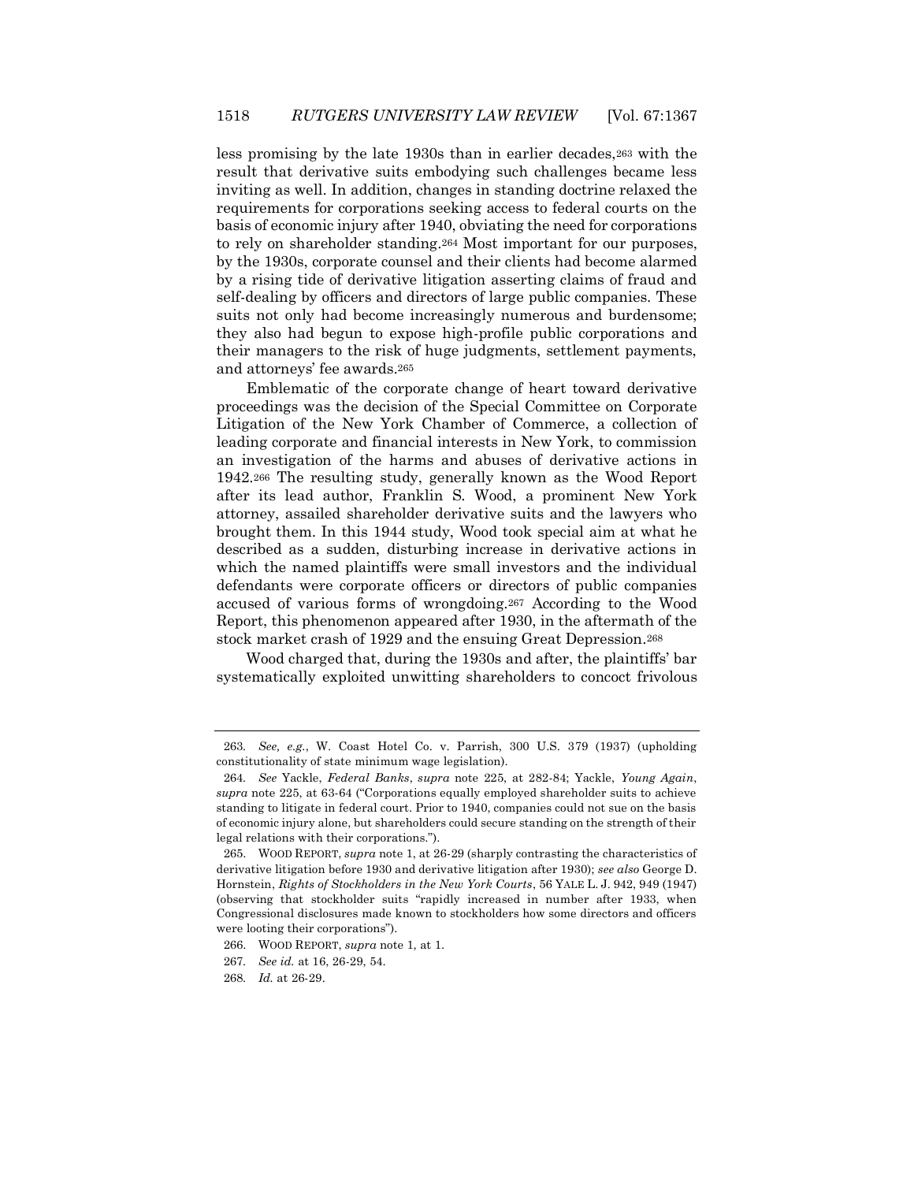less promising by the late 1930s than in earlier decades,[263] with the result that derivative suits embodying such challenges became less inviting as well. In addition, changes in standing doctrine relaxed the requirements for corporations seeking access to federal courts on the basis of economic injury after 1940, obviating the need for corporations to rely on shareholder standing.[264] Most important for our purposes, by the 1930s, corporate counsel and their clients had become alarmed by a rising tide of derivative litigation asserting claims of fraud and self-dealing by officers and directors of large public companies. These suits not only had become increasingly numerous and burdensome; they also had begun to expose high-profile public corporations and their managers to the risk of huge judgments, settlement payments, and attorneys' fee awards.[265]

Emblematic of the corporate change of heart toward derivative proceedings was the decision of the Special Committee on Corporate Litigation of the New York Chamber of Commerce, a collection of leading corporate and financial interests in New York, to commission an investigation of the harms and abuses of derivative actions in 1942.[266] The resulting study, generally known as the Wood Report after its lead author, Franklin S. Wood, a prominent New York attorney, assailed shareholder derivative suits and the lawyers who brought them. In this 1944 study, Wood took special aim at what he described as a sudden, disturbing increase in derivative actions in which the named plaintiffs were small investors and the individual defendants were corporate officers or directors of public companies accused of various forms of wrongdoing.[267] According to the Wood Report, this phenomenon appeared after 1930, in the aftermath of the stock market crash of 1929 and the ensuing Great Depression.[268]

Wood charged that, during the 1930s and after, the plaintiffs' bar systematically exploited unwitting shareholders to concoct frivolous

---

263. *See, e.g.*, W. Coast Hotel Co. v. Parrish, 300 U.S. 379 (1937) (upholding constitutionality of state minimum wage legislation).

264. *See* Yackle, *Federal Banks*, *supra* note 225, at 282-84; Yackle, *Young Again*, *supra* note 225, at 63-64 ("Corporations equally employed shareholder suits to achieve standing to litigate in federal court. Prior to 1940, companies could not sue on the basis of economic injury alone, but shareholders could secure standing on the strength of their legal relations with their corporations.").

265. WOOD REPORT, *supra* note 1, at 26-29 (sharply contrasting the characteristics of derivative litigation before 1930 and derivative litigation after 1930); *see also* George D. Hornstein, *Rights of Stockholders in the New York Courts*, 56 YALE L. J. 942, 949 (1947) (observing that stockholder suits "rapidly increased in number after 1933, when Congressional disclosures made known to stockholders how some directors and officers were looting their corporations").

266. WOOD REPORT, *supra* note 1, at 1.

267. *See id.* at 16, 26-29, 54.

268. *Id.* at 26-29.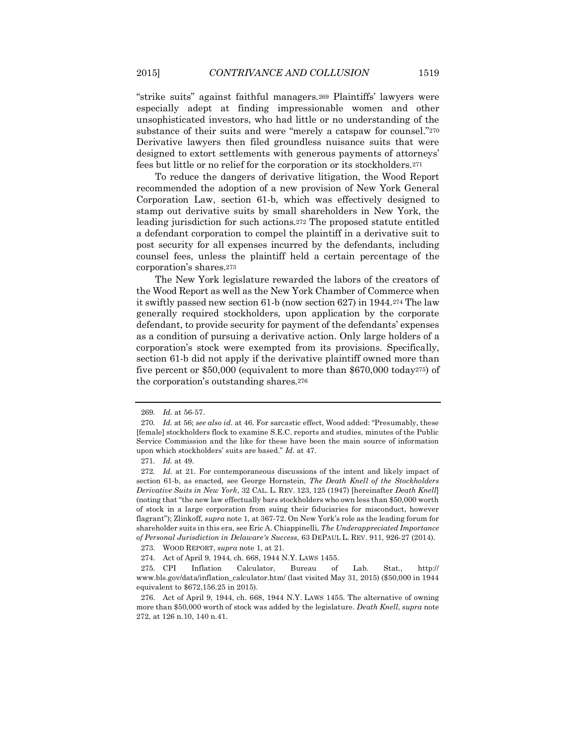"strike suits" against faithful managers.[269] Plaintiffs' lawyers were especially adept at finding impressionable women and other unsophisticated investors, who had little or no understanding of the substance of their suits and were "merely a catspaw for counsel."[270] Derivative lawyers then filed groundless nuisance suits that were designed to extort settlements with generous payments of attorneys' fees but little or no relief for the corporation or its stockholders.[271]

To reduce the dangers of derivative litigation, the Wood Report recommended the adoption of a new provision of New York General Corporation Law, section 61-b, which was effectively designed to stamp out derivative suits by small shareholders in New York, the leading jurisdiction for such actions.[272] The proposed statute entitled a defendant corporation to compel the plaintiff in a derivative suit to post security for all expenses incurred by the defendants, including counsel fees, unless the plaintiff held a certain percentage of the corporation's shares.[273]

The New York legislature rewarded the labors of the creators of the Wood Report as well as the New York Chamber of Commerce when it swiftly passed new section 61-b (now section 627) in 1944.[274] The law generally required stockholders, upon application by the corporate defendant, to provide security for payment of the defendants' expenses as a condition of pursuing a derivative action. Only large holders of a corporation's stock were exempted from its provisions. Specifically, section 61-b did not apply if the derivative plaintiff owned more than five percent or $50,000 (equivalent to more than $670,000 today[275]) of the corporation's outstanding shares.[276]

---

269. *Id.* at 56-57.

270. *Id.* at 56; *see also id.* at 46. For sarcastic effect, Wood added: "Presumably, these [female] stockholders flock to examine S.E.C. reports and studies, minutes of the Public Service Commission and the like for these have been the main source of information upon which stockholders' suits are based." *Id.* at 47.

271. *Id.* at 49.

272. *Id.* at 21. For contemporaneous discussions of the intent and likely impact of section 61-b, as enacted, see George Hornstein, *The Death Knell of the Stockholders Derivative Suits in New York*, 32 CAL. L. REV. 123, 125 (1947) [hereinafter *Death Knell*] (noting that "the new law effectually bars stockholders who own less than $50,000 worth of stock in a large corporation from suing their fiduciaries for misconduct, however flagrant"); Zlinkoff, *supra* note 1, at 367-72. On New York's role as the leading forum for shareholder suits in this era, see Eric A. Chiappinelli, *The Underappreciated Importance of Personal Jurisdiction in Delaware's Success,* 63 DEPAUL L. REV. 911, 926-27 (2014).

273. WOOD REPORT, *supra* note 1, at 21.

274. Act of April 9, 1944, ch. 668, 1944 N.Y. LAWS 1455.

275. CPI Inflation Calculator, Bureau of Lab. Stat., http://www.bls.gov/data/inflation_calculator.htm/ (last visited May 31, 2015) ($50,000 in 1944 equivalent to $672,156.25 in 2015).

276. Act of April 9, 1944, ch. 668, 1944 N.Y. LAWS 1455. The alternative of owning more than $50,000 worth of stock was added by the legislature. *Death Knell*, *supra* note 272, at 126 n.10, 140 n.41.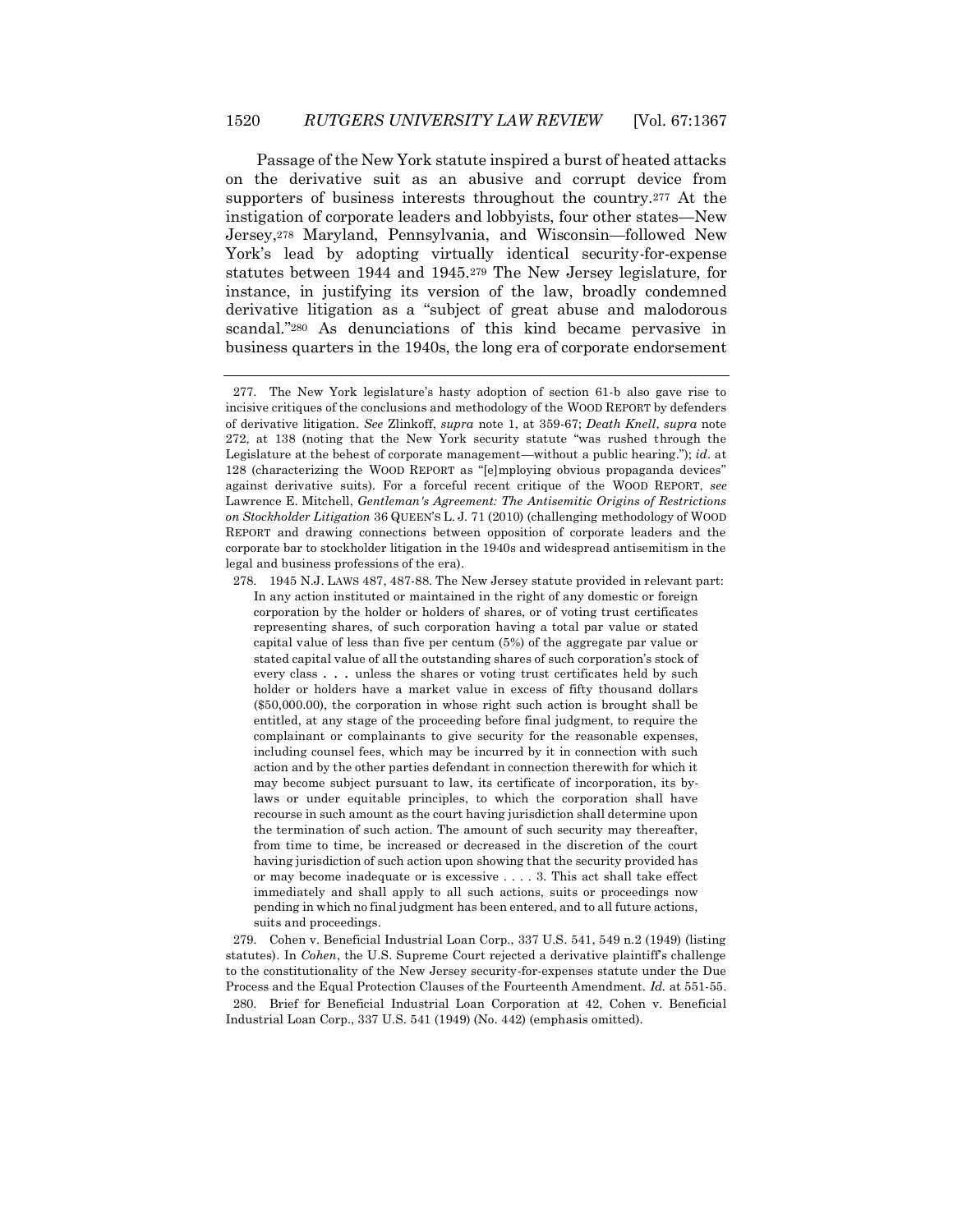Passage of the New York statute inspired a burst of heated attacks on the derivative suit as an abusive and corrupt device from supporters of business interests throughout the country.[277] At the instigation of corporate leaders and lobbyists, four other states—New Jersey,[278] Maryland, Pennsylvania, and Wisconsin—followed New York's lead by adopting virtually identical security-for-expense statutes between 1944 and 1945.[279] The New Jersey legislature, for instance, in justifying its version of the law, broadly condemned derivative litigation as a "subject of great abuse and malodorous scandal."[280] As denunciations of this kind became pervasive in business quarters in the 1940s, the long era of corporate endorsement

---

277. The New York legislature's hasty adoption of section 61-b also gave rise to incisive critiques of the conclusions and methodology of the WOOD REPORT by defenders of derivative litigation. *See* Zlinkoff, *supra* note 1, at 359-67; *Death Knell*, *supra* note 272, at 138 (noting that the New York security statute "was rushed through the Legislature at the behest of corporate management—without a public hearing."); *id*. at 128 (characterizing the WOOD REPORT as "[e]mploying obvious propaganda devices" against derivative suits). For a forceful recent critique of the WOOD REPORT, *see* Lawrence E. Mitchell, *Gentleman's Agreement: The Antisemitic Origins of Restrictions on Stockholder Litigation* 36 QUEEN'S L. J. 71 (2010) (challenging methodology of WOOD REPORT and drawing connections between opposition of corporate leaders and the corporate bar to stockholder litigation in the 1940s and widespread antisemitism in the legal and business professions of the era).

278. 1945 N.J. LAWS 487, 487-88. The New Jersey statute provided in relevant part:

> In any action instituted or maintained in the right of any domestic or foreign corporation by the holder or holders of shares, or of voting trust certificates representing shares, of such corporation having a total par value or stated capital value of less than five per centum (5%) of the aggregate par value or stated capital value of all the outstanding shares of such corporation's stock of every class . . . unless the shares or voting trust certificates held by such holder or holders have a market value in excess of fifty thousand dollars ($50,000.00), the corporation in whose right such action is brought shall be entitled, at any stage of the proceeding before final judgment, to require the complainant or complainants to give security for the reasonable expenses, including counsel fees, which may be incurred by it in connection with such action and by the other parties defendant in connection therewith for which it may become subject pursuant to law, its certificate of incorporation, its by-laws or under equitable principles, to which the corporation shall have recourse in such amount as the court having jurisdiction shall determine upon the termination of such action. The amount of such security may thereafter, from time to time, be increased or decreased in the discretion of the court having jurisdiction of such action upon showing that the security provided has or may become inadequate or is excessive . . . . 3. This act shall take effect immediately and shall apply to all such actions, suits or proceedings now pending in which no final judgment has been entered, and to all future actions, suits and proceedings.

279. Cohen v. Beneficial Industrial Loan Corp., 337 U.S. 541, 549 n.2 (1949) (listing statutes). In *Cohen*, the U.S. Supreme Court rejected a derivative plaintiff's challenge to the constitutionality of the New Jersey security-for-expenses statute under the Due Process and the Equal Protection Clauses of the Fourteenth Amendment. *Id.* at 551-55.

280. Brief for Beneficial Industrial Loan Corporation at 42, Cohen v. Beneficial Industrial Loan Corp., 337 U.S. 541 (1949) (No. 442) (emphasis omitted).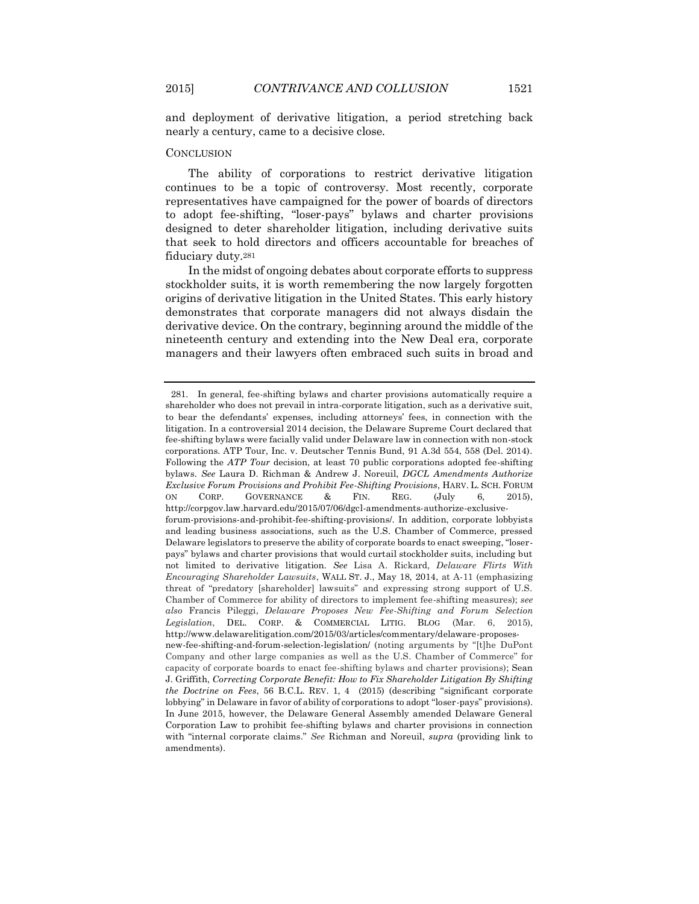and deployment of derivative litigation, a period stretching back nearly a century, came to a decisive close.

## CONCLUSION

The ability of corporations to restrict derivative litigation continues to be a topic of controversy. Most recently, corporate representatives have campaigned for the power of boards of directors to adopt fee-shifting, "loser-pays" bylaws and charter provisions designed to deter shareholder litigation, including derivative suits that seek to hold directors and officers accountable for breaches of fiduciary duty.[281]

In the midst of ongoing debates about corporate efforts to suppress stockholder suits, it is worth remembering the now largely forgotten origins of derivative litigation in the United States. This early history demonstrates that corporate managers did not always disdain the derivative device. On the contrary, beginning around the middle of the nineteenth century and extending into the New Deal era, corporate managers and their lawyers often embraced such suits in broad and

---

281. In general, fee-shifting bylaws and charter provisions automatically require a shareholder who does not prevail in intra-corporate litigation, such as a derivative suit, to bear the defendants' expenses, including attorneys' fees, in connection with the litigation. In a controversial 2014 decision, the Delaware Supreme Court declared that fee-shifting bylaws were facially valid under Delaware law in connection with non-stock corporations. ATP Tour, Inc. v. Deutscher Tennis Bund, 91 A.3d 554, 558 (Del. 2014). Following the *ATP Tour* decision, at least 70 public corporations adopted fee-shifting bylaws. *See* Laura D. Richman & Andrew J. Noreuil, *DGCL Amendments Authorize Exclusive Forum Provisions and Prohibit Fee-Shifting Provisions*, HARV. L. SCH. FORUM ON CORP. GOVERNANCE & FIN. REG. (July 6, 2015), http://corpgov.law.harvard.edu/2015/07/06/dgcl-amendments-authorize-exclusive-forum-provisions-and-prohibit-fee-shifting-provisions/. In addition, corporate lobbyists and leading business associations, such as the U.S. Chamber of Commerce, pressed Delaware legislators to preserve the ability of corporate boards to enact sweeping, "loser-pays" bylaws and charter provisions that would curtail stockholder suits, including but not limited to derivative litigation. *See* Lisa A. Rickard, *Delaware Flirts With Encouraging Shareholder Lawsuits*, WALL ST. J., May 18, 2014, at A-11 (emphasizing threat of "predatory [shareholder] lawsuits" and expressing strong support of U.S. Chamber of Commerce for ability of directors to implement fee-shifting measures); *see also* Francis Pileggi, *Delaware Proposes New Fee-Shifting and Forum Selection Legislation*, DEL. CORP. & COMMERCIAL LITIG. BLOG (Mar. 6, 2015), http://www.delawarelitigation.com/2015/03/articles/commentary/delaware-proposes-new-fee-shifting-and-forum-selection-legislation/ (noting arguments by "[t]he DuPont Company and other large companies as well as the U.S. Chamber of Commerce" for capacity of corporate boards to enact fee-shifting bylaws and charter provisions); Sean J. Griffith, *Correcting Corporate Benefit: How to Fix Shareholder Litigation By Shifting the Doctrine on Fees*, 56 B.C.L. REV. 1, 4 (2015) (describing "significant corporate lobbying" in Delaware in favor of ability of corporations to adopt "loser-pays" provisions). In June 2015, however, the Delaware General Assembly amended Delaware General Corporation Law to prohibit fee-shifting bylaws and charter provisions in connection with "internal corporate claims." *See* Richman and Noreuil, *supra* (providing link to amendments).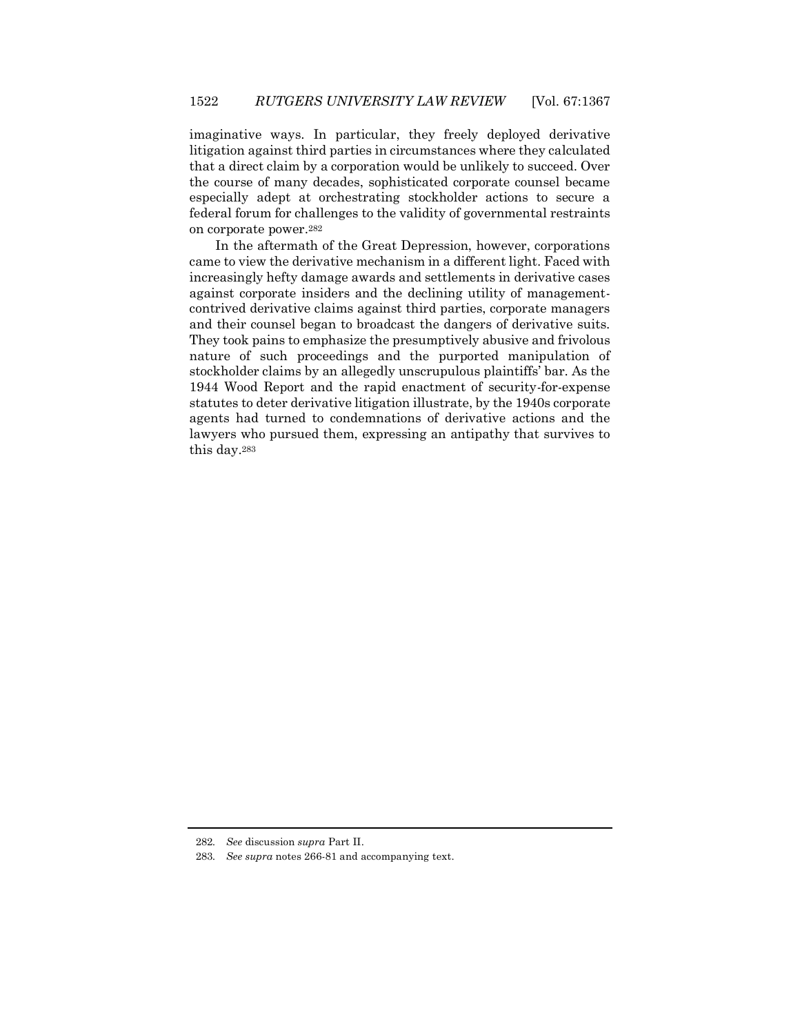imaginative ways. In particular, they freely deployed derivative litigation against third parties in circumstances where they calculated that a direct claim by a corporation would be unlikely to succeed. Over the course of many decades, sophisticated corporate counsel became especially adept at orchestrating stockholder actions to secure a federal forum for challenges to the validity of governmental restraints on corporate power.[282]

In the aftermath of the Great Depression, however, corporations came to view the derivative mechanism in a different light. Faced with increasingly hefty damage awards and settlements in derivative cases against corporate insiders and the declining utility of management-contrived derivative claims against third parties, corporate managers and their counsel began to broadcast the dangers of derivative suits. They took pains to emphasize the presumptively abusive and frivolous nature of such proceedings and the purported manipulation of stockholder claims by an allegedly unscrupulous plaintiffs' bar. As the 1944 Wood Report and the rapid enactment of security-for-expense statutes to deter derivative litigation illustrate, by the 1940s corporate agents had turned to condemnations of derivative actions and the lawyers who pursued them, expressing an antipathy that survives to this day.[283]

---

282. *See* discussion *supra* Part II.

283. *See supra* notes 266-81 and accompanying text.